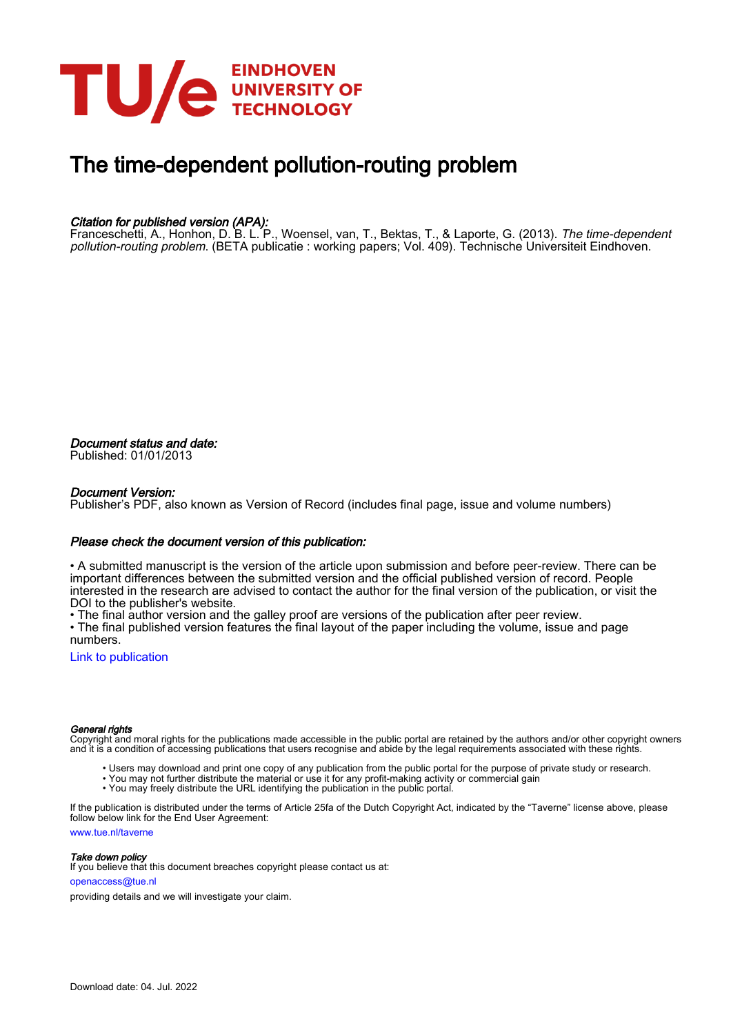# The time-dependent pollution-routing problem

*Citation for published version (APA):*
Franceschetti, A., Honhon, D. B. L. P., Woensel, van, T., Bektas, T., & Laporte, G. (2013). *The time-dependent pollution-routing problem*. (BETA publicatie : working papers; Vol. 409). Technische Universiteit Eindhoven.

*Document status and date:*
Published: 01/01/2013

*Document Version:*
Publisher's PDF, also known as Version of Record (includes final page, issue and volume numbers)

*Please check the document version of this publication:*

• A submitted manuscript is the version of the article upon submission and before peer-review. There can be important differences between the submitted version and the official published version of record. People interested in the research are advised to contact the author for the final version of the publication, or visit the DOI to the publisher's website.
• The final author version and the galley proof are versions of the publication after peer review.
• The final published version features the final layout of the paper including the volume, issue and page numbers.

Link to publication

*General rights*
Copyright and moral rights for the publications made accessible in the public portal are retained by the authors and/or other copyright owners and it is a condition of accessing publications that users recognise and abide by the legal requirements associated with these rights.

• Users may download and print one copy of any publication from the public portal for the purpose of private study or research.
• You may not further distribute the material or use it for any profit-making activity or commercial gain
• You may freely distribute the URL identifying the publication in the public portal.

If the publication is distributed under the terms of Article 25fa of the Dutch Copyright Act, indicated by the "Taverne" license above, please follow below link for the End User Agreement:

www.tue.nl/taverne

*Take down policy*
If you believe that this document breaches copyright please contact us at:

openaccess@tue.nl

providing details and we will investigate your claim.

Download date: 04. Jul. 2022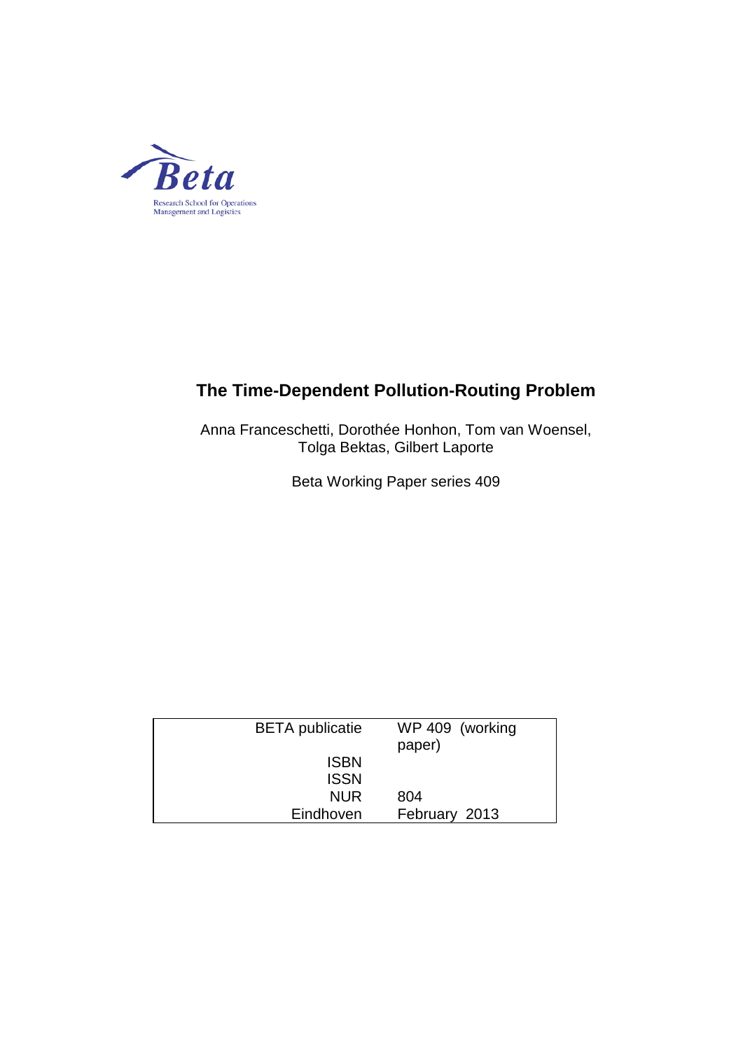Beta

Research School for Operations Management and Logistics

# The Time-Dependent Pollution-Routing Problem

Anna Franceschetti, Dorothée Honhon, Tom van Woensel, Tolga Bektas, Gilbert Laporte

Beta Working Paper series 409

| | |
|---|---|
| BETA publicatie | WP 409 (working paper) |
| ISBN | |
| ISSN | |
| NUR | 804 |
| Eindhoven | February 2013 |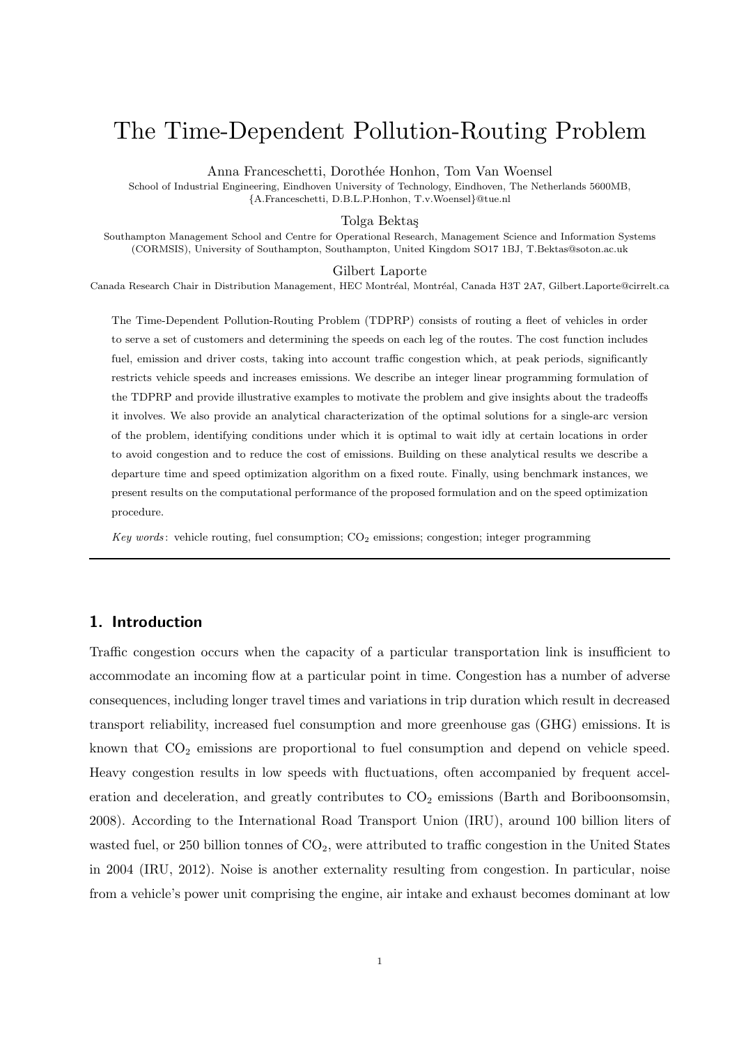# The Time-Dependent Pollution-Routing Problem

Anna Franceschetti, Dorothée Honhon, Tom Van Woensel

School of Industrial Engineering, Eindhoven University of Technology, Eindhoven, The Netherlands 5600MB, {A.Franceschetti, D.B.L.P.Honhon, T.v.Woensel}@tue.nl

Tolga Bektaş

Southampton Management School and Centre for Operational Research, Management Science and Information Systems (CORMSIS), University of Southampton, Southampton, United Kingdom SO17 1BJ, T.Bektas@soton.ac.uk

Gilbert Laporte

Canada Research Chair in Distribution Management, HEC Montréal, Montréal, Canada H3T 2A7, Gilbert.Laporte@cirrelt.ca

The Time-Dependent Pollution-Routing Problem (TDPRP) consists of routing a fleet of vehicles in order to serve a set of customers and determining the speeds on each leg of the routes. The cost function includes fuel, emission and driver costs, taking into account traffic congestion which, at peak periods, significantly restricts vehicle speeds and increases emissions. We describe an integer linear programming formulation of the TDPRP and provide illustrative examples to motivate the problem and give insights about the tradeoffs it involves. We also provide an analytical characterization of the optimal solutions for a single-arc version of the problem, identifying conditions under which it is optimal to wait idly at certain locations in order to avoid congestion and to reduce the cost of emissions. Building on these analytical results we describe a departure time and speed optimization algorithm on a fixed route. Finally, using benchmark instances, we present results on the computational performance of the proposed formulation and on the speed optimization procedure.

*Key words*: vehicle routing, fuel consumption; $CO_2$ emissions; congestion; integer programming

## 1. Introduction

Traffic congestion occurs when the capacity of a particular transportation link is insufficient to accommodate an incoming flow at a particular point in time. Congestion has a number of adverse consequences, including longer travel times and variations in trip duration which result in decreased transport reliability, increased fuel consumption and more greenhouse gas (GHG) emissions. It is known that $CO_2$ emissions are proportional to fuel consumption and depend on vehicle speed. Heavy congestion results in low speeds with fluctuations, often accompanied by frequent acceleration and deceleration, and greatly contributes to $CO_2$ emissions (Barth and Boriboonsomsin, 2008). According to the International Road Transport Union (IRU), around 100 billion liters of wasted fuel, or 250 billion tonnes of $CO_2$, were attributed to traffic congestion in the United States in 2004 (IRU, 2012). Noise is another externality resulting from congestion. In particular, noise from a vehicle's power unit comprising the engine, air intake and exhaust becomes dominant at low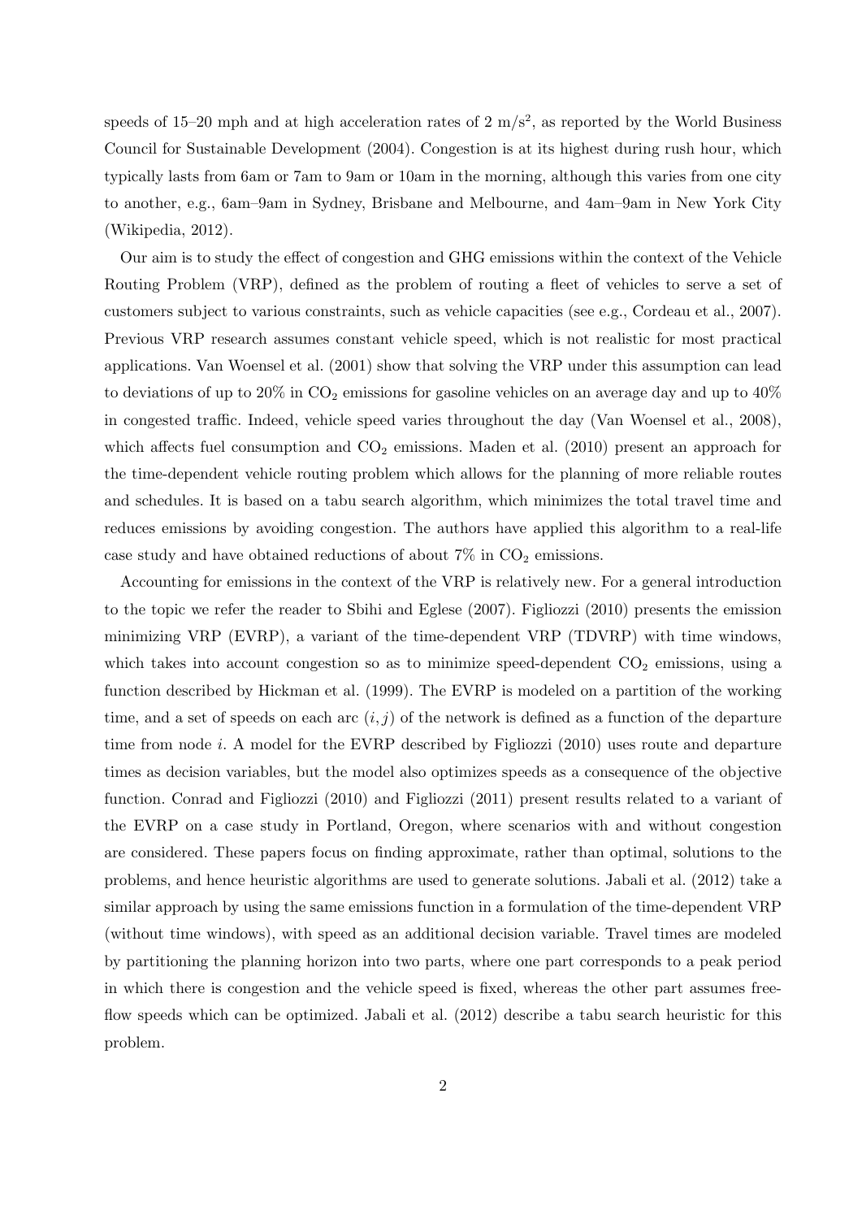speeds of 15–20 mph and at high acceleration rates of 2 m/s$^2$, as reported by the World Business Council for Sustainable Development (2004). Congestion is at its highest during rush hour, which typically lasts from 6am or 7am to 9am or 10am in the morning, although this varies from one city to another, e.g., 6am–9am in Sydney, Brisbane and Melbourne, and 4am–9am in New York City (Wikipedia, 2012).

Our aim is to study the effect of congestion and GHG emissions within the context of the Vehicle Routing Problem (VRP), defined as the problem of routing a fleet of vehicles to serve a set of customers subject to various constraints, such as vehicle capacities (see e.g., Cordeau et al., 2007). Previous VRP research assumes constant vehicle speed, which is not realistic for most practical applications. Van Woensel et al. (2001) show that solving the VRP under this assumption can lead to deviations of up to 20% in $CO_2$ emissions for gasoline vehicles on an average day and up to 40% in congested traffic. Indeed, vehicle speed varies throughout the day (Van Woensel et al., 2008), which affects fuel consumption and $CO_2$ emissions. Maden et al. (2010) present an approach for the time-dependent vehicle routing problem which allows for the planning of more reliable routes and schedules. It is based on a tabu search algorithm, which minimizes the total travel time and reduces emissions by avoiding congestion. The authors have applied this algorithm to a real-life case study and have obtained reductions of about 7% in $CO_2$ emissions.

Accounting for emissions in the context of the VRP is relatively new. For a general introduction to the topic we refer the reader to Sbihi and Eglese (2007). Figliozzi (2010) presents the emission minimizing VRP (EVRP), a variant of the time-dependent VRP (TDVRP) with time windows, which takes into account congestion so as to minimize speed-dependent $CO_2$ emissions, using a function described by Hickman et al. (1999). The EVRP is modeled on a partition of the working time, and a set of speeds on each arc $(i, j)$ of the network is defined as a function of the departure time from node $i$. A model for the EVRP described by Figliozzi (2010) uses route and departure times as decision variables, but the model also optimizes speeds as a consequence of the objective function. Conrad and Figliozzi (2010) and Figliozzi (2011) present results related to a variant of the EVRP on a case study in Portland, Oregon, where scenarios with and without congestion are considered. These papers focus on finding approximate, rather than optimal, solutions to the problems, and hence heuristic algorithms are used to generate solutions. Jabali et al. (2012) take a similar approach by using the same emissions function in a formulation of the time-dependent VRP (without time windows), with speed as an additional decision variable. Travel times are modeled by partitioning the planning horizon into two parts, where one part corresponds to a peak period in which there is congestion and the vehicle speed is fixed, whereas the other part assumes free-flow speeds which can be optimized. Jabali et al. (2012) describe a tabu search heuristic for this problem.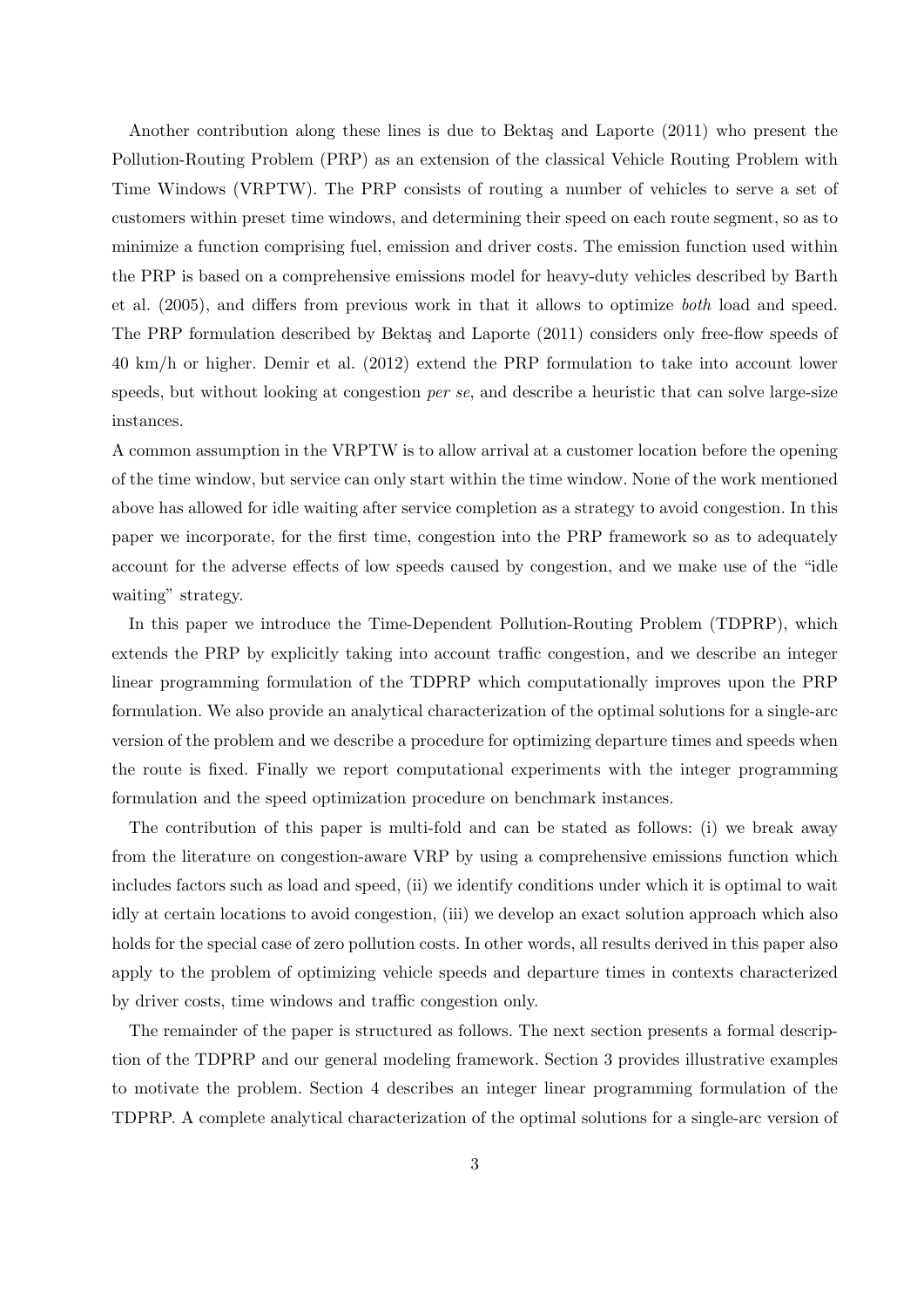Another contribution along these lines is due to Bektaş and Laporte (2011) who present the Pollution-Routing Problem (PRP) as an extension of the classical Vehicle Routing Problem with Time Windows (VRPTW). The PRP consists of routing a number of vehicles to serve a set of customers within preset time windows, and determining their speed on each route segment, so as to minimize a function comprising fuel, emission and driver costs. The emission function used within the PRP is based on a comprehensive emissions model for heavy-duty vehicles described by Barth et al. (2005), and differs from previous work in that it allows to optimize *both* load and speed. The PRP formulation described by Bektaş and Laporte (2011) considers only free-flow speeds of 40 km/h or higher. Demir et al. (2012) extend the PRP formulation to take into account lower speeds, but without looking at congestion *per se*, and describe a heuristic that can solve large-size instances.

A common assumption in the VRPTW is to allow arrival at a customer location before the opening of the time window, but service can only start within the time window. None of the work mentioned above has allowed for idle waiting after service completion as a strategy to avoid congestion. In this paper we incorporate, for the first time, congestion into the PRP framework so as to adequately account for the adverse effects of low speeds caused by congestion, and we make use of the "idle waiting" strategy.

In this paper we introduce the Time-Dependent Pollution-Routing Problem (TDPRP), which extends the PRP by explicitly taking into account traffic congestion, and we describe an integer linear programming formulation of the TDPRP which computationally improves upon the PRP formulation. We also provide an analytical characterization of the optimal solutions for a single-arc version of the problem and we describe a procedure for optimizing departure times and speeds when the route is fixed. Finally we report computational experiments with the integer programming formulation and the speed optimization procedure on benchmark instances.

The contribution of this paper is multi-fold and can be stated as follows: (i) we break away from the literature on congestion-aware VRP by using a comprehensive emissions function which includes factors such as load and speed, (ii) we identify conditions under which it is optimal to wait idly at certain locations to avoid congestion, (iii) we develop an exact solution approach which also holds for the special case of zero pollution costs. In other words, all results derived in this paper also apply to the problem of optimizing vehicle speeds and departure times in contexts characterized by driver costs, time windows and traffic congestion only.

The remainder of the paper is structured as follows. The next section presents a formal description of the TDPRP and our general modeling framework. Section 3 provides illustrative examples to motivate the problem. Section 4 describes an integer linear programming formulation of the TDPRP. A complete analytical characterization of the optimal solutions for a single-arc version of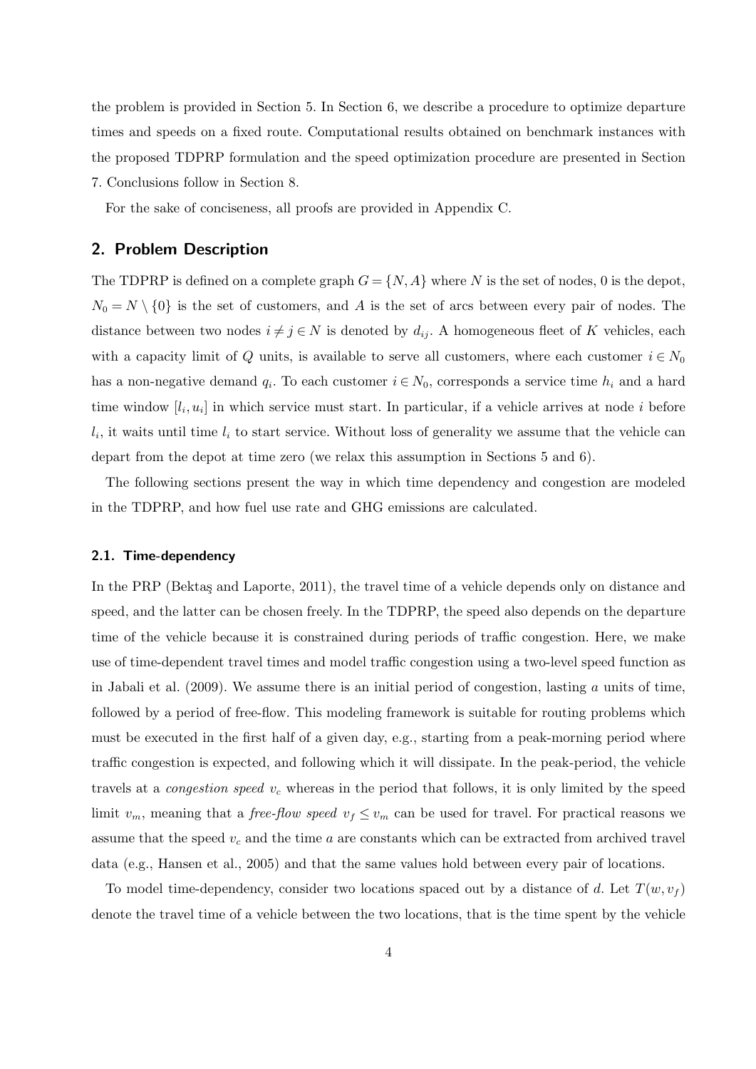the problem is provided in Section 5. In Section 6, we describe a procedure to optimize departure times and speeds on a fixed route. Computational results obtained on benchmark instances with the proposed TDPRP formulation and the speed optimization procedure are presented in Section 7. Conclusions follow in Section 8.

For the sake of conciseness, all proofs are provided in Appendix C.

## 2. Problem Description

The TDPRP is defined on a complete graph $G = \{N, A\}$ where $N$ is the set of nodes, 0 is the depot, $N_0 = N \setminus \{0\}$ is the set of customers, and $A$ is the set of arcs between every pair of nodes. The distance between two nodes $i \neq j \in N$ is denoted by $d_{ij}$. A homogeneous fleet of $K$ vehicles, each with a capacity limit of $Q$ units, is available to serve all customers, where each customer $i \in N_0$ has a non-negative demand $q_i$. To each customer $i \in N_0$, corresponds a service time $h_i$ and a hard time window $[l_i, u_i]$ in which service must start. In particular, if a vehicle arrives at node $i$ before $l_i$, it waits until time $l_i$ to start service. Without loss of generality we assume that the vehicle can depart from the depot at time zero (we relax this assumption in Sections 5 and 6).

The following sections present the way in which time dependency and congestion are modeled in the TDPRP, and how fuel use rate and GHG emissions are calculated.

### 2.1. Time-dependency

In the PRP (Bektaş and Laporte, 2011), the travel time of a vehicle depends only on distance and speed, and the latter can be chosen freely. In the TDPRP, the speed also depends on the departure time of the vehicle because it is constrained during periods of traffic congestion. Here, we make use of time-dependent travel times and model traffic congestion using a two-level speed function as in Jabali et al. (2009). We assume there is an initial period of congestion, lasting $a$ units of time, followed by a period of free-flow. This modeling framework is suitable for routing problems which must be executed in the first half of a given day, e.g., starting from a peak-morning period where traffic congestion is expected, and following which it will dissipate. In the peak-period, the vehicle travels at a *congestion speed* $v_c$ whereas in the period that follows, it is only limited by the speed limit $v_m$, meaning that a *free-flow speed* $v_f \leq v_m$ can be used for travel. For practical reasons we assume that the speed $v_c$ and the time $a$ are constants which can be extracted from archived travel data (e.g., Hansen et al., 2005) and that the same values hold between every pair of locations.

To model time-dependency, consider two locations spaced out by a distance of $d$. Let $T(w, v_f)$ denote the travel time of a vehicle between the two locations, that is the time spent by the vehicle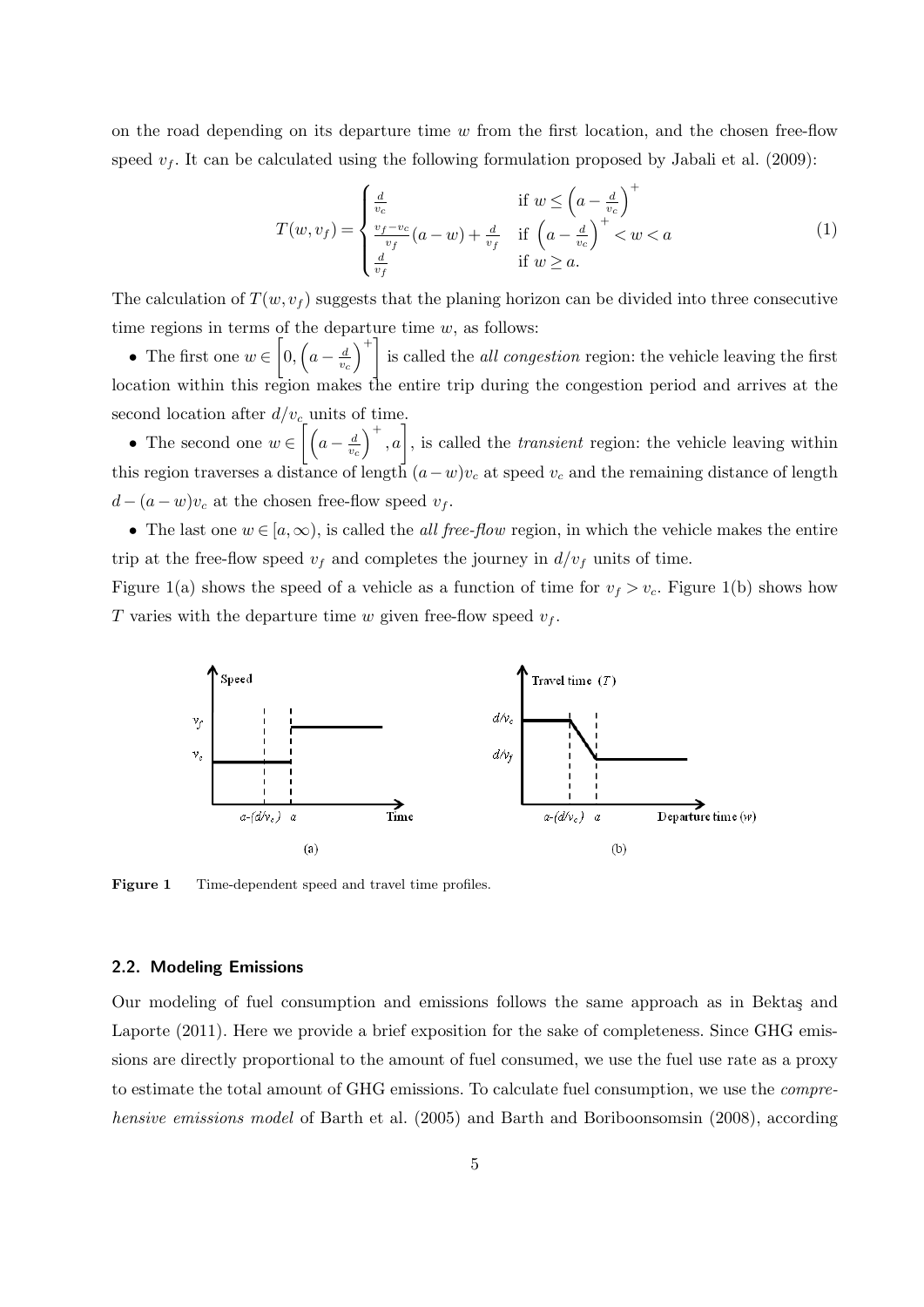on the road depending on its departure time $w$ from the first location, and the chosen free-flow speed $v_f$. It can be calculated using the following formulation proposed by Jabali et al. (2009):

$$
T(w, v_f) = \begin{cases} \frac{d}{v_c} & \text{if } w \leq \left(a - \frac{d}{v_c}\right)^+ \\ \frac{v_f - v_c}{v_f}(a - w) + \frac{d}{v_f} & \text{if } \left(a - \frac{d}{v_c}\right)^+ < w < a \\ \frac{d}{v_f} & \text{if } w \geq a. \end{cases} \tag{1}
$$

The calculation of $T(w, v_f)$ suggests that the planing horizon can be divided into three consecutive time regions in terms of the departure time $w$, as follows:

- The first one $w \in \left[0, \left(a - \frac{d}{v_c}\right)^+\right]$ is called the *all congestion* region: the vehicle leaving the first location within this region makes the entire trip during the congestion period and arrives at the second location after $d/v_c$ units of time.
- The second one $w \in \left[\left(a - \frac{d}{v_c}\right)^+, a\right]$, is called the *transient* region: the vehicle leaving within this region traverses a distance of length $(a - w)v_c$ at speed $v_c$ and the remaining distance of length $d - (a - w)v_c$ at the chosen free-flow speed $v_f$.
- The last one $w \in [a, \infty)$, is called the *all free-flow* region, in which the vehicle makes the entire trip at the free-flow speed $v_f$ and completes the journey in $d/v_f$ units of time.

Figure 1(a) shows the speed of a vehicle as a function of time for $v_f > v_c$. Figure 1(b) shows how $T$ varies with the departure time $w$ given free-flow speed $v_f$.

**Figure 1** Time-dependent speed and travel time profiles.

### 2.2. Modeling Emissions

Our modeling of fuel consumption and emissions follows the same approach as in Bektaş and Laporte (2011). Here we provide a brief exposition for the sake of completeness. Since GHG emissions are directly proportional to the amount of fuel consumed, we use the fuel use rate as a proxy to estimate the total amount of GHG emissions. To calculate fuel consumption, we use the *comprehensive emissions model* of Barth et al. (2005) and Barth and Boriboonsomsin (2008), according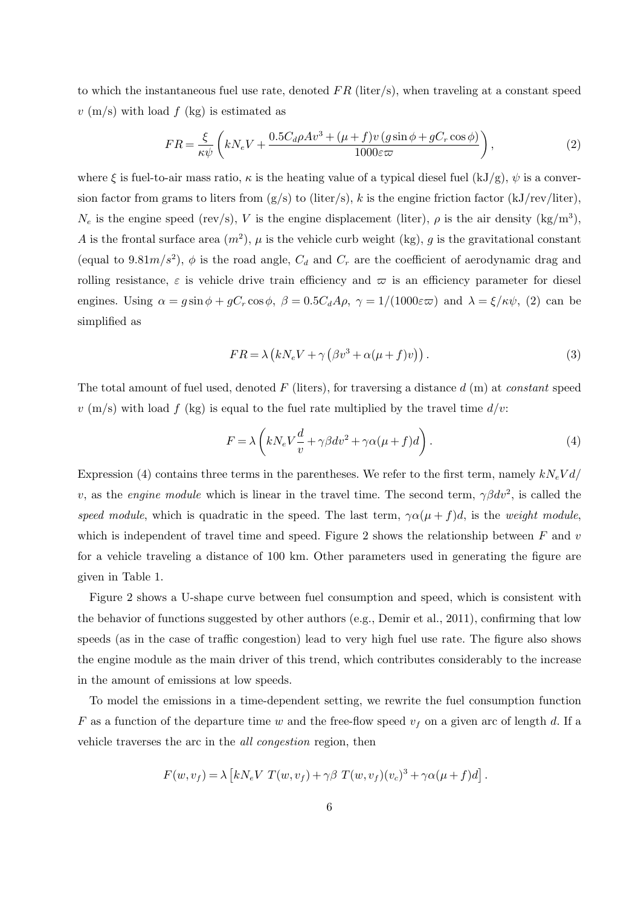to which the instantaneous fuel use rate, denoted $FR$ (liter/s), when traveling at a constant speed $v$ (m/s) with load $f$ (kg) is estimated as

$$FR = \frac{\xi}{\kappa\psi}\left(kN_eV + \frac{0.5C_d\rho A v^3 + (\mu+f)v\,(g\sin\phi + gC_r\cos\phi)}{1000\varepsilon\varpi}\right), \tag{2}$$

where $\xi$ is fuel-to-air mass ratio, $\kappa$ is the heating value of a typical diesel fuel (kJ/g), $\psi$ is a conversion factor from grams to liters from (g/s) to (liter/s), $k$ is the engine friction factor (kJ/rev/liter), $N_e$ is the engine speed (rev/s), $V$ is the engine displacement (liter), $\rho$ is the air density (kg/m$^3$), $A$ is the frontal surface area ($m^2$), $\mu$ is the vehicle curb weight (kg), $g$ is the gravitational constant (equal to $9.81 m/s^2$), $\phi$ is the road angle, $C_d$ and $C_r$ are the coefficient of aerodynamic drag and rolling resistance, $\varepsilon$ is vehicle drive train efficiency and $\varpi$ is an efficiency parameter for diesel engines. Using $\alpha = g\sin\phi + gC_r\cos\phi$, $\beta = 0.5C_dA\rho$, $\gamma = 1/(1000\varepsilon\varpi)$ and $\lambda = \xi/\kappa\psi$, (2) can be simplified as

$$FR = \lambda\left(kN_eV + \gamma\left(\beta v^3 + \alpha(\mu+f)v\right)\right). \tag{3}$$

The total amount of fuel used, denoted $F$ (liters), for traversing a distance $d$ (m) at *constant* speed $v$ (m/s) with load $f$ (kg) is equal to the fuel rate multiplied by the travel time $d/v$:

$$F = \lambda\left(kN_eV\frac{d}{v} + \gamma\beta d v^2 + \gamma\alpha(\mu+f)d\right). \tag{4}$$

Expression (4) contains three terms in the parentheses. We refer to the first term, namely $kN_eVd/v$, as the *engine module* which is linear in the travel time. The second term, $\gamma\beta d v^2$, is called the *speed module*, which is quadratic in the speed. The last term, $\gamma\alpha(\mu+f)d$, is the *weight module*, which is independent of travel time and speed. Figure 2 shows the relationship between $F$ and $v$ for a vehicle traveling a distance of 100 km. Other parameters used in generating the figure are given in Table 1.

Figure 2 shows a U-shape curve between fuel consumption and speed, which is consistent with the behavior of functions suggested by other authors (e.g., Demir et al., 2011), confirming that low speeds (as in the case of traffic congestion) lead to very high fuel use rate. The figure also shows the engine module as the main driver of this trend, which contributes considerably to the increase in the amount of emissions at low speeds.

To model the emissions in a time-dependent setting, we rewrite the fuel consumption function $F$ as a function of the departure time $w$ and the free-flow speed $v_f$ on a given arc of length $d$. If a vehicle traverses the arc in the *all congestion* region, then

$$F(w, v_f) = \lambda\left[kN_eV\ T(w, v_f) + \gamma\beta\ T(w, v_f)(v_c)^3 + \gamma\alpha(\mu+f)d\right].$$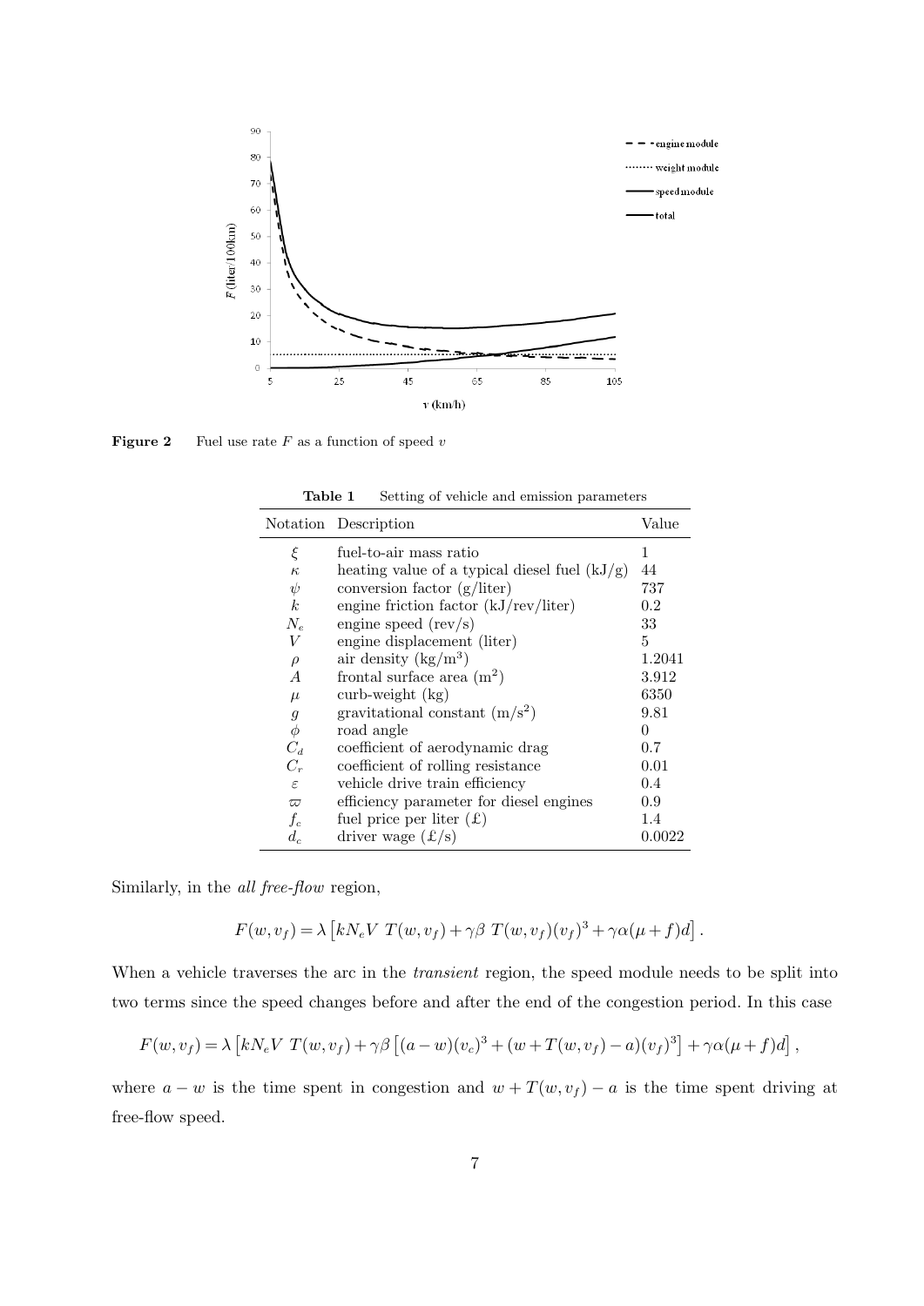**Figure 2** Fuel use rate $F$ as a function of speed $v$

**Table 1** Setting of vehicle and emission parameters

| Notation | Description | Value |
|---|---|---|
| $\xi$ | fuel-to-air mass ratio | 1 |
| $\kappa$ | heating value of a typical diesel fuel (kJ/g) | 44 |
| $\psi$ | conversion factor (g/liter) | 737 |
| $k$ | engine friction factor (kJ/rev/liter) | 0.2 |
| $N_e$ | engine speed (rev/s) | 33 |
| $V$ | engine displacement (liter) | 5 |
| $\rho$ | air density (kg/m$^3$) | 1.2041 |
| $A$ | frontal surface area (m$^2$) | 3.912 |
| $\mu$ | curb-weight (kg) | 6350 |
| $g$ | gravitational constant (m/s$^2$) | 9.81 |
| $\phi$ | road angle | 0 |
| $C_d$ | coefficient of aerodynamic drag | 0.7 |
| $C_r$ | coefficient of rolling resistance | 0.01 |
| $\varepsilon$ | vehicle drive train efficiency | 0.4 |
| $\varpi$ | efficiency parameter for diesel engines | 0.9 |
| $f_c$ | fuel price per liter (£) | 1.4 |
| $d_c$ | driver wage (£/s) | 0.0022 |

Similarly, in the *all free-flow* region,

$$F(w, v_f) = \lambda \left[ kN_eV \; T(w, v_f) + \gamma\beta \; T(w, v_f)(v_f)^3 + \gamma\alpha(\mu + f)d \right].$$

When a vehicle traverses the arc in the *transient* region, the speed module needs to be split into two terms since the speed changes before and after the end of the congestion period. In this case

$$F(w, v_f) = \lambda \left[ kN_eV \; T(w, v_f) + \gamma\beta \left[ (a - w)(v_c)^3 + (w + T(w, v_f) - a)(v_f)^3 \right] + \gamma\alpha(\mu + f)d \right],$$

where $a - w$ is the time spent in congestion and $w + T(w, v_f) - a$ is the time spent driving at free-flow speed.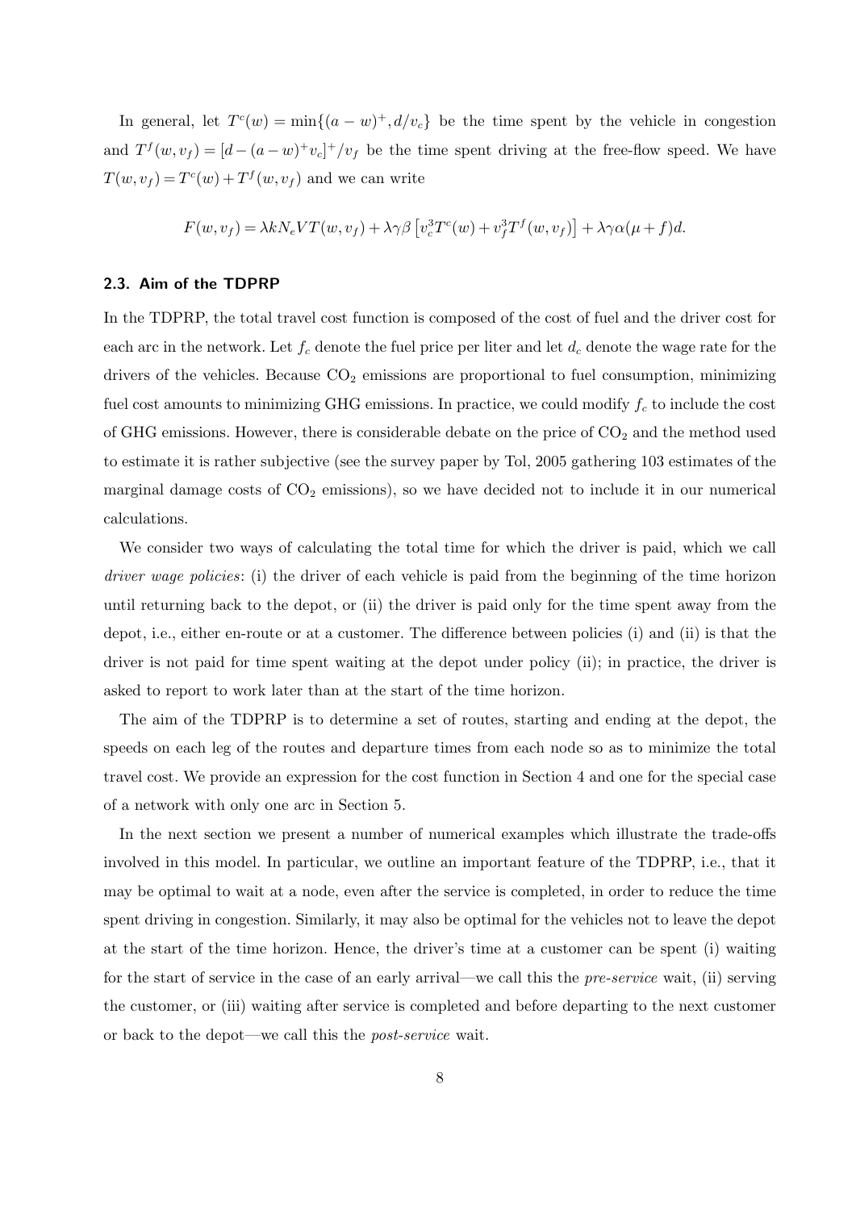In general, let $T^c(w) = \min\{(a-w)^+, d/v_c\}$ be the time spent by the vehicle in congestion and $T^f(w, v_f) = [d - (a-w)^+ v_c]^+/v_f$ be the time spent driving at the free-flow speed. We have $T(w, v_f) = T^c(w) + T^f(w, v_f)$ and we can write

$$F(w, v_f) = \lambda k N_e V T(w, v_f) + \lambda\gamma\beta \left[v_c^3 T^c(w) + v_f^3 T^f(w, v_f)\right] + \lambda\gamma\alpha(\mu + f)d.$$

### 2.3. Aim of the TDPRP

In the TDPRP, the total travel cost function is composed of the cost of fuel and the driver cost for each arc in the network. Let $f_c$ denote the fuel price per liter and let $d_c$ denote the wage rate for the drivers of the vehicles. Because $CO_2$ emissions are proportional to fuel consumption, minimizing fuel cost amounts to minimizing GHG emissions. In practice, we could modify $f_c$ to include the cost of GHG emissions. However, there is considerable debate on the price of $CO_2$ and the method used to estimate it is rather subjective (see the survey paper by Tol, 2005 gathering 103 estimates of the marginal damage costs of $CO_2$ emissions), so we have decided not to include it in our numerical calculations.

We consider two ways of calculating the total time for which the driver is paid, which we call *driver wage policies*: (i) the driver of each vehicle is paid from the beginning of the time horizon until returning back to the depot, or (ii) the driver is paid only for the time spent away from the depot, i.e., either en-route or at a customer. The difference between policies (i) and (ii) is that the driver is not paid for time spent waiting at the depot under policy (ii); in practice, the driver is asked to report to work later than at the start of the time horizon.

The aim of the TDPRP is to determine a set of routes, starting and ending at the depot, the speeds on each leg of the routes and departure times from each node so as to minimize the total travel cost. We provide an expression for the cost function in Section 4 and one for the special case of a network with only one arc in Section 5.

In the next section we present a number of numerical examples which illustrate the trade-offs involved in this model. In particular, we outline an important feature of the TDPRP, i.e., that it may be optimal to wait at a node, even after the service is completed, in order to reduce the time spent driving in congestion. Similarly, it may also be optimal for the vehicles not to leave the depot at the start of the time horizon. Hence, the driver's time at a customer can be spent (i) waiting for the start of service in the case of an early arrival—we call this the *pre-service* wait, (ii) serving the customer, or (iii) waiting after service is completed and before departing to the next customer or back to the depot—we call this the *post-service* wait.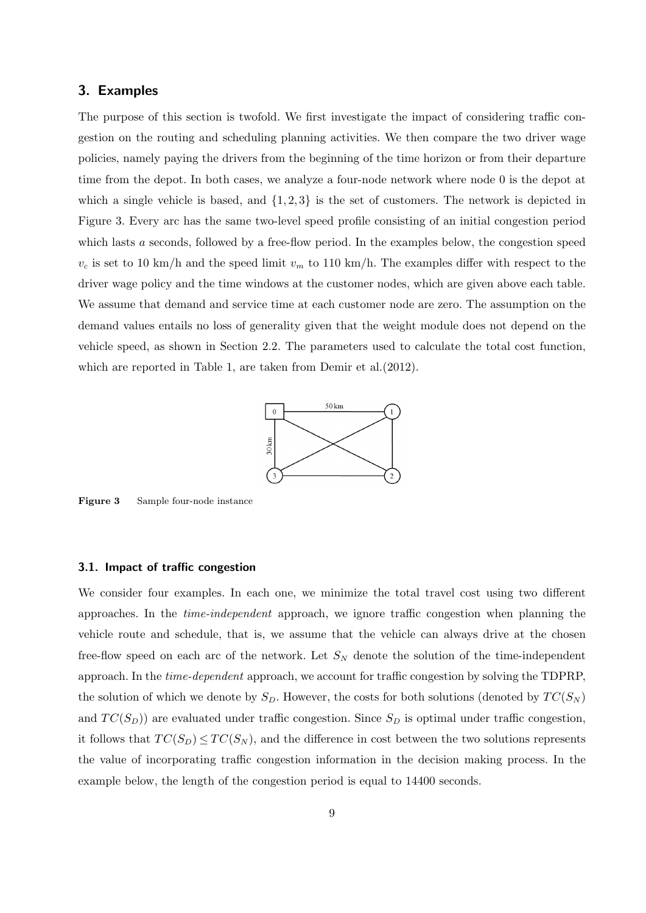## 3. Examples

The purpose of this section is twofold. We first investigate the impact of considering traffic congestion on the routing and scheduling planning activities. We then compare the two driver wage policies, namely paying the drivers from the beginning of the time horizon or from their departure time from the depot. In both cases, we analyze a four-node network where node 0 is the depot at which a single vehicle is based, and $\{1, 2, 3\}$ is the set of customers. The network is depicted in Figure 3. Every arc has the same two-level speed profile consisting of an initial congestion period which lasts $a$ seconds, followed by a free-flow period. In the examples below, the congestion speed $v_c$ is set to 10 km/h and the speed limit $v_m$ to 110 km/h. The examples differ with respect to the driver wage policy and the time windows at the customer nodes, which are given above each table. We assume that demand and service time at each customer node are zero. The assumption on the demand values entails no loss of generality given that the weight module does not depend on the vehicle speed, as shown in Section 2.2. The parameters used to calculate the total cost function, which are reported in Table 1, are taken from Demir et al.(2012).

**Figure 3** Sample four-node instance

### 3.1. Impact of traffic congestion

We consider four examples. In each one, we minimize the total travel cost using two different approaches. In the *time-independent* approach, we ignore traffic congestion when planning the vehicle route and schedule, that is, we assume that the vehicle can always drive at the chosen free-flow speed on each arc of the network. Let $S_N$ denote the solution of the time-independent approach. In the *time-dependent* approach, we account for traffic congestion by solving the TDPRP, the solution of which we denote by $S_D$. However, the costs for both solutions (denoted by $TC(S_N)$ and $TC(S_D)$) are evaluated under traffic congestion. Since $S_D$ is optimal under traffic congestion, it follows that $TC(S_D) \leq TC(S_N)$, and the difference in cost between the two solutions represents the value of incorporating traffic congestion information in the decision making process. In the example below, the length of the congestion period is equal to 14400 seconds.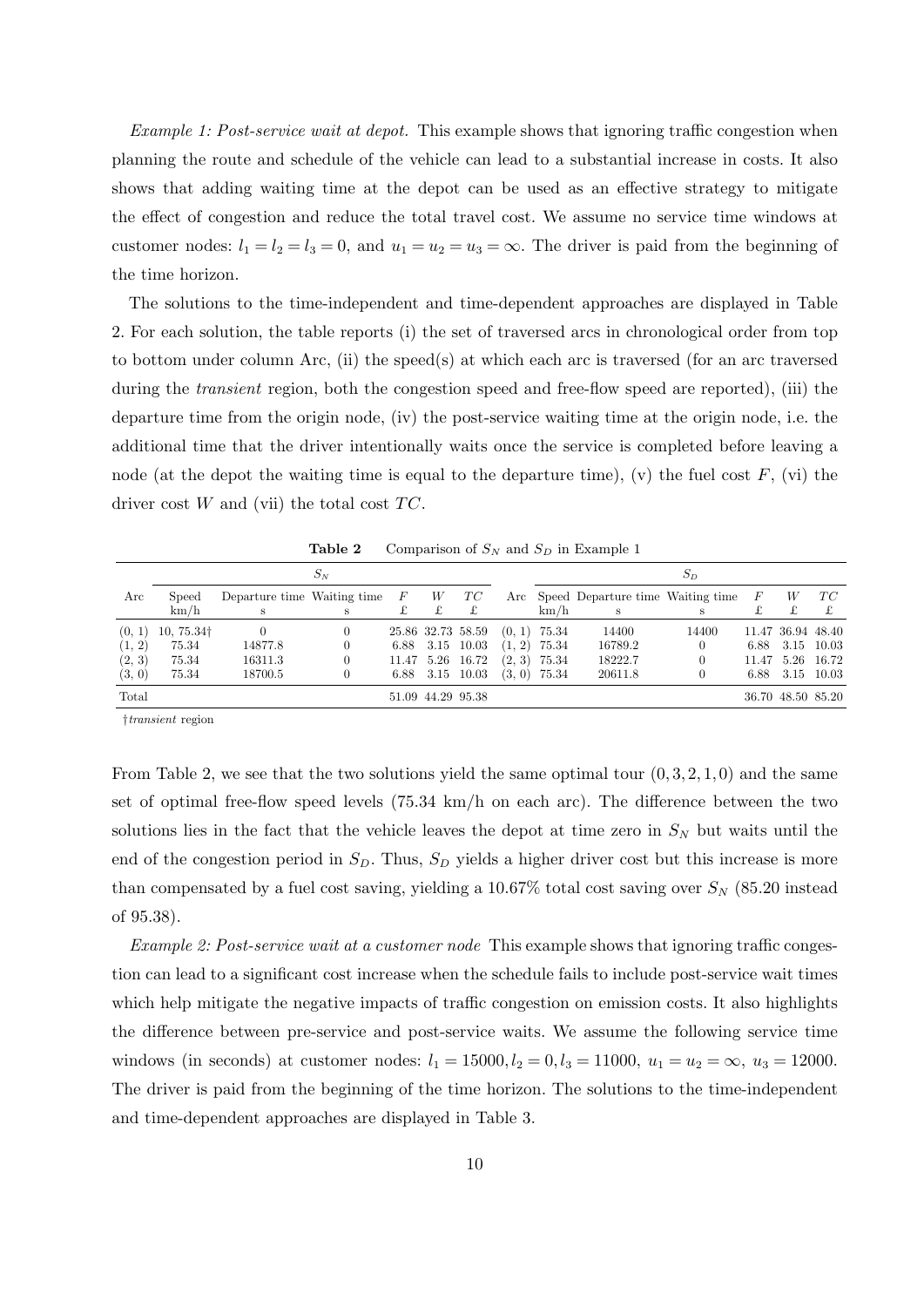*Example 1: Post-service wait at depot.* This example shows that ignoring traffic congestion when planning the route and schedule of the vehicle can lead to a substantial increase in costs. It also shows that adding waiting time at the depot can be used as an effective strategy to mitigate the effect of congestion and reduce the total travel cost. We assume no service time windows at customer nodes: $l_1 = l_2 = l_3 = 0$, and $u_1 = u_2 = u_3 = \infty$. The driver is paid from the beginning of the time horizon.

The solutions to the time-independent and time-dependent approaches are displayed in Table 2. For each solution, the table reports (i) the set of traversed arcs in chronological order from top to bottom under column Arc, (ii) the speed(s) at which each arc is traversed (for an arc traversed during the *transient* region, both the congestion speed and free-flow speed are reported), (iii) the departure time from the origin node, (iv) the post-service waiting time at the origin node, i.e. the additional time that the driver intentionally waits once the service is completed before leaving a node (at the depot the waiting time is equal to the departure time), (v) the fuel cost $F$, (vi) the driver cost $W$ and (vii) the total cost $TC$.

**Table 2** Comparison of $S_N$ and $S_D$ in Example 1

| | $S_N$ | | | | | | | $S_D$ | | | | | |
|---|---|---|---|---|---|---|---|---|---|---|---|---|---|
| Arc | Speed km/h | Departure time s | Waiting time s | $F$ £ | $W$ £ | $TC$ £ | Arc | Speed km/h | Departure time s | Waiting time s | $F$ £ | $W$ £ | $TC$ £ |
| (0, 1) | 10, 75.34† | 0 | 0 | 25.86 | 32.73 | 58.59 | (0, 1) | 75.34 | 14400 | 14400 | 11.47 | 36.94 | 48.40 |
| (1, 2) | 75.34 | 14877.8 | 0 | 6.88 | 3.15 | 10.03 | (1, 2) | 75.34 | 16789.2 | 0 | 6.88 | 3.15 | 10.03 |
| (2, 3) | 75.34 | 16311.3 | 0 | 11.47 | 5.26 | 16.72 | (2, 3) | 75.34 | 18222.7 | 0 | 11.47 | 5.26 | 16.72 |
| (3, 0) | 75.34 | 18700.5 | 0 | 6.88 | 3.15 | 10.03 | (3, 0) | 75.34 | 20611.8 | 0 | 6.88 | 3.15 | 10.03 |
| Total | | | | 51.09 | 44.29 | 95.38 | | | | | 36.70 | 48.50 | 85.20 |

†*transient* region

From Table 2, we see that the two solutions yield the same optimal tour $(0, 3, 2, 1, 0)$ and the same set of optimal free-flow speed levels (75.34 km/h on each arc). The difference between the two solutions lies in the fact that the vehicle leaves the depot at time zero in $S_N$ but waits until the end of the congestion period in $S_D$. Thus, $S_D$ yields a higher driver cost but this increase is more than compensated by a fuel cost saving, yielding a 10.67% total cost saving over $S_N$ (85.20 instead of 95.38).

*Example 2: Post-service wait at a customer node* This example shows that ignoring traffic congestion can lead to a significant cost increase when the schedule fails to include post-service wait times which help mitigate the negative impacts of traffic congestion on emission costs. It also highlights the difference between pre-service and post-service waits. We assume the following service time windows (in seconds) at customer nodes: $l_1 = 15000, l_2 = 0, l_3 = 11000$, $u_1 = u_2 = \infty$, $u_3 = 12000$. The driver is paid from the beginning of the time horizon. The solutions to the time-independent and time-dependent approaches are displayed in Table 3.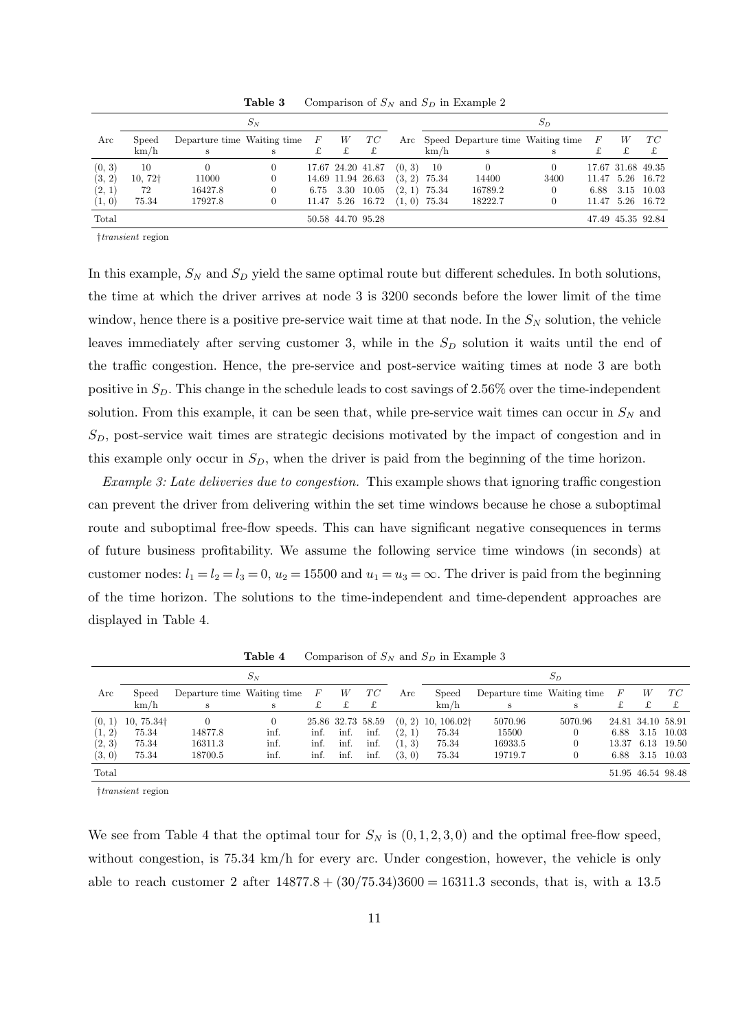**Table 3** Comparison of $S_N$ and $S_D$ in Example 2

| | $S_N$ | | | | | | | $S_D$ | | | | | |
|---|---|---|---|---|---|---|---|---|---|---|---|---|---|
| Arc | Speed km/h | Departure time s | Waiting time s | $F$ £ | $W$ £ | $TC$ £ | Arc | Speed km/h | Departure time s | Waiting time s | $F$ £ | $W$ £ | $TC$ £ |
| (0, 3) | 10 | 0 | 0 | 17.67 | 24.20 | 41.87 | (0, 3) | 10 | 0 | 0 | 17.67 | 31.68 | 49.35 |
| (3, 2) | 10, 72† | 11000 | 0 | 14.69 | 11.94 | 26.63 | (3, 2) | 75.34 | 14400 | 3400 | 11.47 | 5.26 | 16.72 |
| (2, 1) | 72 | 16427.8 | 0 | 6.75 | 3.30 | 10.05 | (2, 1) | 75.34 | 16789.2 | 0 | 6.88 | 3.15 | 10.03 |
| (1, 0) | 75.34 | 17927.8 | 0 | 11.47 | 5.26 | 16.72 | (1, 0) | 75.34 | 18222.7 | 0 | 11.47 | 5.26 | 16.72 |
| Total | | | | 50.58 | 44.70 | 95.28 | | | | | 47.49 | 45.35 | 92.84 |

†*transient* region

In this example, $S_N$ and $S_D$ yield the same optimal route but different schedules. In both solutions, the time at which the driver arrives at node 3 is 3200 seconds before the lower limit of the time window, hence there is a positive pre-service wait time at that node. In the $S_N$ solution, the vehicle leaves immediately after serving customer 3, while in the $S_D$ solution it waits until the end of the traffic congestion. Hence, the pre-service and post-service waiting times at node 3 are both positive in $S_D$. This change in the schedule leads to cost savings of 2.56% over the time-independent solution. From this example, it can be seen that, while pre-service wait times can occur in $S_N$ and $S_D$, post-service wait times are strategic decisions motivated by the impact of congestion and in this example only occur in $S_D$, when the driver is paid from the beginning of the time horizon.

*Example 3: Late deliveries due to congestion.* This example shows that ignoring traffic congestion can prevent the driver from delivering within the set time windows because he chose a suboptimal route and suboptimal free-flow speeds. This can have significant negative consequences in terms of future business profitability. We assume the following service time windows (in seconds) at customer nodes: $l_1 = l_2 = l_3 = 0$, $u_2 = 15500$ and $u_1 = u_3 = \infty$. The driver is paid from the beginning of the time horizon. The solutions to the time-independent and time-dependent approaches are displayed in Table 4.

**Table 4** Comparison of $S_N$ and $S_D$ in Example 3

| | $S_N$ | | | | | | | $S_D$ | | | | | |
|---|---|---|---|---|---|---|---|---|---|---|---|---|---|
| Arc | Speed km/h | Departure time s | Waiting time s | $F$ £ | $W$ £ | $TC$ £ | Arc | Speed km/h | Departure time s | Waiting time s | $F$ £ | $W$ £ | $TC$ £ |
| (0, 1) | 10, 75.34† | 0 | 0 | 25.86 | 32.73 | 58.59 | (0, 2) | 10, 106.02† | 5070.96 | 5070.96 | 24.81 | 34.10 | 58.91 |
| (1, 2) | 75.34 | 14877.8 | inf. | inf. | inf. | inf. | (2, 1) | 75.34 | 15500 | 0 | 6.88 | 3.15 | 10.03 |
| (2, 3) | 75.34 | 16311.3 | inf. | inf. | inf. | inf. | (1, 3) | 75.34 | 16933.5 | 0 | 13.37 | 6.13 | 19.50 |
| (3, 0) | 75.34 | 18700.5 | inf. | inf. | inf. | inf. | (3, 0) | 75.34 | 19719.7 | 0 | 6.88 | 3.15 | 10.03 |
| Total | | | | | | | | | | | 51.95 | 46.54 | 98.48 |

†*transient* region

We see from Table 4 that the optimal tour for $S_N$ is $(0, 1, 2, 3, 0)$ and the optimal free-flow speed, without congestion, is 75.34 km/h for every arc. Under congestion, however, the vehicle is only able to reach customer 2 after $14877.8 + (30/75.34)3600 = 16311.3$ seconds, that is, with a 13.5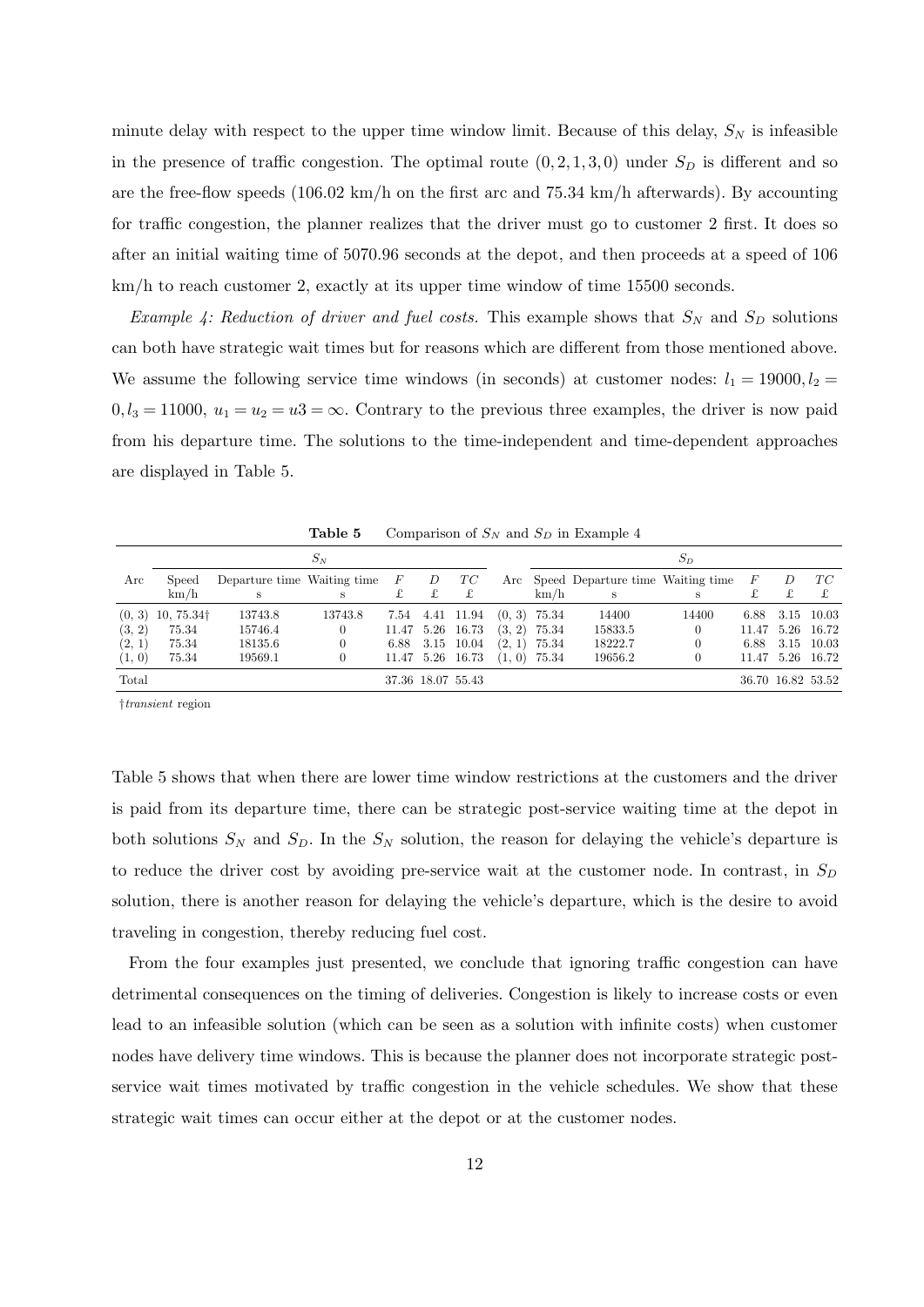minute delay with respect to the upper time window limit. Because of this delay, $S_N$ is infeasible in the presence of traffic congestion. The optimal route $(0, 2, 1, 3, 0)$ under $S_D$ is different and so are the free-flow speeds (106.02 km/h on the first arc and 75.34 km/h afterwards). By accounting for traffic congestion, the planner realizes that the driver must go to customer 2 first. It does so after an initial waiting time of 5070.96 seconds at the depot, and then proceeds at a speed of 106 km/h to reach customer 2, exactly at its upper time window of time 15500 seconds.

*Example 4: Reduction of driver and fuel costs.* This example shows that $S_N$ and $S_D$ solutions can both have strategic wait times but for reasons which are different from those mentioned above. We assume the following service time windows (in seconds) at customer nodes: $l_1 = 19000, l_2 = 0, l_3 = 11000$, $u_1 = u_2 = u3 = \infty$. Contrary to the previous three examples, the driver is now paid from his departure time. The solutions to the time-independent and time-dependent approaches are displayed in Table 5.

**Table 5** Comparison of $S_N$ and $S_D$ in Example 4

| | $S_N$ | | | | | | $S_D$ | | | | | | |
|---|---|---|---|---|---|---|---|---|---|---|---|---|---|
| Arc | Speed km/h | Departure time s | Waiting time s | $F$ £ | $D$ £ | $TC$ £ | Arc | Speed km/h | Departure time s | Waiting time s | $F$ £ | $D$ £ | $TC$ £ |
| (0, 3) | 10, 75.34† | 13743.8 | 13743.8 | 7.54 | 4.41 | 11.94 | (0, 3) | 75.34 | 14400 | 14400 | 6.88 | 3.15 | 10.03 |
| (3, 2) | 75.34 | 15746.4 | 0 | 11.47 | 5.26 | 16.73 | (3, 2) | 75.34 | 15833.5 | 0 | 11.47 | 5.26 | 16.72 |
| (2, 1) | 75.34 | 18135.6 | 0 | 6.88 | 3.15 | 10.04 | (2, 1) | 75.34 | 18222.7 | 0 | 6.88 | 3.15 | 10.03 |
| (1, 0) | 75.34 | 19569.1 | 0 | 11.47 | 5.26 | 16.73 | (1, 0) | 75.34 | 19656.2 | 0 | 11.47 | 5.26 | 16.72 |
| Total | | | | 37.36 | 18.07 | 55.43 | | | | | 36.70 | 16.82 | 53.52 |

†*transient* region

Table 5 shows that when there are lower time window restrictions at the customers and the driver is paid from its departure time, there can be strategic post-service waiting time at the depot in both solutions $S_N$ and $S_D$. In the $S_N$ solution, the reason for delaying the vehicle's departure is to reduce the driver cost by avoiding pre-service wait at the customer node. In contrast, in $S_D$ solution, there is another reason for delaying the vehicle's departure, which is the desire to avoid traveling in congestion, thereby reducing fuel cost.

From the four examples just presented, we conclude that ignoring traffic congestion can have detrimental consequences on the timing of deliveries. Congestion is likely to increase costs or even lead to an infeasible solution (which can be seen as a solution with infinite costs) when customer nodes have delivery time windows. This is because the planner does not incorporate strategic post-service wait times motivated by traffic congestion in the vehicle schedules. We show that these strategic wait times can occur either at the depot or at the customer nodes.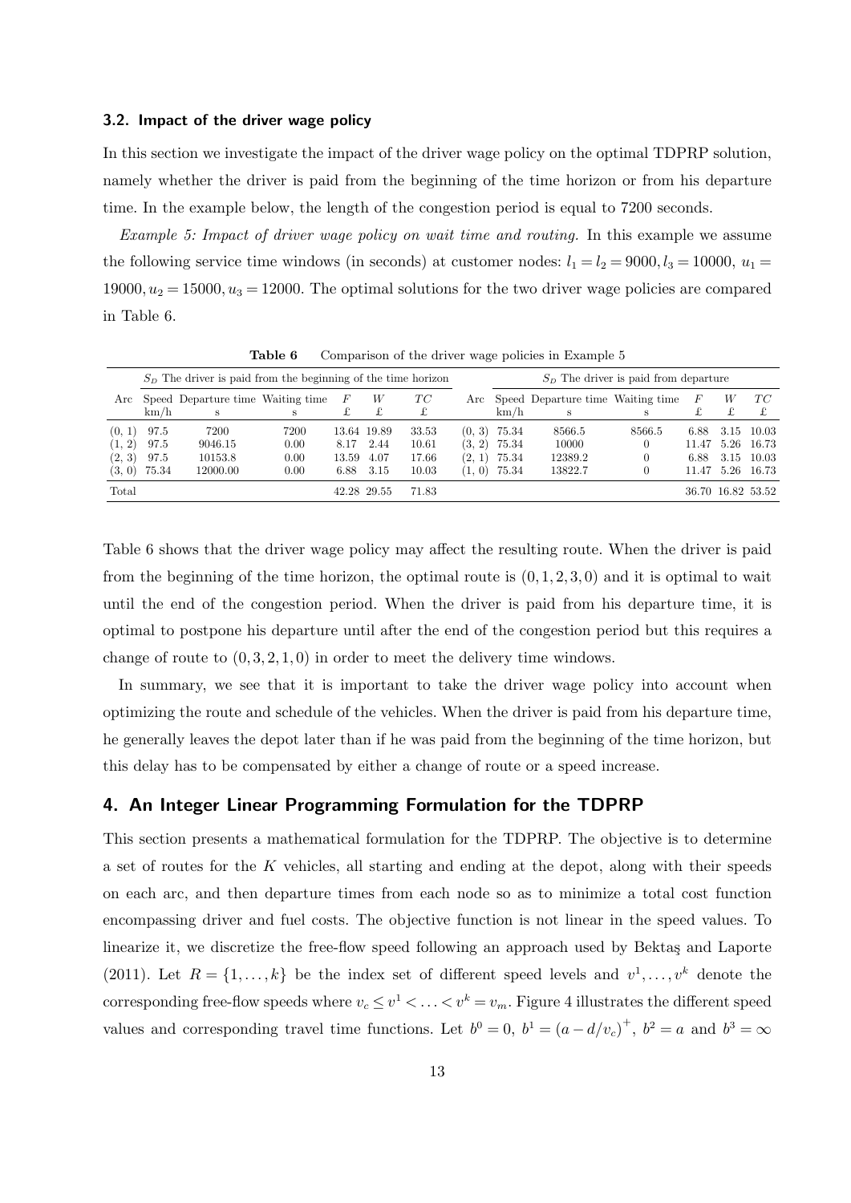### 3.2. Impact of the driver wage policy

In this section we investigate the impact of the driver wage policy on the optimal TDPRP solution, namely whether the driver is paid from the beginning of the time horizon or from his departure time. In the example below, the length of the congestion period is equal to 7200 seconds.

*Example 5: Impact of driver wage policy on wait time and routing.* In this example we assume the following service time windows (in seconds) at customer nodes: $l_1 = l_2 = 9000, l_3 = 10000$, $u_1 = 19000, u_2 = 15000, u_3 = 12000$. The optimal solutions for the two driver wage policies are compared in Table 6.

**Table 6** Comparison of the driver wage policies in Example 5

| $S_D$ The driver is paid from the beginning of the time horizon | | | | | | | $S_D$ The driver is paid from departure | | | | | | |
|---|---|---|---|---|---|---|---|---|---|---|---|---|---|
| Arc | Speed km/h | Departure time s | Waiting time s | $F$ £ | $W$ £ | $TC$ £ | Arc | Speed km/h | Departure time s | Waiting time s | $F$ £ | $W$ £ | $TC$ £ |
| (0, 1) | 97.5 | 7200 | 7200 | 13.64 | 19.89 | 33.53 | (0, 3) | 75.34 | 8566.5 | 8566.5 | 6.88 | 3.15 | 10.03 |
| (1, 2) | 97.5 | 9046.15 | 0.00 | 8.17 | 2.44 | 10.61 | (3, 2) | 75.34 | 10000 | 0 | 11.47 | 5.26 | 16.73 |
| (2, 3) | 97.5 | 10153.8 | 0.00 | 13.59 | 4.07 | 17.66 | (2, 1) | 75.34 | 12389.2 | 0 | 6.88 | 3.15 | 10.03 |
| (3, 0) | 75.34 | 12000.00 | 0.00 | 6.88 | 3.15 | 10.03 | (1, 0) | 75.34 | 13822.7 | 0 | 11.47 | 5.26 | 16.73 |
| Total | | | | 42.28 | 29.55 | 71.83 | | | | | 36.70 | 16.82 | 53.52 |

Table 6 shows that the driver wage policy may affect the resulting route. When the driver is paid from the beginning of the time horizon, the optimal route is $(0, 1, 2, 3, 0)$ and it is optimal to wait until the end of the congestion period. When the driver is paid from his departure time, it is optimal to postpone his departure until after the end of the congestion period but this requires a change of route to $(0, 3, 2, 1, 0)$ in order to meet the delivery time windows.

In summary, we see that it is important to take the driver wage policy into account when optimizing the route and schedule of the vehicles. When the driver is paid from his departure time, he generally leaves the depot later than if he was paid from the beginning of the time horizon, but this delay has to be compensated by either a change of route or a speed increase.

## 4. An Integer Linear Programming Formulation for the TDPRP

This section presents a mathematical formulation for the TDPRP. The objective is to determine a set of routes for the $K$ vehicles, all starting and ending at the depot, along with their speeds on each arc, and then departure times from each node so as to minimize a total cost function encompassing driver and fuel costs. The objective function is not linear in the speed values. To linearize it, we discretize the free-flow speed following an approach used by Bektaş and Laporte (2011). Let $R = \{1, \ldots, k\}$ be the index set of different speed levels and $v^1, \ldots, v^k$ denote the corresponding free-flow speeds where $v_c \le v^1 < \ldots < v^k = v_m$. Figure 4 illustrates the different speed values and corresponding travel time functions. Let $b^0 = 0$, $b^1 = (a - d/v_c)^+$, $b^2 = a$ and $b^3 = \infty$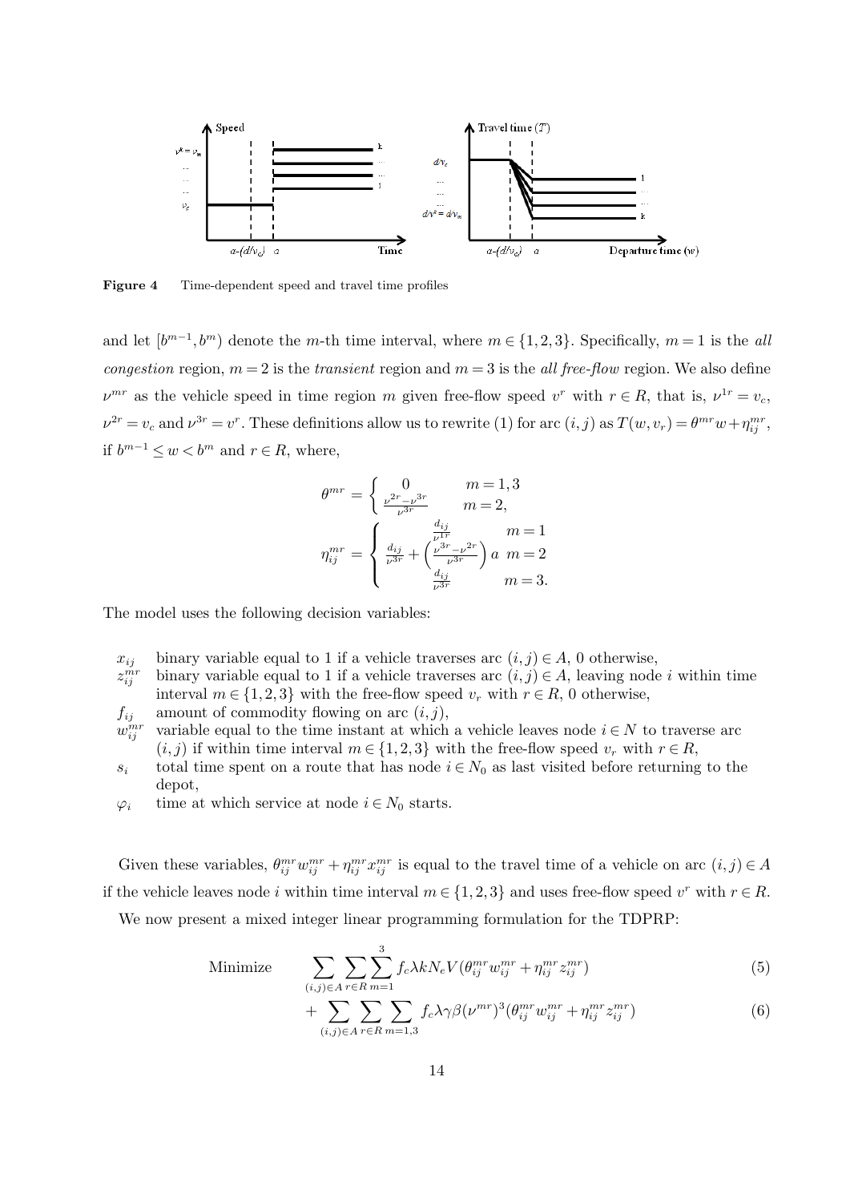**Figure 4** Time-dependent speed and travel time profiles

and let $[b^{m-1}, b^m)$ denote the $m$-th time interval, where $m \in \{1,2,3\}$. Specifically, $m=1$ is the *all congestion* region, $m=2$ is the *transient* region and $m=3$ is the *all free-flow* region. We also define $\nu^{mr}$ as the vehicle speed in time region $m$ given free-flow speed $v^r$ with $r \in R$, that is, $\nu^{1r} = v_c$, $\nu^{2r} = v_c$ and $\nu^{3r} = v^r$. These definitions allow us to rewrite (1) for arc $(i,j)$ as $T(w, v_r) = \theta^{mr} w + \eta_{ij}^{mr}$, if $b^{m-1} \leq w < b^m$ and $r \in R$, where,

$$\theta^{mr} = \begin{cases} 0 & m = 1,3 \\ \frac{\nu^{2r} - \nu^{3r}}{\nu^{3r}} & m = 2, \end{cases}$$

$$\eta_{ij}^{mr} = \begin{cases} \frac{d_{ij}}{\nu^{1r}} & m = 1 \\ \frac{d_{ij}}{\nu^{3r}} + \left(\frac{\nu^{3r} - \nu^{2r}}{\nu^{3r}}\right) a & m = 2 \\ \frac{d_{ij}}{\nu^{3r}} & m = 3. \end{cases}$$

The model uses the following decision variables:

- $x_{ij}$ binary variable equal to 1 if a vehicle traverses arc $(i,j) \in A$, 0 otherwise,
- $z_{ij}^{mr}$ binary variable equal to 1 if a vehicle traverses arc $(i,j) \in A$, leaving node $i$ within time interval $m \in \{1,2,3\}$ with the free-flow speed $v_r$ with $r \in R$, 0 otherwise,
- $f_{ij}$ amount of commodity flowing on arc $(i,j)$,
- $w_{ij}^{mr}$ variable equal to the time instant at which a vehicle leaves node $i \in N$ to traverse arc $(i,j)$ if within time interval $m \in \{1,2,3\}$ with the free-flow speed $v_r$ with $r \in R$,
- $s_i$ total time spent on a route that has node $i \in N_0$ as last visited before returning to the depot,
- $\varphi_i$ time at which service at node $i \in N_0$ starts.

Given these variables, $\theta_{ij}^{mr} w_{ij}^{mr} + \eta_{ij}^{mr} x_{ij}^{mr}$ is equal to the travel time of a vehicle on arc $(i,j) \in A$ if the vehicle leaves node $i$ within time interval $m \in \{1,2,3\}$ and uses free-flow speed $v^r$ with $r \in R$.

We now present a mixed integer linear programming formulation for the TDPRP:

$$\text{Minimize} \quad \sum_{(i,j)\in A} \sum_{r \in R} \sum_{m=1}^{3} f_c \lambda k N_e V (\theta_{ij}^{mr} w_{ij}^{mr} + \eta_{ij}^{mr} z_{ij}^{mr}) \tag{5}$$

$$+ \sum_{(i,j)\in A} \sum_{r \in R} \sum_{m=1,3} f_c \lambda \gamma \beta (\nu^{mr})^3 (\theta_{ij}^{mr} w_{ij}^{mr} + \eta_{ij}^{mr} z_{ij}^{mr}) \tag{6}$$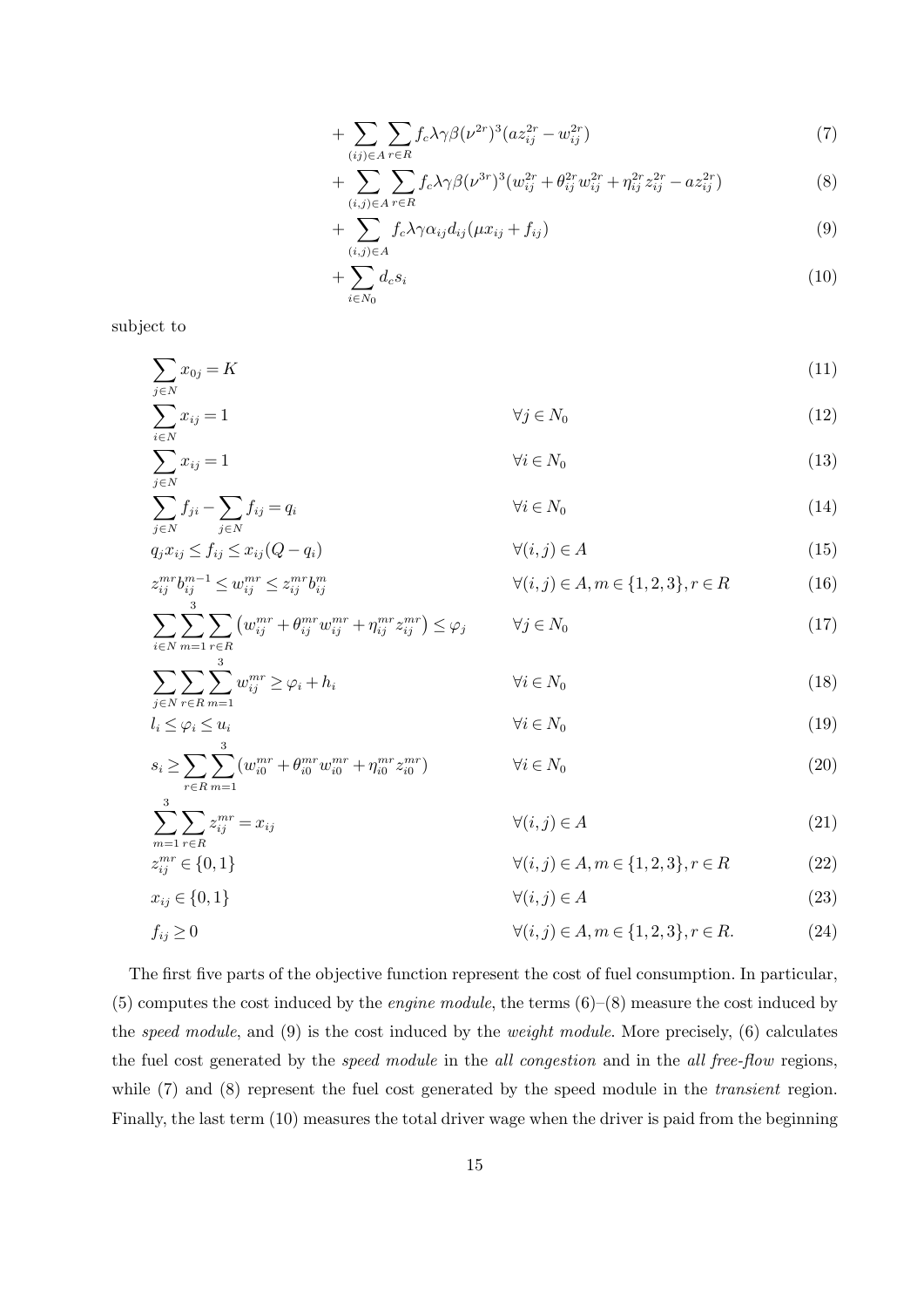$$+ \sum_{(ij) \in A} \sum_{r \in R} f_c \lambda \gamma \beta (\nu^{2r})^3 (a z_{ij}^{2r} - w_{ij}^{2r}) \tag{7}$$

$$+ \sum_{(i,j) \in A} \sum_{r \in R} f_c \lambda \gamma \beta (\nu^{3r})^3 (w_{ij}^{2r} + \theta_{ij}^{2r} w_{ij}^{2r} + \eta_{ij}^{2r} z_{ij}^{2r} - a z_{ij}^{2r}) \tag{8}$$

$$+ \sum_{(i,j) \in A} f_c \lambda \gamma \alpha_{ij} d_{ij} (\mu x_{ij} + f_{ij}) \tag{9}$$

$$+ \sum_{i \in N_0} d_c s_i \tag{10}$$

subject to

$$\sum_{j \in N} x_{0j} = K \tag{11}$$

$$\sum_{i \in N} x_{ij} = 1 \qquad \forall j \in N_0 \tag{12}$$

$$\sum_{j \in N} x_{ij} = 1 \qquad \forall i \in N_0 \tag{13}$$

$$\sum_{j \in N} f_{ji} - \sum_{j \in N} f_{ij} = q_i \qquad \forall i \in N_0 \tag{14}$$

$$q_j x_{ij} \leq f_{ij} \leq x_{ij}(Q - q_i) \qquad \forall (i,j) \in A \tag{15}$$

$$z_{ij}^{mr} b_{ij}^{m-1} \leq w_{ij}^{mr} \leq z_{ij}^{mr} b_{ij}^{m} \qquad \forall (i,j) \in A, m \in \{1,2,3\}, r \in R \tag{16}$$

$$\sum_{i \in N} \sum_{m=1}^{3} \sum_{r \in R} \left( w_{ij}^{mr} + \theta_{ij}^{mr} w_{ij}^{mr} + \eta_{ij}^{mr} z_{ij}^{mr} \right) \leq \varphi_j \qquad \forall j \in N_0 \tag{17}$$

$$\sum_{j \in N} \sum_{r \in R} \sum_{m=1}^{3} w_{ij}^{mr} \geq \varphi_i + h_i \qquad \forall i \in N_0 \tag{18}$$

$$l_i \leq \varphi_i \leq u_i \qquad \forall i \in N_0 \tag{19}$$

$$s_i \geq \sum_{r \in R} \sum_{m=1}^{3} (w_{i0}^{mr} + \theta_{i0}^{mr} w_{i0}^{mr} + \eta_{i0}^{mr} z_{i0}^{mr}) \qquad \forall i \in N_0 \tag{20}$$

$$\sum_{m=1}^{3} \sum_{r \in R} z_{ij}^{mr} = x_{ij} \qquad \forall (i,j) \in A \tag{21}$$

$$z_{ij}^{mr} \in \{0,1\} \qquad \forall (i,j) \in A, m \in \{1,2,3\}, r \in R \tag{22}$$

$$x_{ij} \in \{0,1\} \qquad \forall (i,j) \in A \tag{23}$$

$$f_{ij} \geq 0 \qquad \forall (i,j) \in A, m \in \{1,2,3\}, r \in R. \tag{24}$$

The first five parts of the objective function represent the cost of fuel consumption. In particular, (5) computes the cost induced by the *engine module*, the terms (6)–(8) measure the cost induced by the *speed module*, and (9) is the cost induced by the *weight module*. More precisely, (6) calculates the fuel cost generated by the *speed module* in the *all congestion* and in the *all free-flow* regions, while (7) and (8) represent the fuel cost generated by the speed module in the *transient* region. Finally, the last term (10) measures the total driver wage when the driver is paid from the beginning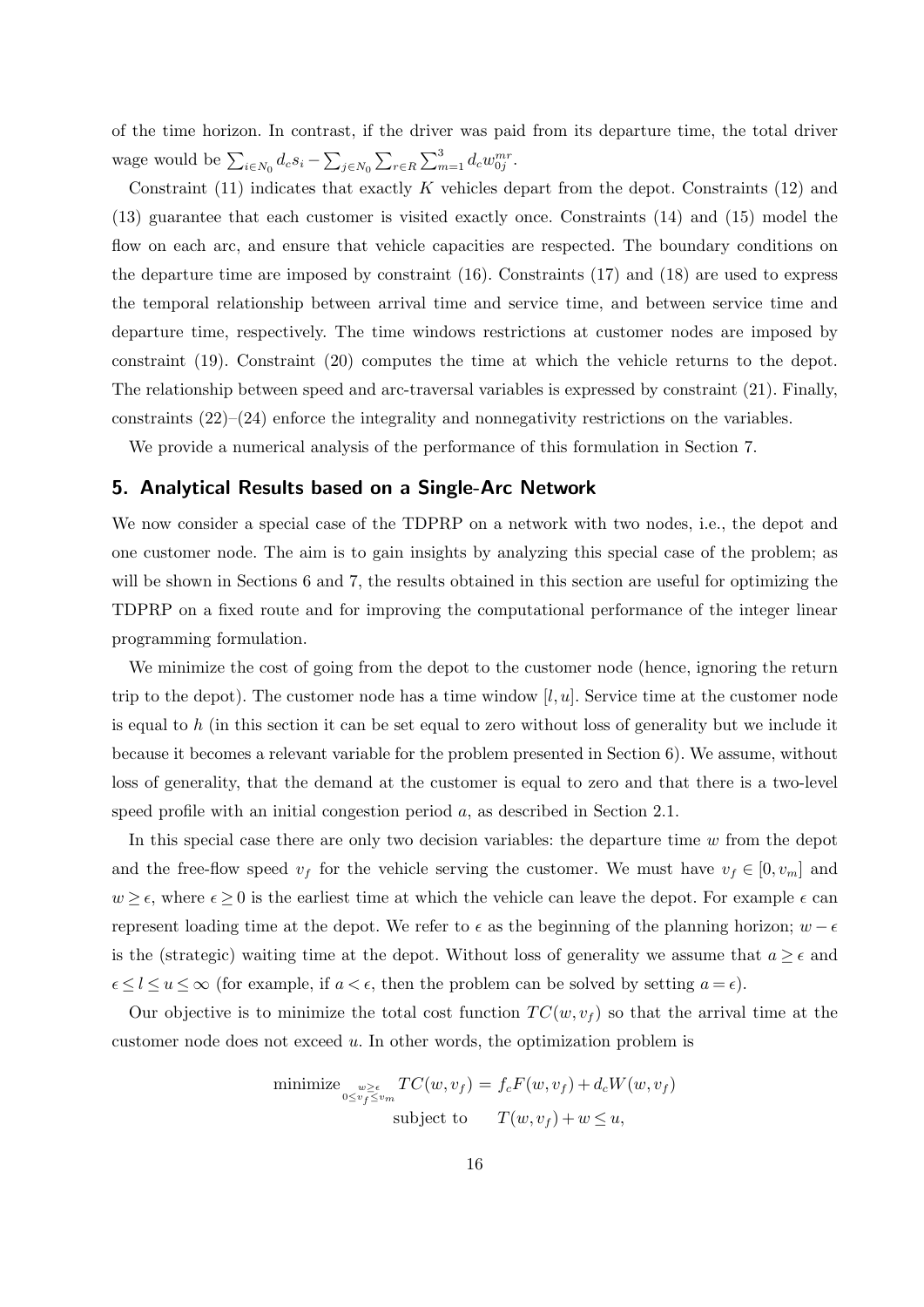of the time horizon. In contrast, if the driver was paid from its departure time, the total driver wage would be $\sum_{i \in N_0} d_c s_i - \sum_{j \in N_0} \sum_{r \in R} \sum_{m=1}^{3} d_c w_{0j}^{mr}$.

Constraint (11) indicates that exactly $K$ vehicles depart from the depot. Constraints (12) and (13) guarantee that each customer is visited exactly once. Constraints (14) and (15) model the flow on each arc, and ensure that vehicle capacities are respected. The boundary conditions on the departure time are imposed by constraint (16). Constraints (17) and (18) are used to express the temporal relationship between arrival time and service time, and between service time and departure time, respectively. The time windows restrictions at customer nodes are imposed by constraint (19). Constraint (20) computes the time at which the vehicle returns to the depot. The relationship between speed and arc-traversal variables is expressed by constraint (21). Finally, constraints (22)–(24) enforce the integrality and nonnegativity restrictions on the variables.

We provide a numerical analysis of the performance of this formulation in Section 7.

## 5. Analytical Results based on a Single-Arc Network

We now consider a special case of the TDPRP on a network with two nodes, i.e., the depot and one customer node. The aim is to gain insights by analyzing this special case of the problem; as will be shown in Sections 6 and 7, the results obtained in this section are useful for optimizing the TDPRP on a fixed route and for improving the computational performance of the integer linear programming formulation.

We minimize the cost of going from the depot to the customer node (hence, ignoring the return trip to the depot). The customer node has a time window $[l, u]$. Service time at the customer node is equal to $h$ (in this section it can be set equal to zero without loss of generality but we include it because it becomes a relevant variable for the problem presented in Section 6). We assume, without loss of generality, that the demand at the customer is equal to zero and that there is a two-level speed profile with an initial congestion period $a$, as described in Section 2.1.

In this special case there are only two decision variables: the departure time $w$ from the depot and the free-flow speed $v_f$ for the vehicle serving the customer. We must have $v_f \in [0, v_m]$ and $w \geq \epsilon$, where $\epsilon \geq 0$ is the earliest time at which the vehicle can leave the depot. For example $\epsilon$ can represent loading time at the depot. We refer to $\epsilon$ as the beginning of the planning horizon; $w - \epsilon$ is the (strategic) waiting time at the depot. Without loss of generality we assume that $a \geq \epsilon$ and $\epsilon \leq l \leq u \leq \infty$ (for example, if $a < \epsilon$, then the problem can be solved by setting $a = \epsilon$).

Our objective is to minimize the total cost function $TC(w, v_f)$ so that the arrival time at the customer node does not exceed $u$. In other words, the optimization problem is

$$
\begin{aligned}
\underset{\substack{w \geq \epsilon \\ 0 \leq v_f \leq v_m}}{\text{minimize}} \quad & TC(w, v_f) = f_c F(w, v_f) + d_c W(w, v_f) \\
\text{subject to} \quad & T(w, v_f) + w \leq u,
\end{aligned}
$$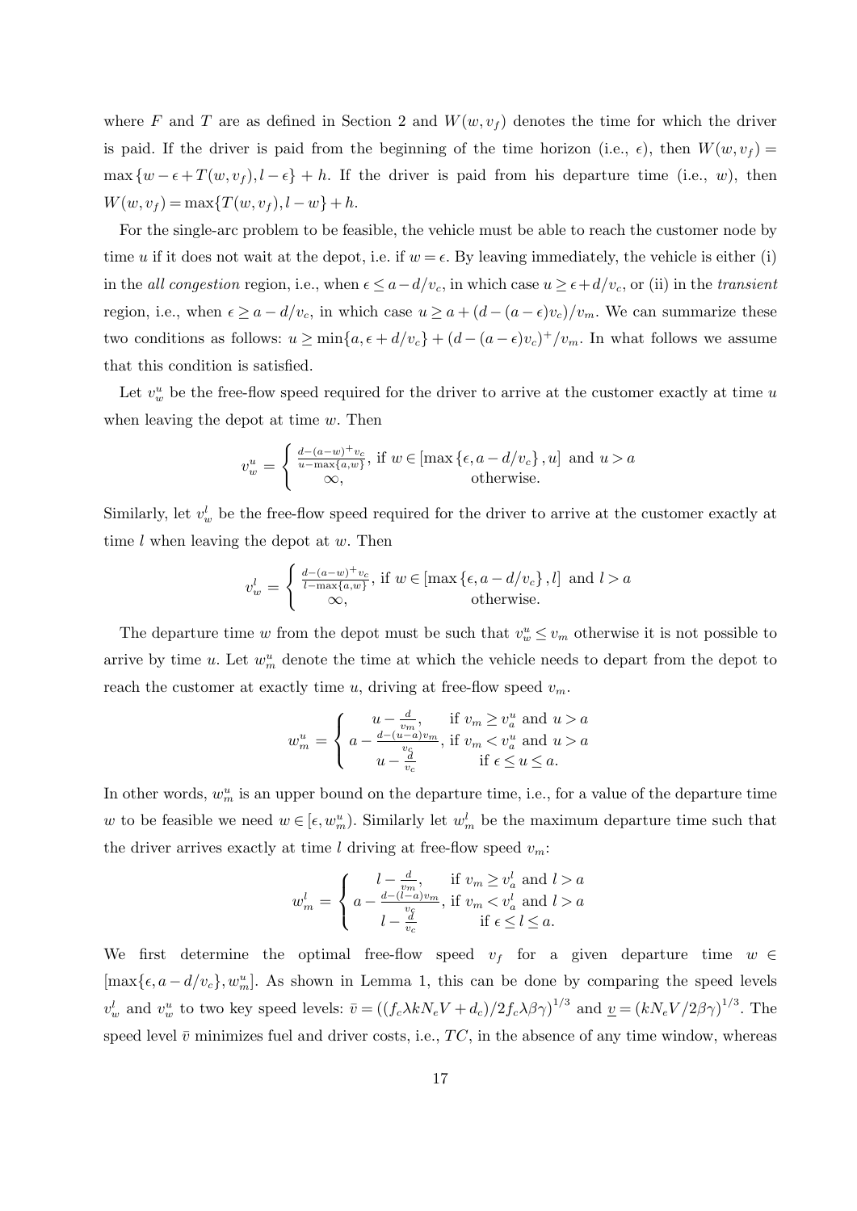where $F$ and $T$ are as defined in Section 2 and $W(w, v_f)$ denotes the time for which the driver is paid. If the driver is paid from the beginning of the time horizon (i.e., $\epsilon$), then $W(w, v_f) = \max\{w - \epsilon + T(w, v_f), l - \epsilon\} + h$. If the driver is paid from his departure time (i.e., $w$), then $W(w, v_f) = \max\{T(w, v_f), l - w\} + h$.

For the single-arc problem to be feasible, the vehicle must be able to reach the customer node by time $u$ if it does not wait at the depot, i.e. if $w = \epsilon$. By leaving immediately, the vehicle is either (i) in the *all congestion* region, i.e., when $\epsilon \leq a - d/v_c$, in which case $u \geq \epsilon + d/v_c$, or (ii) in the *transient* region, i.e., when $\epsilon \geq a - d/v_c$, in which case $u \geq a + (d - (a - \epsilon)v_c)/v_m$. We can summarize these two conditions as follows: $u \geq \min\{a, \epsilon + d/v_c\} + (d - (a - \epsilon)v_c)^+/v_m$. In what follows we assume that this condition is satisfied.

Let $v_w^u$ be the free-flow speed required for the driver to arrive at the customer exactly at time $u$ when leaving the depot at time $w$. Then

$$v_w^u = \begin{cases} \frac{d - (a-w)^+ v_c}{u - \max\{a, w\}}, & \text{if } w \in [\max\{\epsilon, a - d/v_c\}, u] \text{ and } u > a \\ \infty, & \text{otherwise.} \end{cases}$$

Similarly, let $v_w^l$ be the free-flow speed required for the driver to arrive at the customer exactly at time $l$ when leaving the depot at $w$. Then

$$v_w^l = \begin{cases} \frac{d - (a-w)^+ v_c}{l - \max\{a, w\}}, & \text{if } w \in [\max\{\epsilon, a - d/v_c\}, l] \text{ and } l > a \\ \infty, & \text{otherwise.} \end{cases}$$

The departure time $w$ from the depot must be such that $v_w^u \leq v_m$ otherwise it is not possible to arrive by time $u$. Let $w_m^u$ denote the time at which the vehicle needs to depart from the depot to reach the customer at exactly time $u$, driving at free-flow speed $v_m$.

$$w_m^u = \begin{cases} u - \frac{d}{v_m}, & \text{if } v_m \geq v_a^u \text{ and } u > a \\ a - \frac{d - (u-a)v_m}{v_c}, & \text{if } v_m < v_a^u \text{ and } u > a \\ u - \frac{d}{v_c} & \text{if } \epsilon \leq u \leq a. \end{cases}$$

In other words, $w_m^u$ is an upper bound on the departure time, i.e., for a value of the departure time $w$ to be feasible we need $w \in [\epsilon, w_m^u)$. Similarly let $w_m^l$ be the maximum departure time such that the driver arrives exactly at time $l$ driving at free-flow speed $v_m$:

$$w_m^l = \begin{cases} l - \frac{d}{v_m}, & \text{if } v_m \geq v_a^l \text{ and } l > a \\ a - \frac{d - (l-a)v_m}{v_c}, & \text{if } v_m < v_a^l \text{ and } l > a \\ l - \frac{d}{v_c} & \text{if } \epsilon \leq l \leq a. \end{cases}$$

We first determine the optimal free-flow speed $v_f$ for a given departure time $w \in [\max\{\epsilon, a - d/v_c\}, w_m^u]$. As shown in Lemma 1, this can be done by comparing the speed levels $v_w^l$ and $v_w^u$ to two key speed levels: $\bar{v} = ((f_c \lambda k N_e V + d_c)/2 f_c \lambda \beta \gamma)^{1/3}$ and $\underline{v} = (k N_e V / 2\beta\gamma)^{1/3}$. The speed level $\bar{v}$ minimizes fuel and driver costs, i.e., $TC$, in the absence of any time window, whereas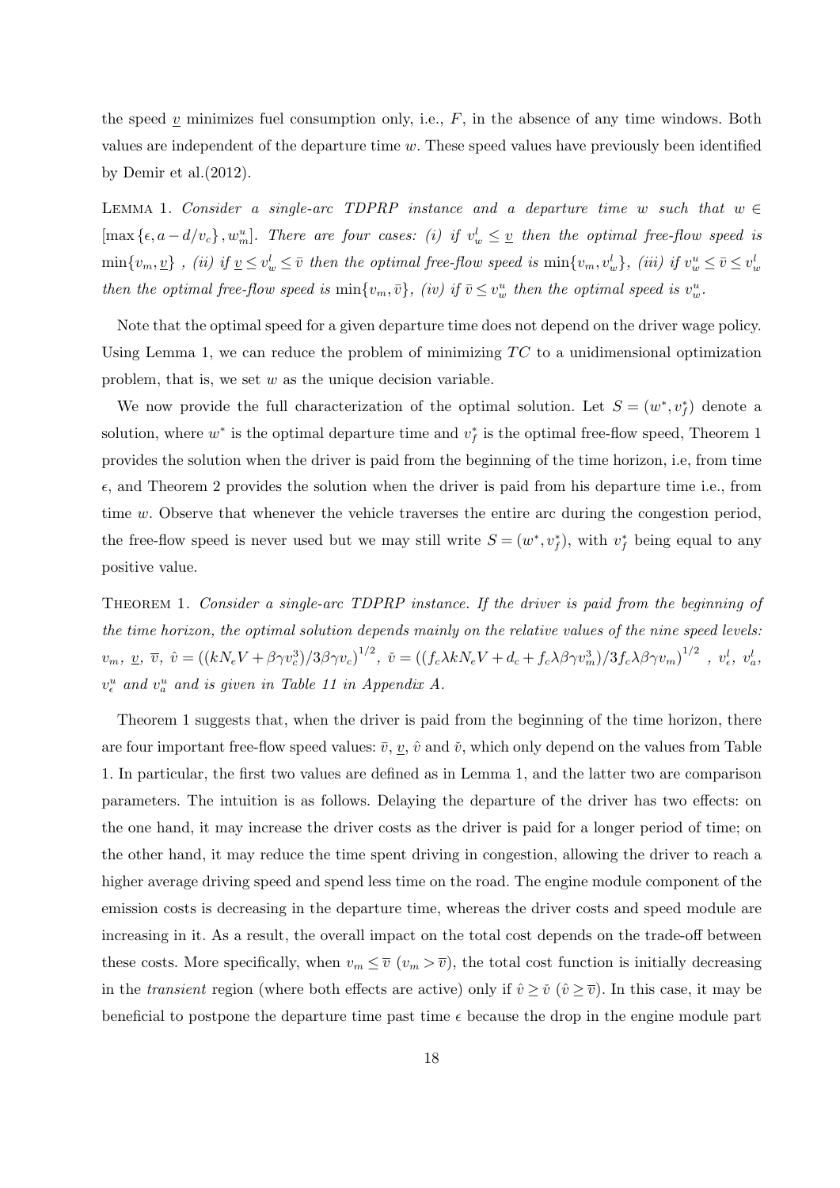the speed $\underline{v}$ minimizes fuel consumption only, i.e., $F$, in the absence of any time windows. Both values are independent of the departure time $w$. These speed values have previously been identified by Demir et al.(2012).

Lemma 1. *Consider a single-arc TDPRP instance and a departure time $w$ such that $w \in [\max\{\epsilon, a - d/v_c\}, w_m^u]$. There are four cases: (i) if $v_w^l \leq \underline{v}$ then the optimal free-flow speed is $\min\{v_m, \underline{v}\}$ , (ii) if $\underline{v} \leq v_w^l \leq \bar{v}$ then the optimal free-flow speed is $\min\{v_m, v_w^l\}$, (iii) if $v_w^u \leq \bar{v} \leq v_w^l$ then the optimal free-flow speed is $\min\{v_m, \bar{v}\}$, (iv) if $\bar{v} \leq v_w^u$ then the optimal speed is $v_w^u$.*

Note that the optimal speed for a given departure time does not depend on the driver wage policy. Using Lemma 1, we can reduce the problem of minimizing $TC$ to a unidimensional optimization problem, that is, we set $w$ as the unique decision variable.

We now provide the full characterization of the optimal solution. Let $S = (w^*, v_f^*)$ denote a solution, where $w^*$ is the optimal departure time and $v_f^*$ is the optimal free-flow speed, Theorem 1 provides the solution when the driver is paid from the beginning of the time horizon, i.e, from time $\epsilon$, and Theorem 2 provides the solution when the driver is paid from his departure time i.e., from time $w$. Observe that whenever the vehicle traverses the entire arc during the congestion period, the free-flow speed is never used but we may still write $S = (w^*, v_f^*)$, with $v_f^*$ being equal to any positive value.

Theorem 1. *Consider a single-arc TDPRP instance. If the driver is paid from the beginning of the time horizon, the optimal solution depends mainly on the relative values of the nine speed levels: $v_m$, $\underline{v}$, $\overline{v}$, $\hat{v} = \left((kN_eV + \beta\gamma v_c^3)/3\beta\gamma v_c\right)^{1/2}$, $\check{v} = \left((f_c\lambda kN_eV + d_c + f_c\lambda\beta\gamma v_m^3)/3f_c\lambda\beta\gamma v_m\right)^{1/2}$ , $v_\epsilon^l$, $v_a^l$, $v_\epsilon^u$ and $v_a^u$ and is given in Table 11 in Appendix A.*

Theorem 1 suggests that, when the driver is paid from the beginning of the time horizon, there are four important free-flow speed values: $\bar{v}$, $\underline{v}$, $\hat{v}$ and $\check{v}$, which only depend on the values from Table 1. In particular, the first two values are defined as in Lemma 1, and the latter two are comparison parameters. The intuition is as follows. Delaying the departure of the driver has two effects: on the one hand, it may increase the driver costs as the driver is paid for a longer period of time; on the other hand, it may reduce the time spent driving in congestion, allowing the driver to reach a higher average driving speed and spend less time on the road. The engine module component of the emission costs is decreasing in the departure time, whereas the driver costs and speed module are increasing in it. As a result, the overall impact on the total cost depends on the trade-off between these costs. More specifically, when $v_m \leq \overline{v}$ ($v_m > \overline{v}$), the total cost function is initially decreasing in the *transient* region (where both effects are active) only if $\hat{v} \geq \check{v}$ ($\hat{v} \geq \overline{v}$). In this case, it may be beneficial to postpone the departure time past time $\epsilon$ because the drop in the engine module part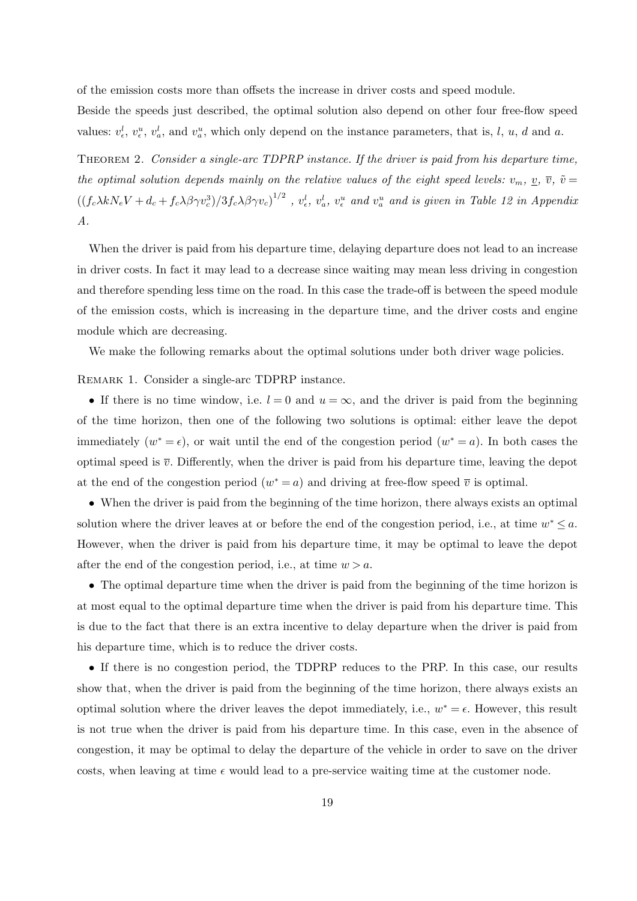of the emission costs more than offsets the increase in driver costs and speed module.

Beside the speeds just described, the optimal solution also depend on other four free-flow speed values: $v^l_\epsilon$, $v^u_\epsilon$, $v^l_a$, and $v^u_a$, which only depend on the instance parameters, that is, $l$, $u$, $d$ and $a$.

Theorem 2. *Consider a single-arc TDPRP instance. If the driver is paid from his departure time, the optimal solution depends mainly on the relative values of the eight speed levels:* $v_m$, $\underline{v}$, $\overline{v}$, $\tilde{v} = \left((f_c\lambda k N_e V + d_c + f_c\lambda\beta\gamma v_c^3)/3f_c\lambda\beta\gamma v_c\right)^{1/2}$ , $v^l_\epsilon$, $v^l_a$, $v^u_\epsilon$ *and* $v^u_a$ *and is given in Table 12 in Appendix A.*

When the driver is paid from his departure time, delaying departure does not lead to an increase in driver costs. In fact it may lead to a decrease since waiting may mean less driving in congestion and therefore spending less time on the road. In this case the trade-off is between the speed module of the emission costs, which is increasing in the departure time, and the driver costs and engine module which are decreasing.

We make the following remarks about the optimal solutions under both driver wage policies.

Remark 1. Consider a single-arc TDPRP instance.

- If there is no time window, i.e. $l = 0$ and $u = \infty$, and the driver is paid from the beginning of the time horizon, then one of the following two solutions is optimal: either leave the depot immediately ($w^* = \epsilon$), or wait until the end of the congestion period ($w^* = a$). In both cases the optimal speed is $\overline{v}$. Differently, when the driver is paid from his departure time, leaving the depot at the end of the congestion period ($w^* = a$) and driving at free-flow speed $\overline{v}$ is optimal.
- When the driver is paid from the beginning of the time horizon, there always exists an optimal solution where the driver leaves at or before the end of the congestion period, i.e., at time $w^* \leq a$. However, when the driver is paid from his departure time, it may be optimal to leave the depot after the end of the congestion period, i.e., at time $w > a$.
- The optimal departure time when the driver is paid from the beginning of the time horizon is at most equal to the optimal departure time when the driver is paid from his departure time. This is due to the fact that there is an extra incentive to delay departure when the driver is paid from his departure time, which is to reduce the driver costs.
- If there is no congestion period, the TDPRP reduces to the PRP. In this case, our results show that, when the driver is paid from the beginning of the time horizon, there always exists an optimal solution where the driver leaves the depot immediately, i.e., $w^* = \epsilon$. However, this result is not true when the driver is paid from his departure time. In this case, even in the absence of congestion, it may be optimal to delay the departure of the vehicle in order to save on the driver costs, when leaving at time $\epsilon$ would lead to a pre-service waiting time at the customer node.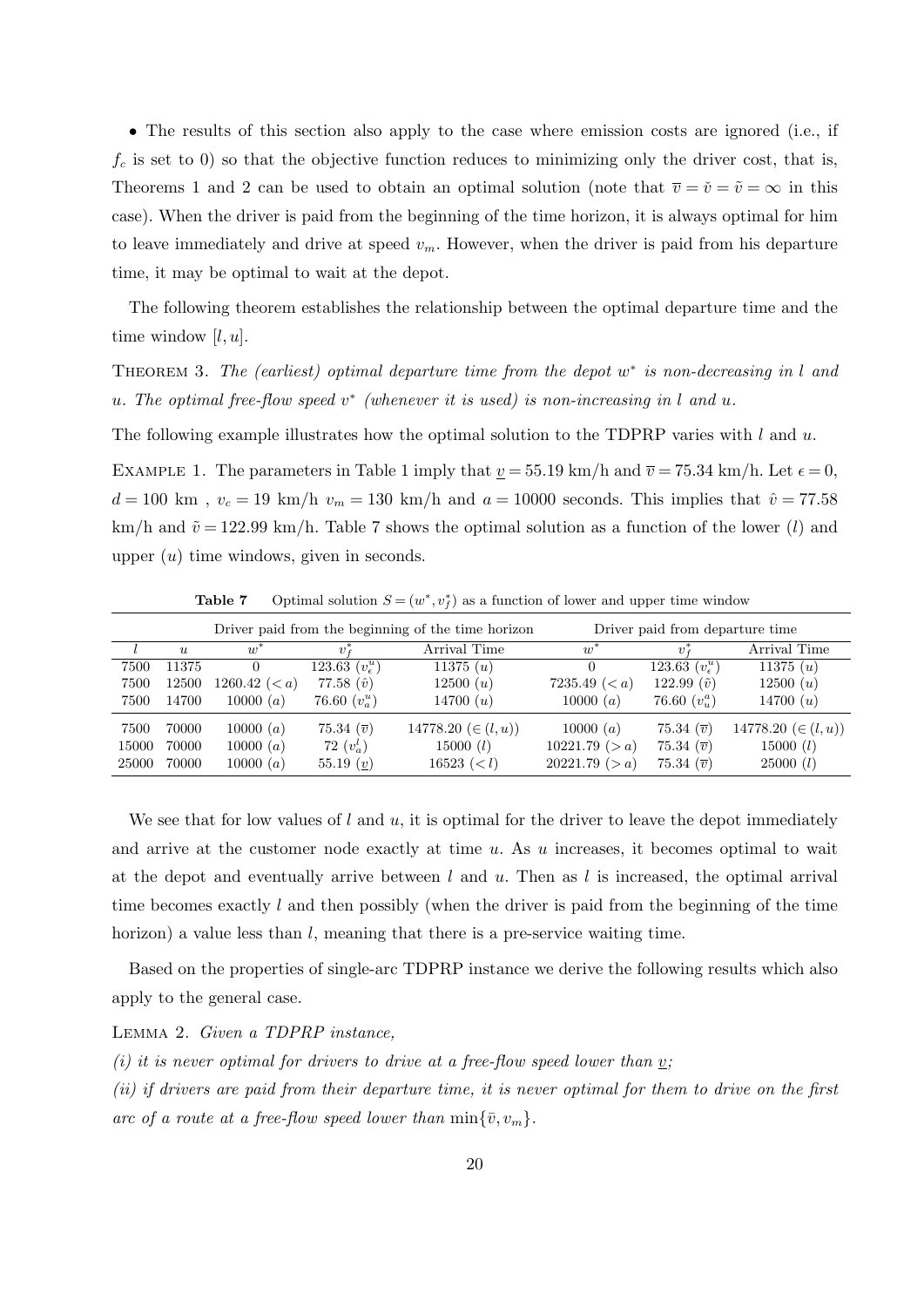• The results of this section also apply to the case where emission costs are ignored (i.e., if $f_c$ is set to 0) so that the objective function reduces to minimizing only the driver cost, that is, Theorems 1 and 2 can be used to obtain an optimal solution (note that $\overline{v} = \check{v} = \tilde{v} = \infty$ in this case). When the driver is paid from the beginning of the time horizon, it is always optimal for him to leave immediately and drive at speed $v_m$. However, when the driver is paid from his departure time, it may be optimal to wait at the depot.

The following theorem establishes the relationship between the optimal departure time and the time window $[l, u]$.

Theorem 3. *The (earliest) optimal departure time from the depot $w^*$ is non-decreasing in $l$ and $u$. The optimal free-flow speed $v^*$ (whenever it is used) is non-increasing in $l$ and $u$.*

The following example illustrates how the optimal solution to the TDPRP varies with $l$ and $u$.

Example 1. The parameters in Table 1 imply that $\underline{v} = 55.19$ km/h and $\overline{v} = 75.34$ km/h. Let $\epsilon = 0$, $d = 100$ km , $v_c = 19$ km/h $v_m = 130$ km/h and $a = 10000$ seconds. This implies that $\hat{v} = 77.58$ km/h and $\tilde{v} = 122.99$ km/h. Table 7 shows the optimal solution as a function of the lower ($l$) and upper ($u$) time windows, given in seconds.

**Table 7** Optimal solution $S = (w^*, v_f^*)$ as a function of lower and upper time window

| | | Driver paid from the beginning of the time horizon | | | Driver paid from departure time | | |
|---|---|---|---|---|---|---|---|
| $l$ | $u$ | $w^*$ | $v_f^*$ | Arrival Time | $w^*$ | $v_f^*$ | Arrival Time |
| 7500 | 11375 | 0 | 123.63 ($v_\epsilon^u$) | 11375 ($u$) | 0 | 123.63 ($v_\epsilon^u$) | 11375 ($u$) |
| 7500 | 12500 | 1260.42 ($< a$) | 77.58 ($\hat{v}$) | 12500 ($u$) | 7235.49 ($< a$) | 122.99 ($\tilde{v}$) | 12500 ($u$) |
| 7500 | 14700 | 10000 ($a$) | 76.60 ($v_a^u$) | 14700 ($u$) | 10000 ($a$) | 76.60 ($v_u^a$) | 14700 ($u$) |
| 7500 | 70000 | 10000 ($a$) | 75.34 ($\overline{v}$) | 14778.20 ($\in (l, u)$) | 10000 ($a$) | 75.34 ($\overline{v}$) | 14778.20 ($\in (l, u)$) |
| 15000 | 70000 | 10000 ($a$) | 72 ($v_a^l$) | 15000 ($l$) | 10221.79 ($> a$) | 75.34 ($\overline{v}$) | 15000 ($l$) |
| 25000 | 70000 | 10000 ($a$) | 55.19 ($\underline{v}$) | 16523 ($< l$) | 20221.79 ($> a$) | 75.34 ($\overline{v}$) | 25000 ($l$) |

We see that for low values of $l$ and $u$, it is optimal for the driver to leave the depot immediately and arrive at the customer node exactly at time $u$. As $u$ increases, it becomes optimal to wait at the depot and eventually arrive between $l$ and $u$. Then as $l$ is increased, the optimal arrival time becomes exactly $l$ and then possibly (when the driver is paid from the beginning of the time horizon) a value less than $l$, meaning that there is a pre-service waiting time.

Based on the properties of single-arc TDPRP instance we derive the following results which also apply to the general case.

Lemma 2. *Given a TDPRP instance,*

*(i) it is never optimal for drivers to drive at a free-flow speed lower than $\underline{v}$;*

*(ii) if drivers are paid from their departure time, it is never optimal for them to drive on the first arc of a route at a free-flow speed lower than $\min\{\overline{v}, v_m\}$.*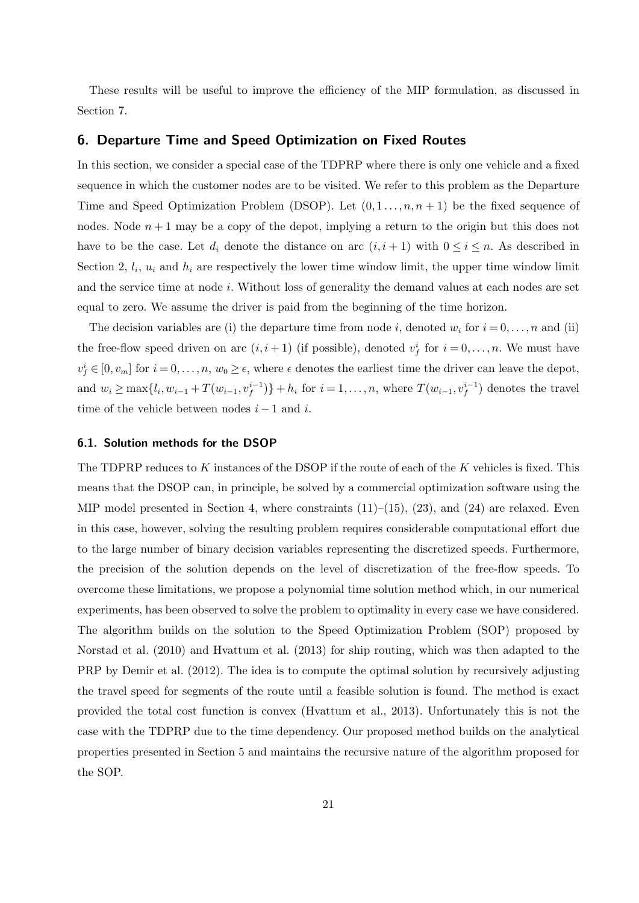These results will be useful to improve the efficiency of the MIP formulation, as discussed in Section 7.

## 6. Departure Time and Speed Optimization on Fixed Routes

In this section, we consider a special case of the TDPRP where there is only one vehicle and a fixed sequence in which the customer nodes are to be visited. We refer to this problem as the Departure Time and Speed Optimization Problem (DSOP). Let $(0, 1 \ldots, n, n+1)$ be the fixed sequence of nodes. Node $n+1$ may be a copy of the depot, implying a return to the origin but this does not have to be the case. Let $d_i$ denote the distance on arc $(i, i+1)$ with $0 \leq i \leq n$. As described in Section 2, $l_i$, $u_i$ and $h_i$ are respectively the lower time window limit, the upper time window limit and the service time at node $i$. Without loss of generality the demand values at each nodes are set equal to zero. We assume the driver is paid from the beginning of the time horizon.

The decision variables are (i) the departure time from node $i$, denoted $w_i$ for $i = 0, \ldots, n$ and (ii) the free-flow speed driven on arc $(i, i+1)$ (if possible), denoted $v_f^i$ for $i = 0, \ldots, n$. We must have $v_f^i \in [0, v_m]$ for $i = 0, \ldots, n$, $w_0 \geq \epsilon$, where $\epsilon$ denotes the earliest time the driver can leave the depot, and $w_i \geq \max\{l_i, w_{i-1} + T(w_{i-1}, v_f^{i-1})\} + h_i$ for $i = 1, \ldots, n$, where $T(w_{i-1}, v_f^{i-1})$ denotes the travel time of the vehicle between nodes $i-1$ and $i$.

### 6.1. Solution methods for the DSOP

The TDPRP reduces to $K$ instances of the DSOP if the route of each of the $K$ vehicles is fixed. This means that the DSOP can, in principle, be solved by a commercial optimization software using the MIP model presented in Section 4, where constraints (11)–(15), (23), and (24) are relaxed. Even in this case, however, solving the resulting problem requires considerable computational effort due to the large number of binary decision variables representing the discretized speeds. Furthermore, the precision of the solution depends on the level of discretization of the free-flow speeds. To overcome these limitations, we propose a polynomial time solution method which, in our numerical experiments, has been observed to solve the problem to optimality in every case we have considered. The algorithm builds on the solution to the Speed Optimization Problem (SOP) proposed by Norstad et al. (2010) and Hvattum et al. (2013) for ship routing, which was then adapted to the PRP by Demir et al. (2012). The idea is to compute the optimal solution by recursively adjusting the travel speed for segments of the route until a feasible solution is found. The method is exact provided the total cost function is convex (Hvattum et al., 2013). Unfortunately this is not the case with the TDPRP due to the time dependency. Our proposed method builds on the analytical properties presented in Section 5 and maintains the recursive nature of the algorithm proposed for the SOP.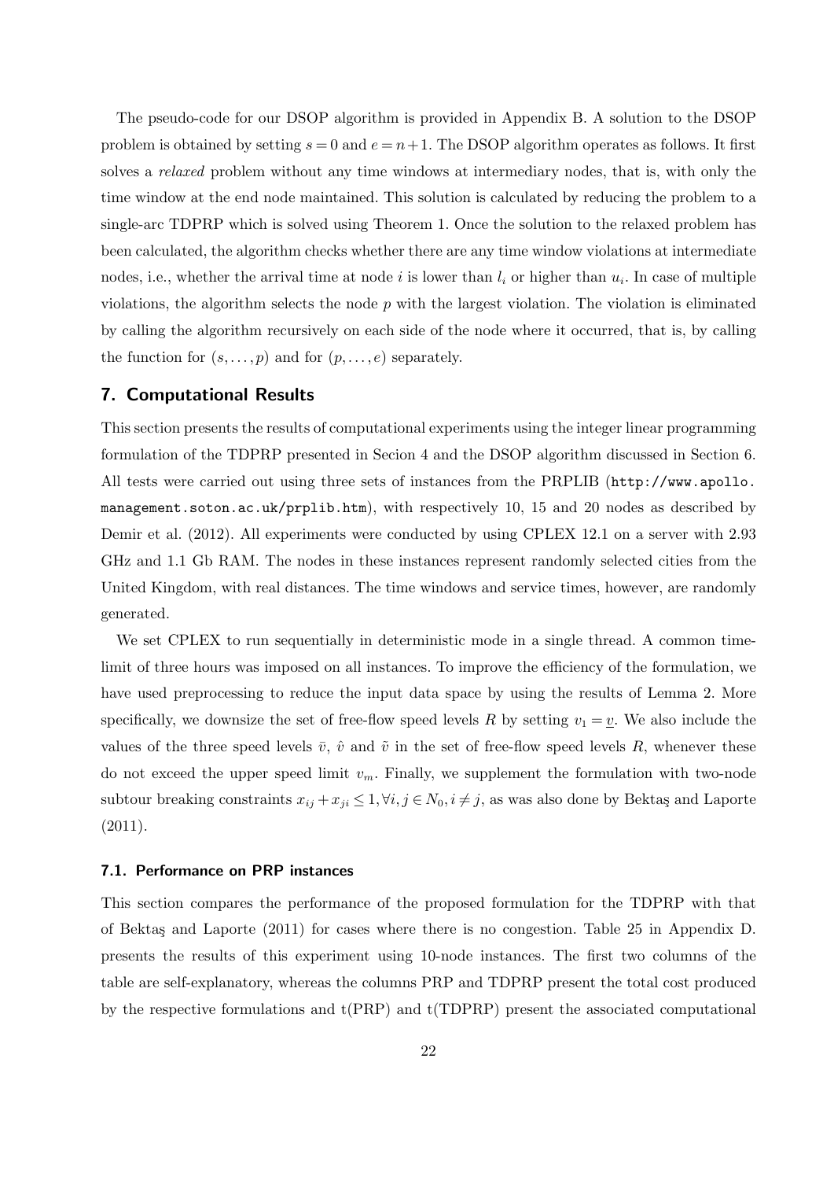The pseudo-code for our DSOP algorithm is provided in Appendix B. A solution to the DSOP problem is obtained by setting $s = 0$ and $e = n+1$. The DSOP algorithm operates as follows. It first solves a *relaxed* problem without any time windows at intermediary nodes, that is, with only the time window at the end node maintained. This solution is calculated by reducing the problem to a single-arc TDPRP which is solved using Theorem 1. Once the solution to the relaxed problem has been calculated, the algorithm checks whether there are any time window violations at intermediate nodes, i.e., whether the arrival time at node $i$ is lower than $l_i$ or higher than $u_i$. In case of multiple violations, the algorithm selects the node $p$ with the largest violation. The violation is eliminated by calling the algorithm recursively on each side of the node where it occurred, that is, by calling the function for $(s, \ldots, p)$ and for $(p, \ldots, e)$ separately.

## 7. Computational Results

This section presents the results of computational experiments using the integer linear programming formulation of the TDPRP presented in Secion 4 and the DSOP algorithm discussed in Section 6. All tests were carried out using three sets of instances from the PRPLIB (`http://www.apollo.management.soton.ac.uk/prplib.htm`), with respectively 10, 15 and 20 nodes as described by Demir et al. (2012). All experiments were conducted by using CPLEX 12.1 on a server with 2.93 GHz and 1.1 Gb RAM. The nodes in these instances represent randomly selected cities from the United Kingdom, with real distances. The time windows and service times, however, are randomly generated.

We set CPLEX to run sequentially in deterministic mode in a single thread. A common time-limit of three hours was imposed on all instances. To improve the efficiency of the formulation, we have used preprocessing to reduce the input data space by using the results of Lemma 2. More specifically, we downsize the set of free-flow speed levels $R$ by setting $v_1 = \underline{v}$. We also include the values of the three speed levels $\bar{v}$, $\hat{v}$ and $\tilde{v}$ in the set of free-flow speed levels $R$, whenever these do not exceed the upper speed limit $v_m$. Finally, we supplement the formulation with two-node subtour breaking constraints $x_{ij} + x_{ji} \leq 1, \forall i, j \in N_0, i \neq j$, as was also done by Bektaş and Laporte (2011).

### 7.1. Performance on PRP instances

This section compares the performance of the proposed formulation for the TDPRP with that of Bektaş and Laporte (2011) for cases where there is no congestion. Table 25 in Appendix D. presents the results of this experiment using 10-node instances. The first two columns of the table are self-explanatory, whereas the columns PRP and TDPRP present the total cost produced by the respective formulations and t(PRP) and t(TDPRP) present the associated computational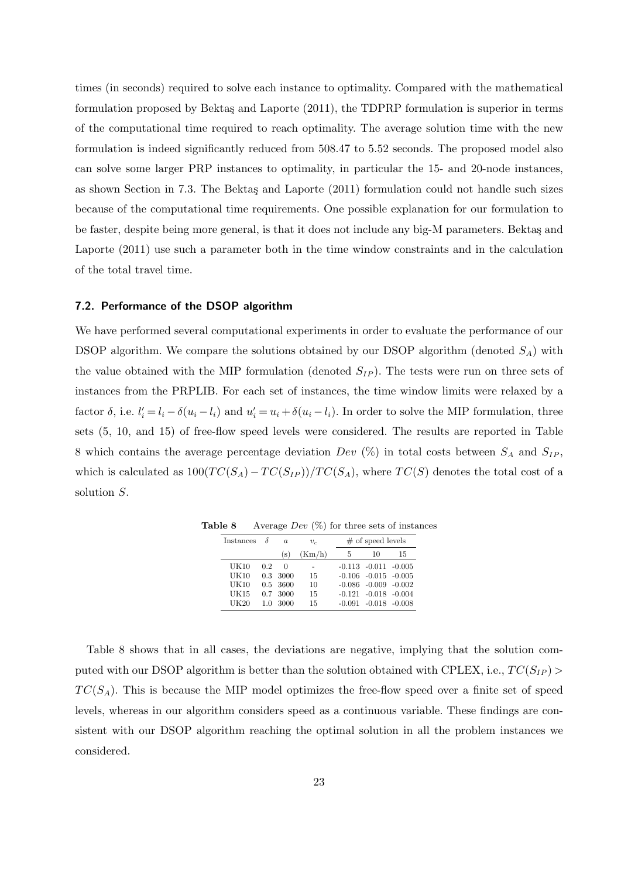times (in seconds) required to solve each instance to optimality. Compared with the mathematical formulation proposed by Bektaş and Laporte (2011), the TDPRP formulation is superior in terms of the computational time required to reach optimality. The average solution time with the new formulation is indeed significantly reduced from 508.47 to 5.52 seconds. The proposed model also can solve some larger PRP instances to optimality, in particular the 15- and 20-node instances, as shown Section in 7.3. The Bektaş and Laporte (2011) formulation could not handle such sizes because of the computational time requirements. One possible explanation for our formulation to be faster, despite being more general, is that it does not include any big-M parameters. Bektaş and Laporte (2011) use such a parameter both in the time window constraints and in the calculation of the total travel time.

### 7.2. Performance of the DSOP algorithm

We have performed several computational experiments in order to evaluate the performance of our DSOP algorithm. We compare the solutions obtained by our DSOP algorithm (denoted $S_A$) with the value obtained with the MIP formulation (denoted $S_{IP}$). The tests were run on three sets of instances from the PRPLIB. For each set of instances, the time window limits were relaxed by a factor $\delta$, i.e. $l'_i = l_i - \delta(u_i - l_i)$ and $u'_i = u_i + \delta(u_i - l_i)$. In order to solve the MIP formulation, three sets (5, 10, and 15) of free-flow speed levels were considered. The results are reported in Table 8 which contains the average percentage deviation $Dev$ (%) in total costs between $S_A$ and $S_{IP}$, which is calculated as $100(TC(S_A) - TC(S_{IP}))/TC(S_A)$, where $TC(S)$ denotes the total cost of a solution $S$.

**Table 8** Average $Dev$ (%) for three sets of instances

| Instances | $\delta$ | $a$ | $v_c$ | # of speed levels | | |
|---|---|---|---|---|---|---|
| | | (s) | (Km/h) | 5 | 10 | 15 |
| UK10 | 0.2 | 0 | - | -0.113 | -0.011 | -0.005 |
| UK10 | 0.3 | 3000 | 15 | -0.106 | -0.015 | -0.005 |
| UK10 | 0.5 | 3600 | 10 | -0.086 | -0.009 | -0.002 |
| UK15 | 0.7 | 3000 | 15 | -0.121 | -0.018 | -0.004 |
| UK20 | 1.0 | 3000 | 15 | -0.091 | -0.018 | -0.008 |

Table 8 shows that in all cases, the deviations are negative, implying that the solution computed with our DSOP algorithm is better than the solution obtained with CPLEX, i.e., $TC(S_{IP}) > TC(S_A)$. This is because the MIP model optimizes the free-flow speed over a finite set of speed levels, whereas in our algorithm considers speed as a continuous variable. These findings are consistent with our DSOP algorithm reaching the optimal solution in all the problem instances we considered.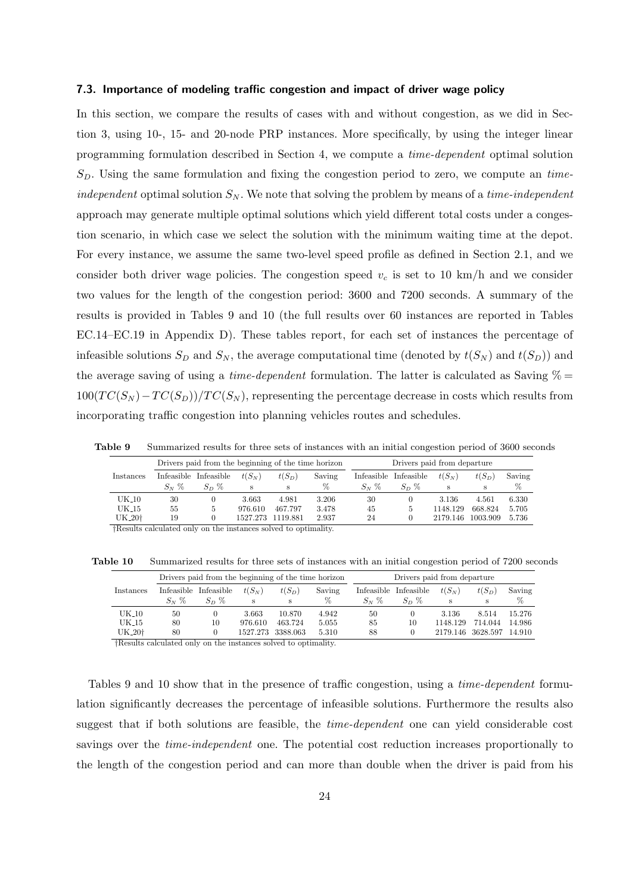### 7.3. Importance of modeling traffic congestion and impact of driver wage policy

In this section, we compare the results of cases with and without congestion, as we did in Section 3, using 10-, 15- and 20-node PRP instances. More specifically, by using the integer linear programming formulation described in Section 4, we compute a *time-dependent* optimal solution $S_D$. Using the same formulation and fixing the congestion period to zero, we compute an *time-independent* optimal solution $S_N$. We note that solving the problem by means of a *time-independent* approach may generate multiple optimal solutions which yield different total costs under a congestion scenario, in which case we select the solution with the minimum waiting time at the depot. For every instance, we assume the same two-level speed profile as defined in Section 2.1, and we consider both driver wage policies. The congestion speed $v_c$ is set to 10 km/h and we consider two values for the length of the congestion period: 3600 and 7200 seconds. A summary of the results is provided in Tables 9 and 10 (the full results over 60 instances are reported in Tables EC.14–EC.19 in Appendix D). These tables report, for each set of instances the percentage of infeasible solutions $S_D$ and $S_N$, the average computational time (denoted by $t(S_N)$ and $t(S_D)$) and the average saving of using a *time-dependent* formulation. The latter is calculated as Saving % = $100(TC(S_N) - TC(S_D))/TC(S_N)$, representing the percentage decrease in costs which results from incorporating traffic congestion into planning vehicles routes and schedules.

**Table 9** Summarized results for three sets of instances with an initial congestion period of 3600 seconds

| Instances | Drivers paid from the beginning of the time horizon | | | | | Drivers paid from departure | | | | |
|---|---|---|---|---|---|---|---|---|---|---|
| | Infeasible $S_N$ % | Infeasible $S_D$ % | $t(S_N)$ s | $t(S_D)$ s | Saving % | Infeasible $S_N$ % | Infeasible $S_D$ % | $t(S_N)$ s | $t(S_D)$ s | Saving % |
| UK_10 | 30 | 0 | 3.663 | 4.981 | 3.206 | 30 | 0 | 3.136 | 4.561 | 6.330 |
| UK_15 | 55 | 5 | 976.610 | 467.797 | 3.478 | 45 | 5 | 1148.129 | 668.824 | 5.705 |
| UK_20† | 19 | 0 | 1527.273 | 1119.881 | 2.937 | 24 | 0 | 2179.146 | 1003.909 | 5.736 |

†Results calculated only on the instances solved to optimality.

**Table 10** Summarized results for three sets of instances with an initial congestion period of 7200 seconds

| Instances | Drivers paid from the beginning of the time horizon | | | | | Drivers paid from departure | | | | |
|---|---|---|---|---|---|---|---|---|---|---|
| | Infeasible $S_N$ % | Infeasible $S_D$ % | $t(S_N)$ s | $t(S_D)$ s | Saving % | Infeasible $S_N$ % | Infeasible $S_D$ % | $t(S_N)$ s | $t(S_D)$ s | Saving % |
| UK_10 | 50 | 0 | 3.663 | 10.870 | 4.942 | 50 | 0 | 3.136 | 8.514 | 15.276 |
| UK_15 | 80 | 10 | 976.610 | 463.724 | 5.055 | 85 | 10 | 1148.129 | 714.044 | 14.986 |
| UK_20† | 80 | 0 | 1527.273 | 3388.063 | 5.310 | 88 | 0 | 2179.146 | 3628.597 | 14.910 |

†Results calculated only on the instances solved to optimality.

Tables 9 and 10 show that in the presence of traffic congestion, using a *time-dependent* formulation significantly decreases the percentage of infeasible solutions. Furthermore the results also suggest that if both solutions are feasible, the *time-dependent* one can yield considerable cost savings over the *time-independent* one. The potential cost reduction increases proportionally to the length of the congestion period and can more than double when the driver is paid from his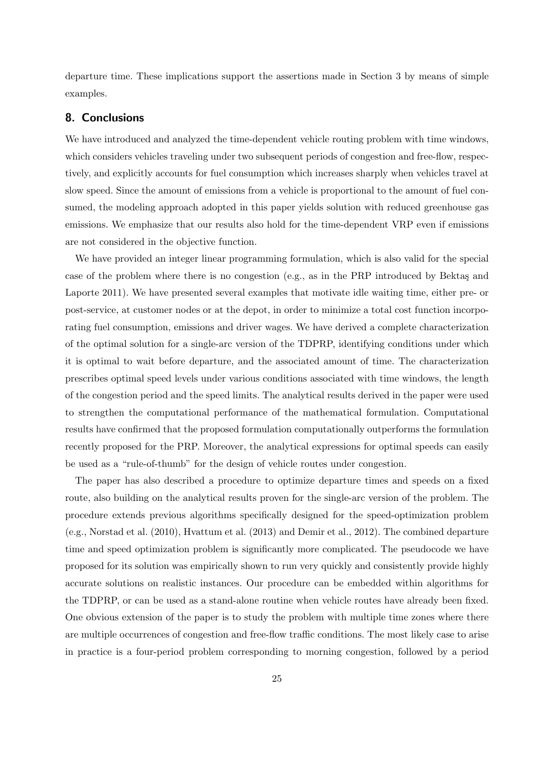departure time. These implications support the assertions made in Section 3 by means of simple examples.

## 8. Conclusions

We have introduced and analyzed the time-dependent vehicle routing problem with time windows, which considers vehicles traveling under two subsequent periods of congestion and free-flow, respectively, and explicitly accounts for fuel consumption which increases sharply when vehicles travel at slow speed. Since the amount of emissions from a vehicle is proportional to the amount of fuel consumed, the modeling approach adopted in this paper yields solution with reduced greenhouse gas emissions. We emphasize that our results also hold for the time-dependent VRP even if emissions are not considered in the objective function.

We have provided an integer linear programming formulation, which is also valid for the special case of the problem where there is no congestion (e.g., as in the PRP introduced by Bektaş and Laporte 2011). We have presented several examples that motivate idle waiting time, either pre- or post-service, at customer nodes or at the depot, in order to minimize a total cost function incorporating fuel consumption, emissions and driver wages. We have derived a complete characterization of the optimal solution for a single-arc version of the TDPRP, identifying conditions under which it is optimal to wait before departure, and the associated amount of time. The characterization prescribes optimal speed levels under various conditions associated with time windows, the length of the congestion period and the speed limits. The analytical results derived in the paper were used to strengthen the computational performance of the mathematical formulation. Computational results have confirmed that the proposed formulation computationally outperforms the formulation recently proposed for the PRP. Moreover, the analytical expressions for optimal speeds can easily be used as a "rule-of-thumb" for the design of vehicle routes under congestion.

The paper has also described a procedure to optimize departure times and speeds on a fixed route, also building on the analytical results proven for the single-arc version of the problem. The procedure extends previous algorithms specifically designed for the speed-optimization problem (e.g., Norstad et al. (2010), Hvattum et al. (2013) and Demir et al., 2012). The combined departure time and speed optimization problem is significantly more complicated. The pseudocode we have proposed for its solution was empirically shown to run very quickly and consistently provide highly accurate solutions on realistic instances. Our procedure can be embedded within algorithms for the TDPRP, or can be used as a stand-alone routine when vehicle routes have already been fixed. One obvious extension of the paper is to study the problem with multiple time zones where there are multiple occurrences of congestion and free-flow traffic conditions. The most likely case to arise in practice is a four-period problem corresponding to morning congestion, followed by a period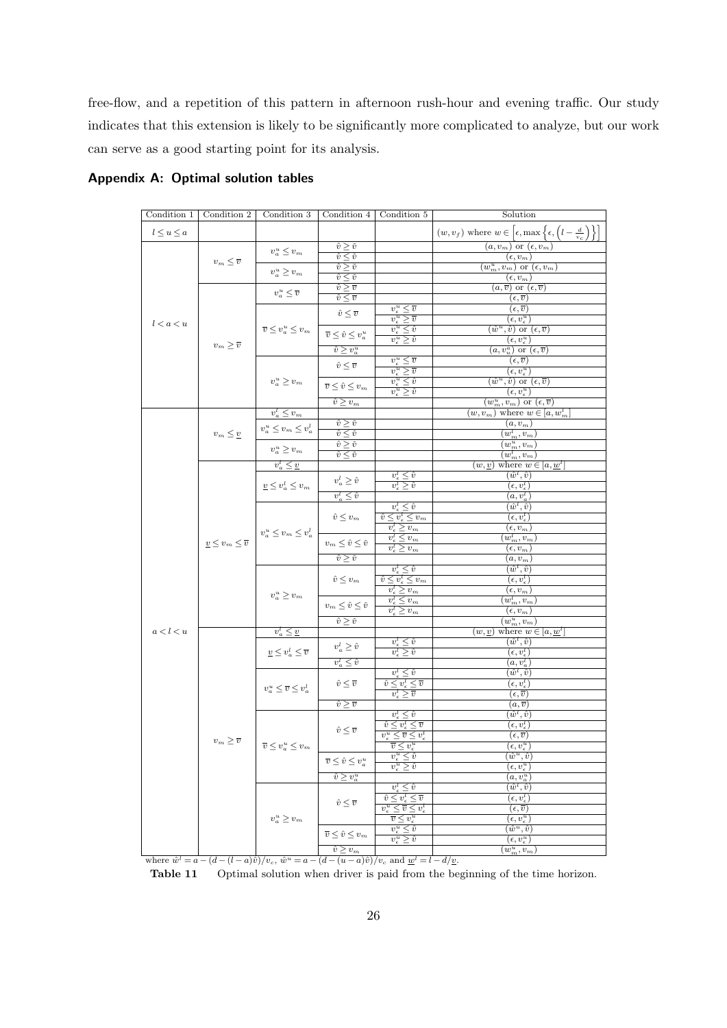free-flow, and a repetition of this pattern in afternoon rush-hour and evening traffic. Our study indicates that this extension is likely to be significantly more complicated to analyze, but our work can serve as a good starting point for its analysis.

## Appendix A: Optimal solution tables

| Condition 1 | Condition 2 | Condition 3 | Condition 4 | Condition 5 | Solution |
|---|---|---|---|---|---|
| $l \le u \le a$ | | | | | $(w, v_f)$ where $w \in \left[\epsilon, \max\left\{\epsilon, \left(l - \frac{d}{v_c}\right)\right\}\right]$ |
| $l < a < u$ | $v_m \le \overline{v}$ | $v_a^u \le v_m$ | $\hat{v} \ge \tilde{v}$ | | $(a, v_m)$ or $(\epsilon, v_m)$ |
| | | | $\hat{v} \le \tilde{v}$ | | $(\epsilon, v_m)$ |
| | | $v_a^u \ge v_m$ | $\hat{v} \ge \tilde{v}$ | | $(w_m^u, v_m)$ or $(\epsilon, v_m)$ |
| | | | $\hat{v} \le \tilde{v}$ | | $(\epsilon, v_m)$ |
| | $v_m \ge \overline{v}$ | $v_a^u \le \overline{v}$ | $\hat{v} \ge \overline{v}$ | | $(a, \overline{v})$ or $(\epsilon, \overline{v})$ |
| | | | $\hat{v} \le \overline{v}$ | | $(\epsilon, \overline{v})$ |
| | | $\overline{v} \le v_a^u \le v_m$ | $\hat{v} \le \overline{v}$ | $v_\epsilon^u \le \overline{v}$ | $(\epsilon, \overline{v})$ |
| | | | | $v_\epsilon^u \ge \overline{v}$ | $(\epsilon, v_\epsilon^u)$ |
| | | | $\overline{v} \le \hat{v} \le v_a^u$ | $v_\epsilon^u \le \hat{v}$ | $(\hat{w}^u, \hat{v})$ or $(\epsilon, \overline{v})$ |
| | | | | $v_\epsilon^u \ge \hat{v}$ | $(\epsilon, v_\epsilon^u)$ |
| | | | $\hat{v} \ge v_a^u$ | | $(a, v_a^u)$ or $(\epsilon, \overline{v})$ |
| | | $v_a^u \ge v_m$ | $\hat{v} \le \overline{v}$ | $v_\epsilon^u \le \overline{v}$ | $(\epsilon, \overline{v})$ |
| | | | | $v_\epsilon^u \ge \overline{v}$ | $(\epsilon, v_\epsilon^u)$ |
| | | | $\overline{v} \le \hat{v} \le v_m$ | $v_\epsilon^u \le \hat{v}$ | $(\hat{w}^u, \hat{v})$ or $(\epsilon, \overline{v})$ |
| | | | | $v_\epsilon^u \ge \hat{v}$ | $(\epsilon, v_\epsilon^u)$ |
| | | | $\hat{v} \ge v_m$ | | $(w_m^u, v_m)$ or $(\epsilon, \overline{v})$ |
| $a < l < u$ | $v_m \le \underline{v}$ | $v_a^l \le v_m$ | | | $(w, v_m)$ where $w \in [a, w_m^l]$ |
| | | $v_a^u \le v_m \le v_a^l$ | $\hat{v} \ge \tilde{v}$ | | $(a, v_m)$ |
| | | | $\hat{v} \le \tilde{v}$ | | $(w_m^l, v_m)$ |
| | | $v_a^u \ge v_m$ | $\hat{v} \ge \tilde{v}$ | | $(w_m^u, v_m)$ |
| | | | $\hat{v} \le \tilde{v}$ | | $(w_m^l, v_m)$ |
| | $\underline{v} \le v_m \le \overline{v}$ | $v_a^l \le \underline{v}$ | | | $(w, \underline{v})$ where $w \in [a, \underline{w}^l]$ |
| | | $\underline{v} \le v_a^l \le v_m$ | $v_a^l \ge \hat{v}$ | $v_\epsilon^l \le \hat{v}$ | $(\hat{w}^l, \hat{v})$ |
| | | | | $v_\epsilon^l \ge \hat{v}$ | $(\epsilon, v_\epsilon^l)$ |
| | | | $v_a^l \le \hat{v}$ | | $(a, v_a^l)$ |
| | | $v_a^u \le v_m \le v_a^l$ | $\hat{v} \le v_m$ | $v_\epsilon^l \le \hat{v}$ | $(\hat{w}^l, \hat{v})$ |
| | | | | $\hat{v} \le v_\epsilon^l \le v_m$ | $(\epsilon, v_\epsilon^l)$ |
| | | | | $v_\epsilon^l \ge v_m$ | $(\epsilon, v_m)$ |
| | | | $v_m \le \hat{v} \le \tilde{v}$ | $v_\epsilon^l \le v_m$ | $(w_m^l, v_m)$ |
| | | | | $v_\epsilon^l \ge v_m$ | $(\epsilon, v_m)$ |
| | | | $\hat{v} \ge \tilde{v}$ | | $(a, v_m)$ |
| | | $v_a^u \ge v_m$ | $\hat{v} \le v_m$ | $v_\epsilon^l \le \hat{v}$ | $(\hat{w}^l, \hat{v})$ |
| | | | | $\hat{v} \le v_\epsilon^l \le v_m$ | $(\epsilon, v_\epsilon^l)$ |
| | | | | $v_\epsilon^l \ge v_m$ | $(\epsilon, v_m)$ |
| | | | $v_m \le \hat{v} \le \tilde{v}$ | $v_\epsilon^l \le v_m$ | $(w_m^l, v_m)$ |
| | | | | $v_\epsilon^l \ge v_m$ | $(\epsilon, v_m)$ |
| | | | $\hat{v} \ge \tilde{v}$ | | $(w_m^u, v_m)$ |
| | $v_m \ge \overline{v}$ | $v_a^l \le \underline{v}$ | | | $(w, \underline{v})$ where $w \in [a, \underline{w}^l]$ |
| | | $\underline{v} \le v_a^l \le \overline{v}$ | $v_a^l \ge \hat{v}$ | $v_\epsilon^l \le \hat{v}$ | $(\hat{w}^l, \hat{v})$ |
| | | | | $v_\epsilon^l \ge \hat{v}$ | $(\epsilon, v_\epsilon^l)$ |
| | | | $v_a^l \le \hat{v}$ | | $(a, v_a^l)$ |
| | | $v_a^u \le \overline{v} \le v_a^l$ | $\hat{v} \le \overline{v}$ | $v_\epsilon^l \le \hat{v}$ | $(\hat{w}^l, \hat{v})$ |
| | | | | $\hat{v} \le v_\epsilon^l \le \overline{v}$ | $(\epsilon, v_\epsilon^l)$ |
| | | | | $v_\epsilon^l \ge \overline{v}$ | $(\epsilon, \overline{v})$ |
| | | | $\hat{v} \ge \overline{v}$ | | $(a, \overline{v})$ |
| | | $\overline{v} \le v_a^u \le v_m$ | $\hat{v} \le \overline{v}$ | $v_\epsilon^l \le \hat{v}$ | $(\hat{w}^l, \hat{v})$ |
| | | | | $\hat{v} \le v_\epsilon^l \le \overline{v}$ | $(\epsilon, v_\epsilon^l)$ |
| | | | | $v_\epsilon^u \le \overline{v} \le v_\epsilon^l$ | $(\epsilon, \overline{v})$ |
| | | | | $\overline{v} \le v_\epsilon^u$ | $(\epsilon, v_\epsilon^u)$ |
| | | | $\overline{v} \le \hat{v} \le v_a^u$ | $v_\epsilon^u \le \hat{v}$ | $(\hat{w}^u, \hat{v})$ |
| | | | | $v_\epsilon^u \ge \hat{v}$ | $(\epsilon, v_\epsilon^u)$ |
| | | | $\hat{v} \ge v_a^u$ | | $(a, v_a^u)$ |
| | | $v_a^u \ge v_m$ | $\hat{v} \le \overline{v}$ | $v_\epsilon^l \le \hat{v}$ | $(\hat{w}^l, \hat{v})$ |
| | | | | $\hat{v} \le v_\epsilon^l \le \overline{v}$ | $(\epsilon, v_\epsilon^l)$ |
| | | | | $v_\epsilon^u \le \overline{v} \le v_\epsilon^l$ | $(\epsilon, \overline{v})$ |
| | | | | $\overline{v} \le v_\epsilon^u$ | $(\epsilon, v_\epsilon^u)$ |
| | | | $\overline{v} \le \hat{v} \le v_m$ | $v_\epsilon^u \le \hat{v}$ | $(\hat{w}^u, \hat{v})$ |
| | | | | $v_\epsilon^u \ge \hat{v}$ | $(\epsilon, v_\epsilon^u)$ |
| | | | $\hat{v} \ge v_m$ | | $(w_m^u, v_m)$ |

where $\hat{w}^l = a - (d - (l-a)\hat{v})/v_c$, $\hat{w}^u = a - (d - (u-a)\hat{v})/v_c$ and $\underline{w}^l = l - d/\underline{v}$.

**Table 11** Optimal solution when driver is paid from the beginning of the time horizon.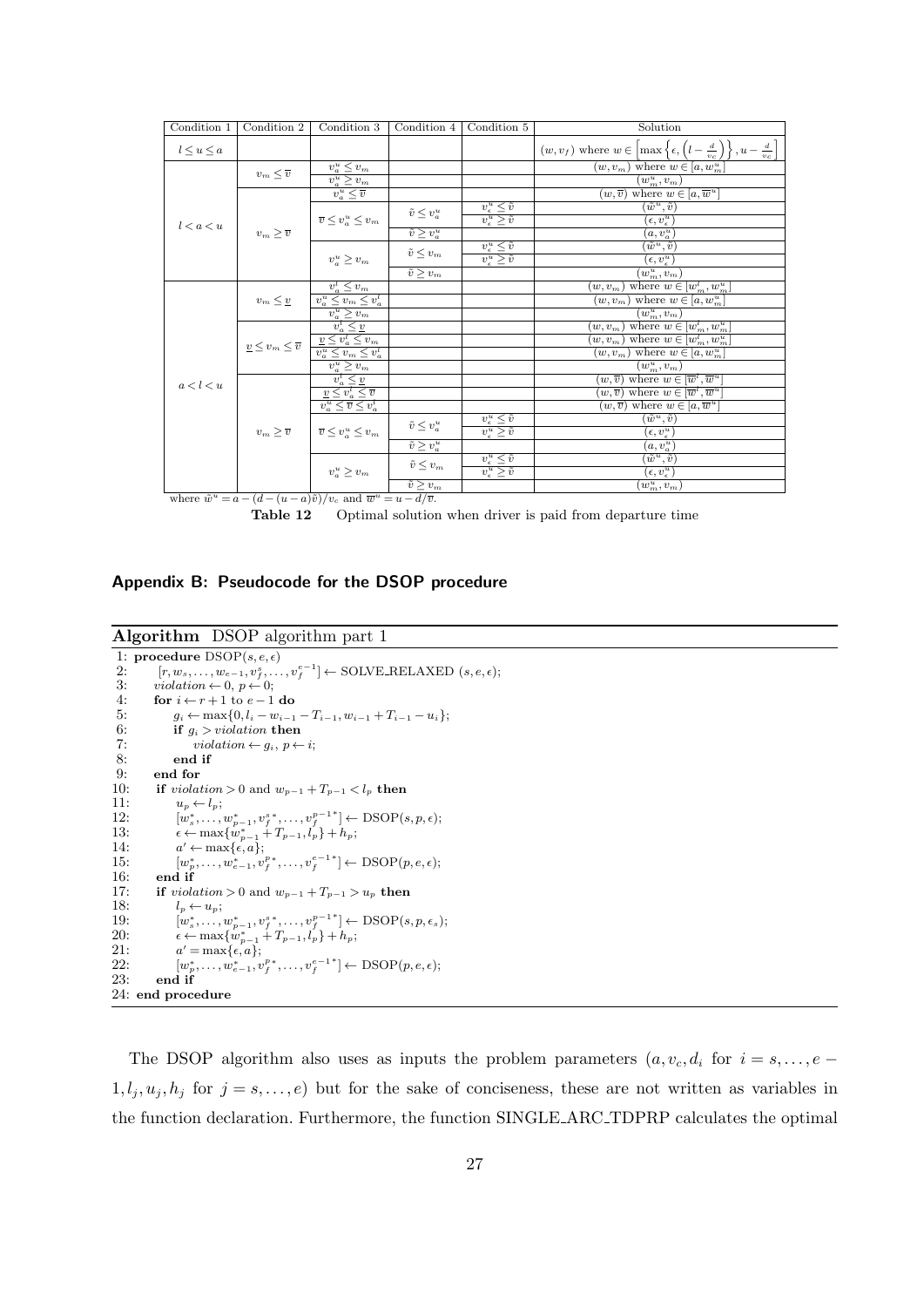| Condition 1 | Condition 2 | Condition 3 | Condition 4 | Condition 5 | Solution |
|---|---|---|---|---|---|
| $l \leq u \leq a$ | | | | | $(w, v_f)$ where $w \in \left[\max\left\{\epsilon, \left(l - \frac{d}{v_c}\right)\right\}, u - \frac{d}{v_c}\right]$ |
| $l < a < u$ | $v_m \leq \overline{v}$ | $v_a^u \leq v_m$ | | | $(w, v_m)$ where $w \in [a, w_m^u]$ |
| | | $v_a^u \geq v_m$ | | | $(w_m^u, v_m)$ |
| | $v_m \geq \overline{v}$ | $v_a^u \leq \overline{v}$ | | | $(w, \overline{v})$ where $w \in [a, \overline{w}^u]$ |
| | | $\overline{v} \leq v_a^u \leq v_m$ | $\tilde{v} \leq v_a^u$ | $v_\epsilon^u \leq \tilde{v}$ | $(\tilde{w}^u, \tilde{v})$ |
| | | | | $v_\epsilon^u \geq \tilde{v}$ | $(\epsilon, v_\epsilon^u)$ |
| | | | $\tilde{v} \geq v_a^u$ | | $(a, v_a^u)$ |
| | | $v_a^u \geq v_m$ | $\tilde{v} \leq v_m$ | $v_\epsilon^u \leq \tilde{v}$ | $(\tilde{w}^u, \tilde{v})$ |
| | | | | $v_\epsilon^u \geq \tilde{v}$ | $(\epsilon, v_\epsilon^u)$ |
| | | | $\tilde{v} \geq v_m$ | | $(w_m^u, v_m)$ |
| $a < l < u$ | $v_m \leq \underline{v}$ | $v_a^l \leq v_m$ | | | $(w, v_m)$ where $w \in [w_m^l, w_m^u]$ |
| | | $v_a^u \leq v_m \leq v_a^l$ | | | $(w, v_m)$ where $w \in [a, w_m^u]$ |
| | | $v_a^u \geq v_m$ | | | $(w_m^u, v_m)$ |
| | $\underline{v} \leq v_m \leq \overline{v}$ | $v_a^l \leq \underline{v}$ | | | $(w, v_m)$ where $w \in [w_m^l, w_m^u]$ |
| | | $\underline{v} \leq v_a^l \leq v_m$ | | | $(w, v_m)$ where $w \in [w_m^l, w_m^u]$ |
| | | $v_a^u \leq v_m \leq v_a^l$ | | | $(w, v_m)$ where $w \in [a, w_m^u]$ |
| | | $v_a^u \geq v_m$ | | | $(w_m^u, v_m)$ |
| | $v_m \geq \overline{v}$ | $v_a^l \leq \underline{v}$ | | | $(w, \overline{v})$ where $w \in [\overline{w}^l, \overline{w}^u]$ |
| | | $\underline{v} \leq v_a^l \leq \overline{v}$ | | | $(w, \overline{v})$ where $w \in [\overline{w}^l, \overline{w}^u]$ |
| | | $v_a^u \leq \overline{v} \leq v_a^l$ | | | $(w, \overline{v})$ where $w \in [a, \overline{w}^u]$ |
| | | $\overline{v} \leq v_a^u \leq v_m$ | $\tilde{v} \leq v_a^u$ | $v_\epsilon^u \leq \tilde{v}$ | $(\tilde{w}^u, \tilde{v})$ |
| | | | | $v_\epsilon^u \geq \tilde{v}$ | $(\epsilon, v_\epsilon^u)$ |
| | | | $\tilde{v} \geq v_a^u$ | | $(a, v_a^u)$ |
| | | $v_a^u \geq v_m$ | $\tilde{v} \leq v_m$ | $v_\epsilon^u \leq \tilde{v}$ | $(\tilde{w}^u, \tilde{v})$ |
| | | | | $v_\epsilon^u \geq \tilde{v}$ | $(\epsilon, v_\epsilon^u)$ |
| | | | $\tilde{v} \geq v_m$ | | $(w_m^u, v_m)$ |

where $\tilde{w}^u = a - (d - (u - a)\tilde{v})/v_c$ and $\overline{w}^u = u - d/\overline{v}$.

**Table 12** Optimal solution when driver is paid from departure time

## Appendix B: Pseudocode for the DSOP procedure

**Algorithm** DSOP algorithm part 1

```
1: procedure DSOP(s, e, ε)
2:     [r, w_s, ..., w_{e-1}, v_f^s, ..., v_f^{e-1}] ← SOLVE_RELAXED (s, e, ε);
3:     violation ← 0, p ← 0;
4:     for i ← r+1 to e−1 do
5:         g_i ← max{0, l_i − w_{i−1} − T_{i−1}, w_{i−1} + T_{i−1} − u_i};
6:         if g_i > violation then
7:             violation ← g_i, p ← i;
8:         end if
9:     end for
10:    if violation > 0 and w_{p−1} + T_{p−1} < l_p then
11:        u_p ← l_p;
12:        [w_s^*, ..., w_{p−1}^*, v_f^{s*}, ..., v_f^{p−1*}] ← DSOP(s, p, ε);
13:        ε ← max{w_{p−1}^* + T_{p−1}, l_p} + h_p;
14:        a' ← max{ε, a};
15:        [w_p^*, ..., w_{e−1}^*, v_f^{p*}, ..., v_f^{e−1*}] ← DSOP(p, e, ε);
16:    end if
17:    if violation > 0 and w_{p−1} + T_{p−1} > u_p then
18:        l_p ← u_p;
19:        [w_s^*, ..., w_{p−1}^*, v_f^{s*}, ..., v_f^{p−1*}] ← DSOP(s, p, ε_s);
20:        ε ← max{w_{p−1}^* + T_{p−1}, l_p} + h_p;
21:        a' = max{ε, a};
22:        [w_p^*, ..., w_{e−1}^*, v_f^{p*}, ..., v_f^{e−1*}] ← DSOP(p, e, ε);
23:    end if
24: end procedure
```

The DSOP algorithm also uses as inputs the problem parameters $(a, v_c, d_i$ for $i = s, \ldots, e - 1, l_j, u_j, h_j$ for $j = s, \ldots, e)$ but for the sake of conciseness, these are not written as variables in the function declaration. Furthermore, the function SINGLE_ARC_TDPRP calculates the optimal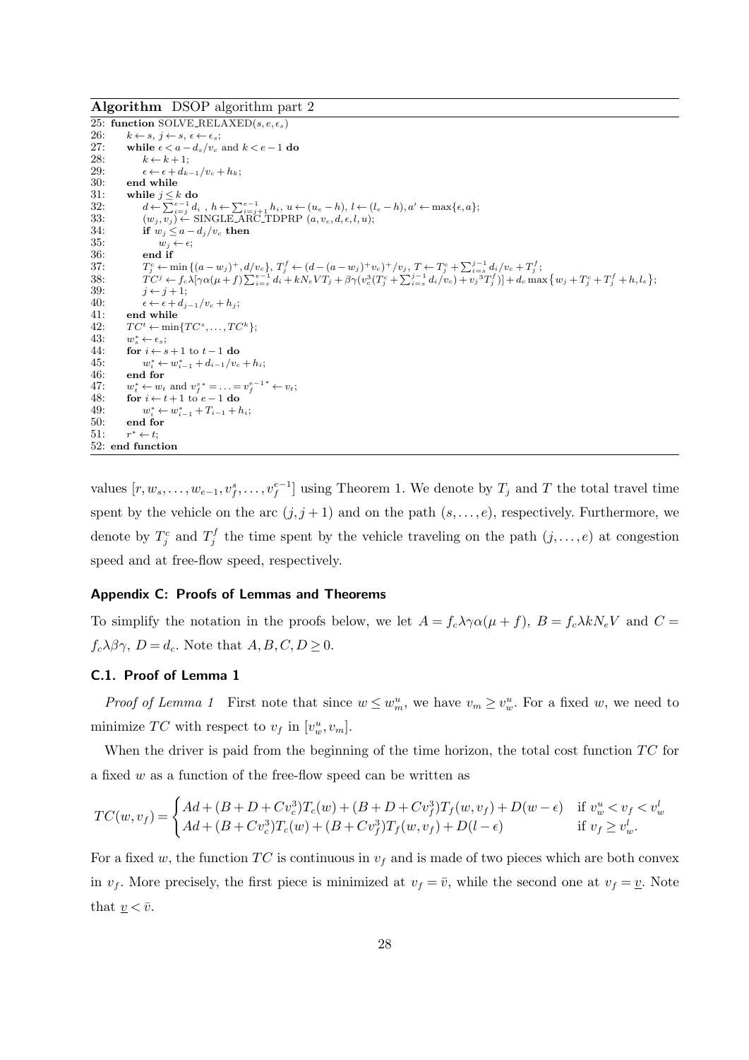**Algorithm** DSOP algorithm part 2

```
25: function SOLVE_RELAXED(s, e, ε_s)
26:     k ← s, j ← s, ε ← ε_s;
27:     while ε < a − d_s/v_c and k < e − 1 do
28:         k ← k + 1;
29:         ε ← ε + d_{k−1}/v_c + h_k;
30:     end while
31:     while j ≤ k do
32:         d ← Σ_{i=j}^{e−1} d_i , h ← Σ_{i=j+1}^{e−1} h_i, u ← (u_e − h), l ← (l_e − h), a' ← max{ε, a};
33:         (w_j, v_j) ← SINGLE_ARC_TDPRP (a, v_c, d, ε, l, u);
34:         if w_j ≤ a − d_j/v_c then
35:             w_j ← ε;
36:         end if
37:         T_j^c ← min{(a − w_j)^+, d/v_c}, T_j^f ← (d − (a − w_j)^+ v_c)^+/v_j, T ← T_j^c + Σ_{i=s}^{j−1} d_i/v_c + T_j^f;
38:         TC^j ← f_c λ[γα(μ + f) Σ_{i=s}^{e−1} d_i + kN_e V T_j + βγ(v_c^3(T_j^c + Σ_{i=s}^{j−1} d_i/v_c) + v_j^3 T_j^f)] + d_c max{w_j + T_j^c + T_j^f + h, l_e};
39:         j ← j + 1;
40:         ε ← ε + d_{j−1}/v_c + h_j;
41:     end while
42:     TC^t ← min{TC^s, ..., TC^k};
43:     w_s^* ← ε_s;
44:     for i ← s + 1 to t − 1 do
45:         w_i^* ← w_{i−1}^* + d_{i−1}/v_c + h_i;
46:     end for
47:     w_t^* ← w_t and v_f^{s*} = ... = v_f^{e−1*} ← v_t;
48:     for i ← t + 1 to e − 1 do
49:         w_i^* ← w_{i−1}^* + T_{i−1} + h_i;
50:     end for
51:     r^* ← t;
52: end function
```

values $[r, w_s, \ldots, w_{e-1}, v_f^s, \ldots, v_f^{e-1}]$ using Theorem 1. We denote by $T_j$ and $T$ the total travel time spent by the vehicle on the arc $(j, j+1)$ and on the path $(s, \ldots, e)$, respectively. Furthermore, we denote by $T_j^c$ and $T_j^f$ the time spent by the vehicle traveling on the path $(j, \ldots, e)$ at congestion speed and at free-flow speed, respectively.

## Appendix C: Proofs of Lemmas and Theorems

To simplify the notation in the proofs below, we let $A = f_c\lambda\gamma\alpha(\mu + f)$, $B = f_c\lambda k N_e V$ and $C = f_c\lambda\beta\gamma$, $D = d_c$. Note that $A, B, C, D \geq 0$.

### C.1. Proof of Lemma 1

*Proof of Lemma 1* First note that since $w \leq w_m^u$, we have $v_m \geq v_w^u$. For a fixed $w$, we need to minimize $TC$ with respect to $v_f$ in $[v_w^u, v_m]$.

When the driver is paid from the beginning of the time horizon, the total cost function $TC$ for a fixed $w$ as a function of the free-flow speed can be written as

$$TC(w, v_f) = \begin{cases} Ad + (B + D + Cv_c^3)T_c(w) + (B + D + Cv_f^3)T_f(w, v_f) + D(w - \epsilon) & \text{if } v_w^u < v_f < v_w^l \\ Ad + (B + Cv_c^3)T_c(w) + (B + Cv_f^3)T_f(w, v_f) + D(l - \epsilon) & \text{if } v_f \geq v_w^l. \end{cases}$$

For a fixed $w$, the function $TC$ is continuous in $v_f$ and is made of two pieces which are both convex in $v_f$. More precisely, the first piece is minimized at $v_f = \bar{v}$, while the second one at $v_f = \underline{v}$. Note that $\underline{v} < \bar{v}$.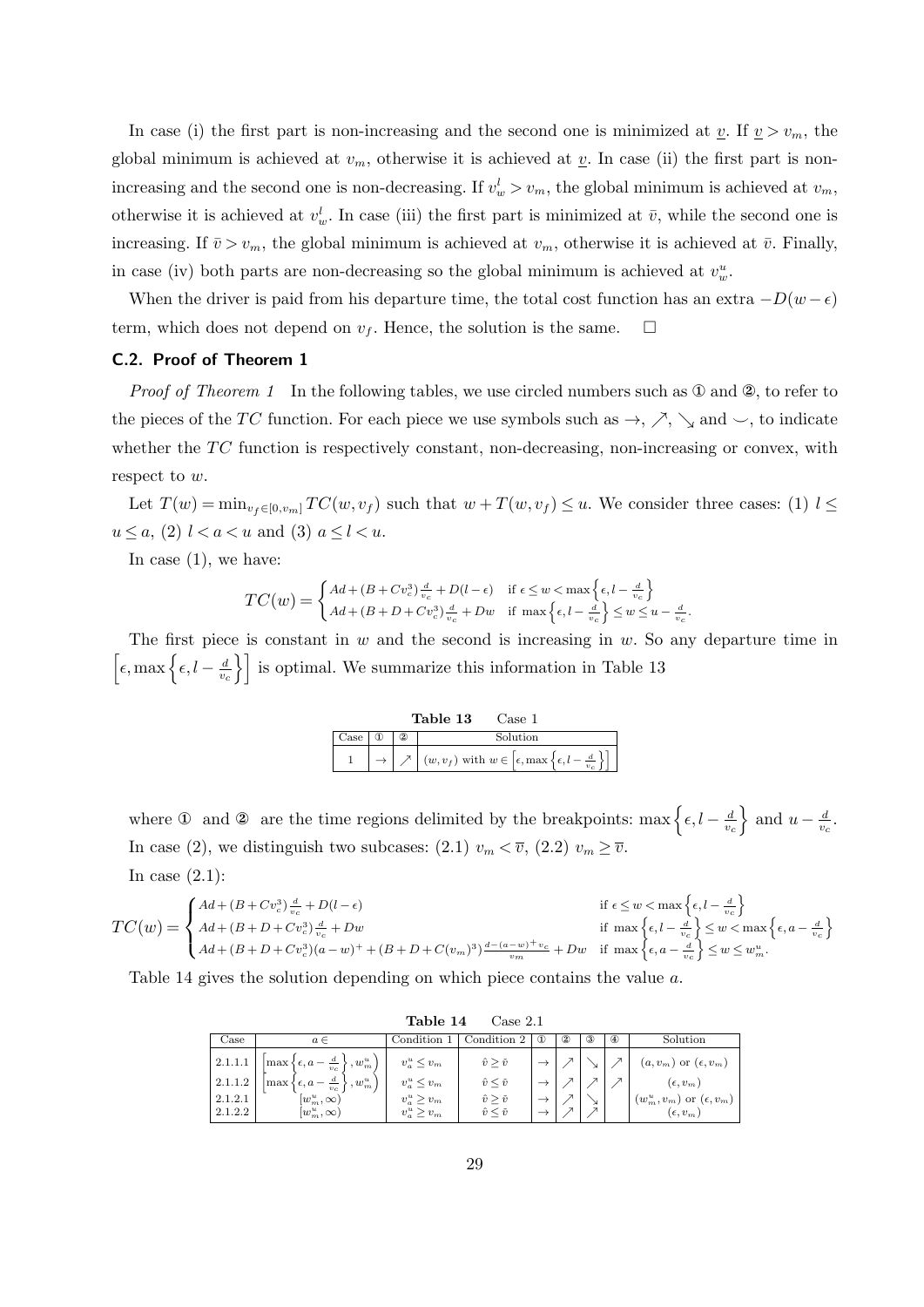In case (i) the first part is non-increasing and the second one is minimized at $\underline{v}$. If $\underline{v} > v_m$, the global minimum is achieved at $v_m$, otherwise it is achieved at $\underline{v}$. In case (ii) the first part is non-increasing and the second one is non-decreasing. If $v_w^l > v_m$, the global minimum is achieved at $v_m$, otherwise it is achieved at $v_w^l$. In case (iii) the first part is minimized at $\bar{v}$, while the second one is increasing. If $\bar{v} > v_m$, the global minimum is achieved at $v_m$, otherwise it is achieved at $\bar{v}$. Finally, in case (iv) both parts are non-decreasing so the global minimum is achieved at $v_w^u$.

When the driver is paid from his departure time, the total cost function has an extra $-D(w-\epsilon)$ term, which does not depend on $v_f$. Hence, the solution is the same. $\square$

### C.2. Proof of Theorem 1

*Proof of Theorem 1* In the following tables, we use circled numbers such as ① and ②, to refer to the pieces of the $TC$ function. For each piece we use symbols such as $\rightarrow$, $\nearrow$, $\searrow$ and $\smile$, to indicate whether the $TC$ function is respectively constant, non-decreasing, non-increasing or convex, with respect to $w$.

Let $T(w) = \min_{v_f \in [0, v_m]} TC(w, v_f)$ such that $w + T(w, v_f) \le u$. We consider three cases: (1) $l \le u \le a$, (2) $l < a < u$ and (3) $a \le l < u$.

In case (1), we have:

$$TC(w) = \begin{cases} Ad + (B + Cv_c^3)\frac{d}{v_c} + D(l-\epsilon) & \text{if } \epsilon \le w < \max\left\{\epsilon, l - \frac{d}{v_c}\right\} \\ Ad + (B + D + Cv_c^3)\frac{d}{v_c} + Dw & \text{if } \max\left\{\epsilon, l - \frac{d}{v_c}\right\} \le w \le u - \frac{d}{v_c}. \end{cases}$$

The first piece is constant in $w$ and the second is increasing in $w$. So any departure time in $\left[\epsilon, \max\left\{\epsilon, l - \frac{d}{v_c}\right\}\right]$ is optimal. We summarize this information in Table 13

**Table 13** Case 1

| Case | ① | ② | Solution |
|---|---|---|---|
| 1 | $\rightarrow$ | $\nearrow$ | $(w, v_f)$ with $w \in \left[\epsilon, \max\left\{\epsilon, l - \frac{d}{v_c}\right\}\right]$ |

where ① and ② are the time regions delimited by the breakpoints: $\max\left\{\epsilon, l - \frac{d}{v_c}\right\}$ and $u - \frac{d}{v_c}$. In case (2), we distinguish two subcases: (2.1) $v_m < \overline{v}$, (2.2) $v_m \ge \overline{v}$.

In case (2.1):

$$TC(w) = \begin{cases} Ad + (B + Cv_c^3)\frac{d}{v_c} + D(l-\epsilon) & \text{if } \epsilon \le w < \max\left\{\epsilon, l - \frac{d}{v_c}\right\} \\ Ad + (B + D + Cv_c^3)\frac{d}{v_c} + Dw & \text{if } \max\left\{\epsilon, l - \frac{d}{v_c}\right\} \le w < \max\left\{\epsilon, a - \frac{d}{v_c}\right\} \\ Ad + (B + D + Cv_c^3)(a-w)^+ + (B + D + C(v_m)^3)\frac{d-(a-w)^+ v_c}{v_m} + Dw & \text{if } \max\left\{\epsilon, a - \frac{d}{v_c}\right\} \le w \le w_m^u. \end{cases}$$

Table 14 gives the solution depending on which piece contains the value $a$.

**Table 14** Case 2.1

| Case | $a \in$ | Condition 1 | Condition 2 | ① | ② | ③ | ④ | Solution |
|---|---|---|---|---|---|---|---|---|
| 2.1.1.1 | $\left[\max\left\{\epsilon, a - \frac{d}{v_c}\right\}, w_m^u\right)$ | $v_a^u \le v_m$ | $\hat{v} \ge \tilde{v}$ | $\rightarrow$ | $\nearrow$ | $\searrow$ | $\nearrow$ | $(a, v_m)$ or $(\epsilon, v_m)$ |
| 2.1.1.2 | $\left[\max\left\{\epsilon, a - \frac{d}{v_c}\right\}, w_m^u\right)$ | $v_a^u \le v_m$ | $\hat{v} \le \tilde{v}$ | $\rightarrow$ | $\nearrow$ | $\nearrow$ | $\nearrow$ | $(\epsilon, v_m)$ |
| 2.1.2.1 | $[w_m^u, \infty)$ | $v_a^u \ge v_m$ | $\hat{v} \ge \tilde{v}$ | $\rightarrow$ | $\nearrow$ | $\searrow$ | | $(w_m^u, v_m)$ or $(\epsilon, v_m)$ |
| 2.1.2.2 | $[w_m^u, \infty)$ | $v_a^u \ge v_m$ | $\hat{v} \le \tilde{v}$ | $\rightarrow$ | $\nearrow$ | $\nearrow$ | | $(\epsilon, v_m)$ |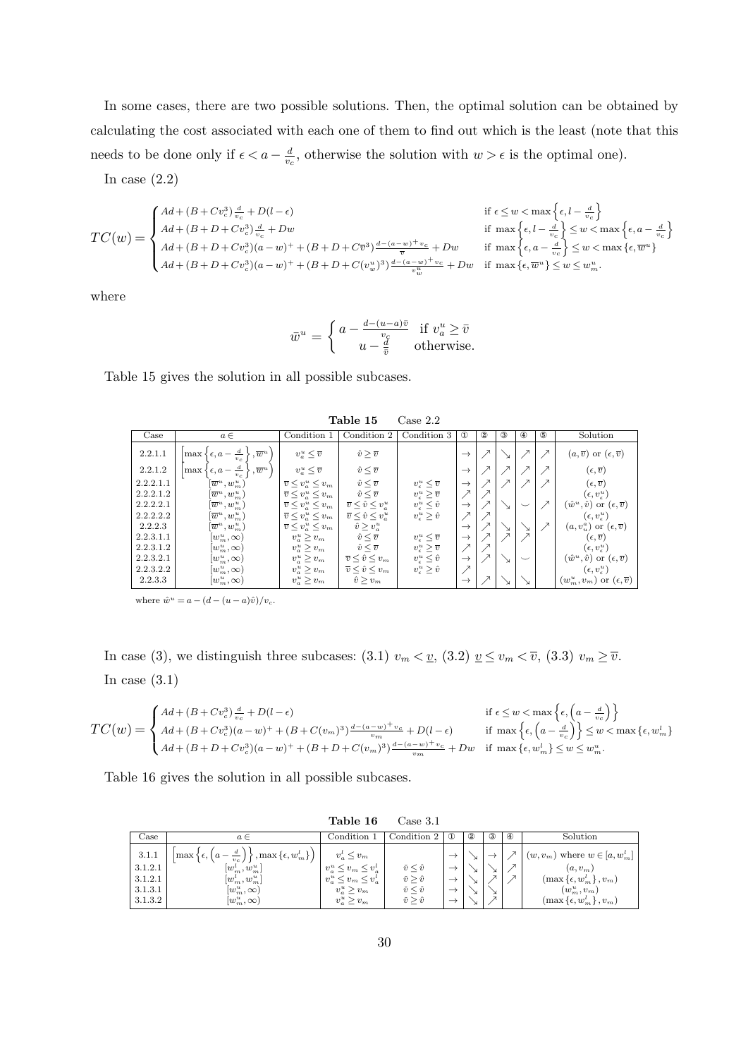In some cases, there are two possible solutions. Then, the optimal solution can be obtained by calculating the cost associated with each one of them to find out which is the least (note that this needs to be done only if $\epsilon < a - \frac{d}{v_c}$, otherwise the solution with $w > \epsilon$ is the optimal one).

In case (2.2)

$$TC(w) = \begin{cases} Ad + (B + Cv_c^3)\frac{d}{v_c} + D(l - \epsilon) & \text{if } \epsilon \leq w < \max\left\{\epsilon, l - \frac{d}{v_c}\right\} \\ Ad + (B + D + Cv_c^3)\frac{d}{v_c} + Dw & \text{if } \max\left\{\epsilon, l - \frac{d}{v_c}\right\} \leq w < \max\left\{\epsilon, a - \frac{d}{v_c}\right\} \\ Ad + (B + D + Cv_c^3)(a - w)^+ + (B + D + C\overline{v}^3)\frac{d - (a-w)^+ v_c}{\overline{v}} + Dw & \text{if } \max\left\{\epsilon, a - \frac{d}{v_c}\right\} \leq w < \max\left\{\epsilon, \overline{w}^u\right\} \\ Ad + (B + D + Cv_c^3)(a - w)^+ + (B + D + C(v_w^u)^3)\frac{d - (a-w)^+ v_c}{v_w^u} + Dw & \text{if } \max\{\epsilon, \overline{w}^u\} \leq w \leq w_m^u. \end{cases}$$

where

$$\bar{w}^u = \begin{cases} a - \frac{d - (u-a)\bar{v}}{v_c} & \text{if } v_a^u \geq \bar{v} \\ u - \frac{d}{\bar{v}} & \text{otherwise.} \end{cases}$$

Table 15 gives the solution in all possible subcases.

**Table 15** Case 2.2

| Case | $a \in$ | Condition 1 | Condition 2 | Condition 3 | ① | ② | ③ | ④ | ⑤ | Solution |
|---|---|---|---|---|---|---|---|---|---|---|
| 2.2.1.1 | $\left[\max\left\{\epsilon, a - \frac{d}{v_c}\right\}, \overline{w}^u\right)$ | $v_a^u \leq \overline{v}$ | $\hat{v} \geq \overline{v}$ | | $\rightarrow$ | $\nearrow$ | $\searrow$ | $\nearrow$ | $\nearrow$ | $(a, \overline{v})$ or $(\epsilon, \overline{v})$ |
| 2.2.1.2 | $\left[\max\left\{\epsilon, a - \frac{d}{v_c}\right\}, \overline{w}^u\right)$ | $v_a^u \leq \overline{v}$ | $\hat{v} \leq \overline{v}$ | | $\rightarrow$ | $\nearrow$ | $\nearrow$ | $\nearrow$ | $\nearrow$ | $(\epsilon, \overline{v})$ |
| 2.2.2.1.1 | $[\overline{w}^u, w_m^u)$ | $\overline{v} \leq v_a^u \leq v_m$ | $\hat{v} \leq \overline{v}$ | $v_\epsilon^u \leq \overline{v}$ | $\rightarrow$ | $\nearrow$ | $\nearrow$ | $\nearrow$ | $\nearrow$ | $(\epsilon, \overline{v})$ |
| 2.2.2.1.2 | $[\overline{w}^u, w_m^u)$ | $\overline{v} \leq v_a^u \leq v_m$ | $\hat{v} \leq \overline{v}$ | $v_\epsilon^u \geq \overline{v}$ | $\nearrow$ | $\nearrow$ | | | | $(\epsilon, v_\epsilon^u)$ |
| 2.2.2.2.1 | $[\overline{w}^u, w_m^u)$ | $\overline{v} \leq v_a^u \leq v_m$ | $\overline{v} \leq \hat{v} \leq v_a^u$ | $v_\epsilon^u \leq \hat{v}$ | $\rightarrow$ | $\nearrow$ | $\searrow$ | $\smile$ | $\nearrow$ | $(\hat{w}^u, \hat{v})$ or $(\epsilon, \overline{v})$ |
| 2.2.2.2.2 | $[\overline{w}^u, w_m^u)$ | $\overline{v} \leq v_a^u \leq v_m$ | $\overline{v} \leq \hat{v} \leq v_a^u$ | $v_\epsilon^u \geq \hat{v}$ | $\nearrow$ | $\nearrow$ | | | | $(\epsilon, v_\epsilon^u)$ |
| 2.2.2.3 | $[\overline{w}^u, w_m^u)$ | $\overline{v} \leq v_a^u \leq v_m$ | $\hat{v} \geq v_a^u$ | | $\rightarrow$ | $\nearrow$ | $\searrow$ | $\searrow$ | $\nearrow$ | $(a, v_a^u)$ or $(\epsilon, \overline{v})$ |
| 2.2.3.1.1 | $[w_m^u, \infty)$ | $v_a^u \geq v_m$ | $\hat{v} \leq \overline{v}$ | $v_\epsilon^u \leq \overline{v}$ | $\rightarrow$ | $\nearrow$ | $\nearrow$ | $\nearrow$ | | $(\epsilon, \overline{v})$ |
| 2.2.3.1.2 | $[w_m^u, \infty)$ | $v_a^u \geq v_m$ | $\hat{v} \leq \overline{v}$ | $v_\epsilon^u \geq \overline{v}$ | $\nearrow$ | $\nearrow$ | | | | $(\epsilon, v_\epsilon^u)$ |
| 2.2.3.2.1 | $[w_m^u, \infty)$ | $v_a^u \geq v_m$ | $\overline{v} \leq \hat{v} \leq v_m$ | $v_\epsilon^u \leq \hat{v}$ | $\rightarrow$ | $\nearrow$ | $\searrow$ | $\smile$ | | $(\hat{w}^u, \hat{v})$ or $(\epsilon, \overline{v})$ |
| 2.2.3.2.2 | $[w_m^u, \infty)$ | $v_a^u \geq v_m$ | $\overline{v} \leq \hat{v} \leq v_m$ | $v_\epsilon^u \geq \hat{v}$ | $\nearrow$ | | | | | $(\epsilon, v_\epsilon^u)$ |
| 2.2.3.3 | $[w_m^u, \infty)$ | $v_a^u \geq v_m$ | $\hat{v} \geq v_m$ | | $\rightarrow$ | $\nearrow$ | $\searrow$ | $\searrow$ | | $(w_m^u, v_m)$ or $(\epsilon, \overline{v})$ |

where $\hat{w}^u = a - (d - (u-a)\hat{v})/v_c$.

In case (3), we distinguish three subcases: (3.1) $v_m < \underline{v}$, (3.2) $\underline{v} \leq v_m < \overline{v}$, (3.3) $v_m \geq \overline{v}$.

In case (3.1)

$$TC(w) = \begin{cases} Ad + (B + Cv_c^3)\frac{d}{v_c} + D(l - \epsilon) & \text{if } \epsilon \leq w < \max\left\{\epsilon, \left(a - \frac{d}{v_c}\right)\right\} \\ Ad + (B + Cv_c^3)(a - w)^+ + (B + C(v_m)^3)\frac{d - (a-w)^+ v_c}{v_m} + D(l - \epsilon) & \text{if } \max\left\{\epsilon, \left(a - \frac{d}{v_c}\right)\right\} \leq w < \max\{\epsilon, w_m^l\} \\ Ad + (B + D + Cv_c^3)(a - w)^+ + (B + D + C(v_m)^3)\frac{d - (a-w)^+ v_c}{v_m} + Dw & \text{if } \max\{\epsilon, w_m^l\} \leq w \leq w_m^u. \end{cases}$$

Table 16 gives the solution in all possible subcases.

**Table 16** Case 3.1

| Case | $a \in$ | Condition 1 | Condition 2 | ① | ② | ③ | ④ | Solution |
|---|---|---|---|---|---|---|---|---|
| 3.1.1 | $\left[\max\left\{\epsilon, \left(a - \frac{d}{v_c}\right)\right\}, \max\{\epsilon, w_m^l\}\right)$ | $v_a^l \leq v_m$ | | $\rightarrow$ | $\searrow$ | $\rightarrow$ | $\nearrow$ | $(w, v_m)$ where $w \in [a, w_m^l]$ |
| 3.1.2.1 | $[w_m^l, w_m^u]$ | $v_a^u \leq v_m \leq v_a^l$ | $\tilde{v} \leq \hat{v}$ | $\rightarrow$ | $\searrow$ | $\searrow$ | $\nearrow$ | $(a, v_m)$ |
| 3.1.2.1 | $[w_m^l, w_m^u]$ | $v_a^u \leq v_m \leq v_a^l$ | $\tilde{v} \geq \hat{v}$ | $\rightarrow$ | $\searrow$ | $\nearrow$ | $\nearrow$ | $(\max\{\epsilon, w_m^l\}, v_m)$ |
| 3.1.3.1 | $[w_m^u, \infty)$ | $v_a^u \geq v_m$ | $\tilde{v} \leq \hat{v}$ | $\rightarrow$ | $\searrow$ | $\searrow$ | | $(w_m^u, v_m)$ |
| 3.1.3.2 | $[w_m^u, \infty)$ | $v_a^u \geq v_m$ | $\tilde{v} \geq \hat{v}$ | $\rightarrow$ | $\searrow$ | $\nearrow$ | | $(\max\{\epsilon, w_m^l\}, v_m)$ |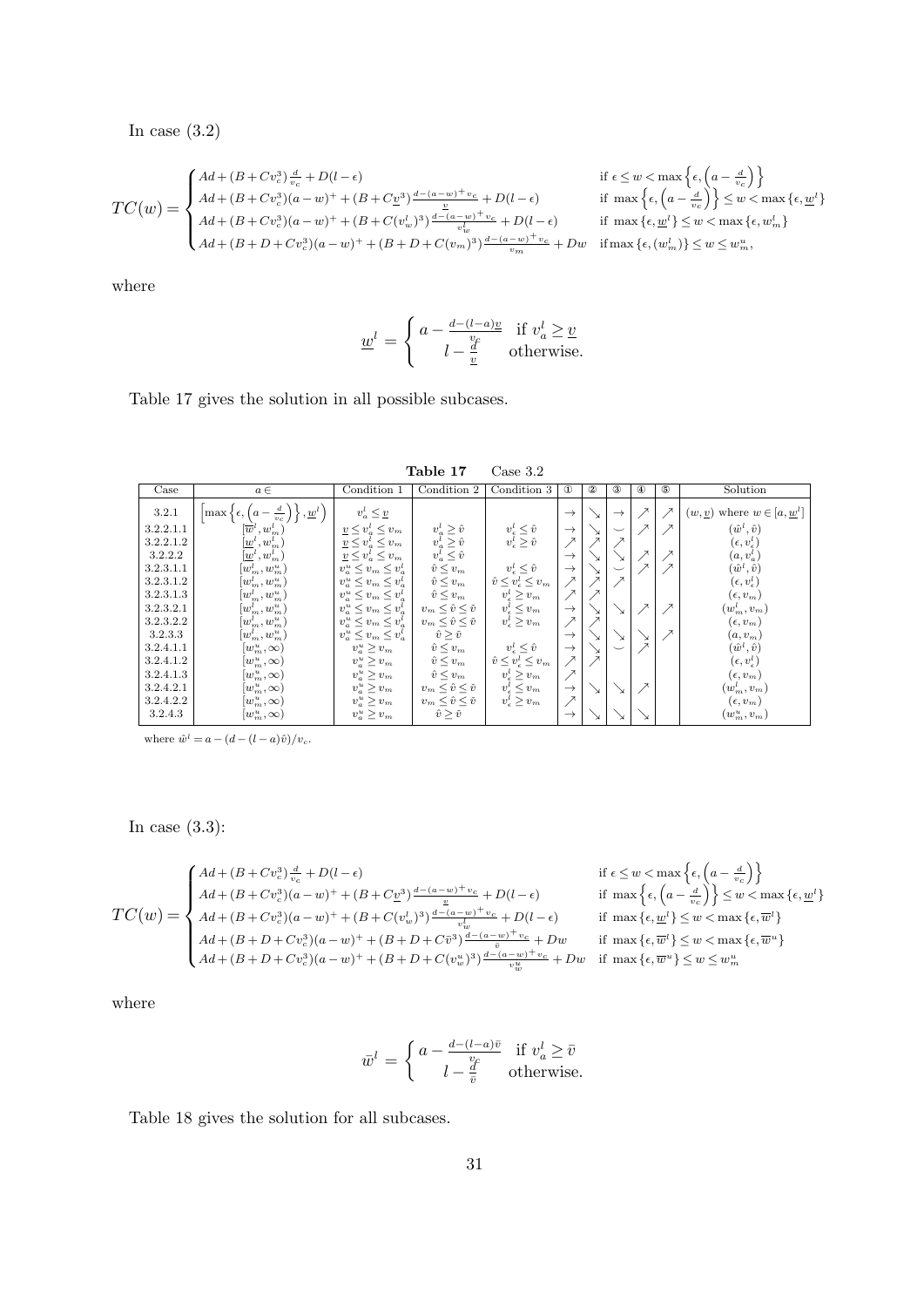In case (3.2)

$$TC(w) = \begin{cases} Ad + (B + Cv_c^3)\frac{d}{v_c} + D(l - \epsilon) & \text{if } \epsilon \leq w < \max\left\{\epsilon, \left(a - \frac{d}{v_c}\right)\right\} \\ Ad + (B + Cv_c^3)(a-w)^+ + (B + C\underline{v}^3)\frac{d-(a-w)^+ v_c}{\underline{v}} + D(l - \epsilon) & \text{if } \max\left\{\epsilon, \left(a - \frac{d}{v_c}\right)\right\} \leq w < \max\{\epsilon, \underline{w}^l\} \\ Ad + (B + Cv_c^3)(a-w)^+ + (B + C(v_w^l)^3)\frac{d-(a-w)^+ v_c}{v_w^l} + D(l - \epsilon) & \text{if } \max\{\epsilon, \underline{w}^l\} \leq w < \max\{\epsilon, w_m^l\} \\ Ad + (B + D + Cv_c^3)(a-w)^+ + (B + D + C(v_m)^3)\frac{d-(a-w)^+ v_c}{v_m} + Dw & \text{if} \max\{\epsilon, (w_m^l)\} \leq w \leq w_m^u, \end{cases}$$

where

$$\underline{w}^l = \begin{cases} a - \frac{d-(l-a)\underline{v}}{v_c} & \text{if } v_a^l \geq \underline{v} \\ l - \frac{d}{\underline{v}} & \text{otherwise.} \end{cases}$$

Table 17 gives the solution in all possible subcases.

**Table 17** Case 3.2

| Case | $a \in$ | Condition 1 | Condition 2 | Condition 3 | ① | ② | ③ | ④ | ⑤ | Solution |
|---|---|---|---|---|---|---|---|---|---|---|
| 3.2.1 | $\left[\max\left\{\epsilon, \left(a - \frac{d}{v_c}\right)\right\}, \underline{w}^l\right)$ | $v_a^l \leq \underline{v}$ | | | $\rightarrow$ | $\searrow$ | $\rightarrow$ | $\nearrow$ | $\nearrow$ | $(w, \underline{v})$ where $w \in [a, \underline{w}^l]$ |
| 3.2.2.1.1 | $[\overline{w}^l, w_m^l)$ | $\underline{v} \leq v_a^l \leq v_m$ | $v_a^l \geq \hat{v}$ | $v_\epsilon^l \leq \hat{v}$ | $\rightarrow$ | $\searrow$ | $\smile$ | $\nearrow$ | $\nearrow$ | $(\hat{w}^l, \hat{v})$ |
| 3.2.2.1.2 | $[\underline{w}^l, w_m^l)$ | $\underline{v} \leq v_a^l \leq v_m$ | $v_a^l \geq \hat{v}$ | $v_\epsilon^l \geq \hat{v}$ | $\nearrow$ | $\nearrow$ | $\nearrow$ | | | $(\epsilon, v_\epsilon^l)$ |
| 3.2.2.2 | $[\underline{w}^l, w_m^l)$ | $\underline{v} \leq v_a^l \leq v_m$ | $v_a^l \leq \hat{v}$ | | $\rightarrow$ | $\searrow$ | $\searrow$ | $\nearrow$ | $\nearrow$ | $(a, v_a^l)$ |
| 3.2.3.1.1 | $[w_m^l, w_m^u)$ | $v_a^u \leq v_m \leq v_a^l$ | $\hat{v} \leq v_m$ | $v_\epsilon^l \leq \hat{v}$ | $\rightarrow$ | $\searrow$ | $\smile$ | $\nearrow$ | $\nearrow$ | $(\hat{w}^l, \hat{v})$ |
| 3.2.3.1.2 | $[w_m^l, w_m^u)$ | $v_a^u \leq v_m \leq v_a^l$ | $\hat{v} \leq v_m$ | $\hat{v} \leq v_\epsilon^l \leq v_m$ | $\nearrow$ | $\nearrow$ | $\nearrow$ | | | $(\epsilon, v_\epsilon^l)$ |
| 3.2.3.1.3 | $[w_m^l, w_m^u)$ | $v_a^u \leq v_m \leq v_a^l$ | $\hat{v} \leq v_m$ | $v_\epsilon^l \geq v_m$ | $\nearrow$ | $\nearrow$ | | | | $(\epsilon, v_m)$ |
| 3.2.3.2.1 | $[w_m^l, w_m^u)$ | $v_a^u \leq v_m \leq v_a^l$ | $v_m \leq \hat{v} \leq \bar{v}$ | $v_\epsilon^l \leq v_m$ | $\rightarrow$ | $\searrow$ | $\searrow$ | $\nearrow$ | $\nearrow$ | $(w_m^l, v_m)$ |
| 3.2.3.2.2 | $[w_m^l, w_m^u)$ | $v_a^u \leq v_m \leq v_a^l$ | $v_m \leq \hat{v} \leq \bar{v}$ | $v_\epsilon^l \geq v_m$ | $\nearrow$ | $\nearrow$ | | | | $(\epsilon, v_m)$ |
| 3.2.3.3 | $[w_m^l, w_m^u)$ | $v_a^u \leq v_m \leq v_a^l$ | $\hat{v} \geq \bar{v}$ | | $\rightarrow$ | $\searrow$ | $\searrow$ | $\searrow$ | $\nearrow$ | $(a, v_m)$ |
| 3.2.4.1.1 | $[w_m^u, \infty)$ | $v_a^u \geq v_m$ | $\hat{v} \leq v_m$ | $v_\epsilon^l \leq \hat{v}$ | $\rightarrow$ | $\searrow$ | $\smile$ | $\nearrow$ | | $(\hat{w}^l, \hat{v})$ |
| 3.2.4.1.2 | $[w_m^u, \infty)$ | $v_a^u \geq v_m$ | $\hat{v} \leq v_m$ | $\hat{v} \leq v_\epsilon^l \leq v_m$ | $\nearrow$ | $\nearrow$ | | | | $(\epsilon, v_\epsilon^l)$ |
| 3.2.4.1.3 | $[w_m^u, \infty)$ | $v_a^u \geq v_m$ | $\hat{v} \leq v_m$ | $v_\epsilon^l \geq v_m$ | $\nearrow$ | | | | | $(\epsilon, v_m)$ |
| 3.2.4.2.1 | $[w_m^u, \infty)$ | $v_a^u \geq v_m$ | $v_m \leq \hat{v} \leq \bar{v}$ | $v_\epsilon^l \leq v_m$ | $\rightarrow$ | $\searrow$ | $\searrow$ | $\nearrow$ | | $(w_m^l, v_m)$ |
| 3.2.4.2.2 | $[w_m^u, \infty)$ | $v_a^u \geq v_m$ | $v_m \leq \hat{v} \leq \bar{v}$ | $v_\epsilon^l \geq v_m$ | $\nearrow$ | | | | | $(\epsilon, v_m)$ |
| 3.2.4.3 | $[w_m^u, \infty)$ | $v_a^u \geq v_m$ | $\hat{v} \geq \bar{v}$ | | $\rightarrow$ | $\searrow$ | $\searrow$ | $\searrow$ | | $(w_m^u, v_m)$ |

where $\hat{w}^l = a - (d - (l-a)\hat{v})/v_c$.

In case (3.3):

$$TC(w) = \begin{cases} Ad + (B + Cv_c^3)\frac{d}{v_c} + D(l - \epsilon) & \text{if } \epsilon \leq w < \max\left\{\epsilon, \left(a - \frac{d}{v_c}\right)\right\} \\ Ad + (B + Cv_c^3)(a-w)^+ + (B + C\underline{v}^3)\frac{d-(a-w)^+ v_c}{\underline{v}} + D(l - \epsilon) & \text{if } \max\left\{\epsilon, \left(a - \frac{d}{v_c}\right)\right\} \leq w < \max\{\epsilon, \underline{w}^l\} \\ Ad + (B + Cv_c^3)(a-w)^+ + (B + C(v_w^l)^3)\frac{d-(a-w)^+ v_c}{v_w^l} + D(l - \epsilon) & \text{if } \max\{\epsilon, \underline{w}^l\} \leq w < \max\{\epsilon, \overline{w}^l\} \\ Ad + (B + D + Cv_c^3)(a-w)^+ + (B + D + C\bar{v}^3)\frac{d-(a-w)^+ v_c}{\bar{v}} + Dw & \text{if } \max\{\epsilon, \overline{w}^l\} \leq w < \max\{\epsilon, \overline{w}^u\} \\ Ad + (B + D + Cv_c^3)(a-w)^+ + (B + D + C(v_w^u)^3)\frac{d-(a-w)^+ v_c}{v_w^u} + Dw & \text{if } \max\{\epsilon, \overline{w}^u\} \leq w \leq w_m^u \end{cases}$$

where

$$\bar{w}^l = \begin{cases} a - \frac{d-(l-a)\bar{v}}{v_c} & \text{if } v_a^l \geq \bar{v} \\ l - \frac{d}{\bar{v}} & \text{otherwise.} \end{cases}$$

Table 18 gives the solution for all subcases.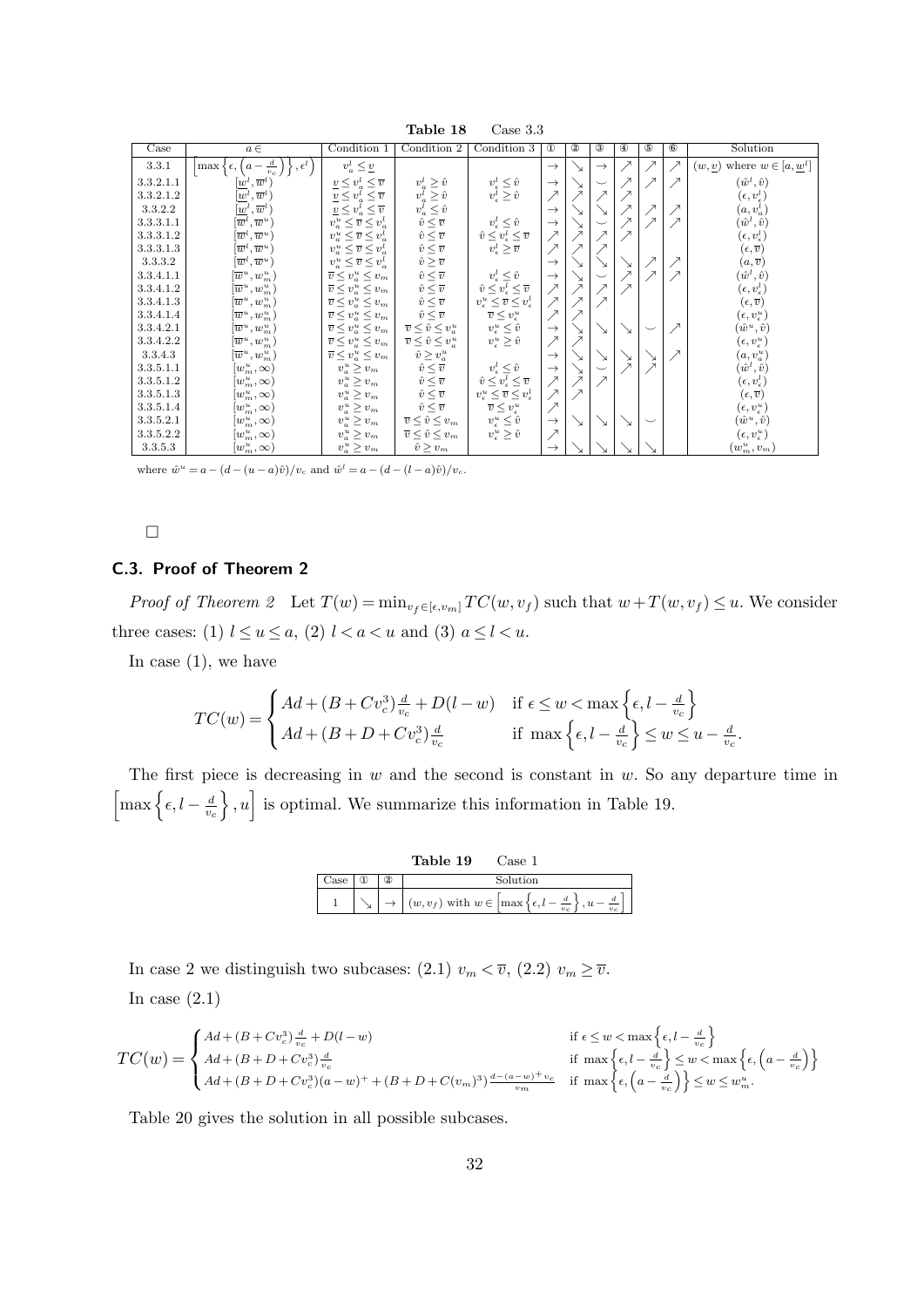**Table 18** Case 3.3

| Case | $a \in$ | Condition 1 | Condition 2 | Condition 3 | ① | ② | ③ | ④ | ⑤ | ⑥ | Solution |
|---|---|---|---|---|---|---|---|---|---|---|---|
| 3.3.1 | $\left[\max\left\{\epsilon, \left(a-\frac{d}{v_c}\right)\right\}, \epsilon^l\right)$ | $v_a^l \leq \underline{v}$ | | | $\rightarrow$ | $\searrow$ | $\rightarrow$ | $\nearrow$ | $\nearrow$ | $\nearrow$ | $(w, \underline{v})$ where $w \in [a, \underline{w}^l]$ |
| 3.3.2.1.1 | $[\underline{w}^l, \overline{w}^l)$ | $\underline{v} \leq v_a^l \leq \overline{v}$ | $v_a^l \geq \hat{v}$ | $v_\epsilon^l \leq \hat{v}$ | $\rightarrow$ | $\searrow$ | $\smile$ | $\nearrow$ | $\nearrow$ | $\nearrow$ | $(\hat{w}^l, \hat{v})$ |
| 3.3.2.1.2 | $[\underline{w}^l, \overline{w}^l)$ | $\underline{v} \leq v_a^l \leq \overline{v}$ | $v_a^l \geq \hat{v}$ | $v_\epsilon^l \geq \hat{v}$ | $\nearrow$ | $\nearrow$ | $\nearrow$ | $\nearrow$ | | | $(\epsilon, v_\epsilon^l)$ |
| 3.3.2.2 | $[\underline{w}^l, \overline{w}^l)$ | $\underline{v} \leq v_a^l \leq \overline{v}$ | $v_a^l \leq \hat{v}$ | | $\rightarrow$ | $\searrow$ | $\searrow$ | $\nearrow$ | $\nearrow$ | $\nearrow$ | $(a, v_a^l)$ |
| 3.3.3.1.1 | $[\overline{w}^l, \overline{w}^u)$ | $v_a^u \leq \overline{v} \leq v_a^l$ | $\hat{v} \leq \overline{v}$ | $v_\epsilon^l \leq \hat{v}$ | $\rightarrow$ | $\searrow$ | $\smile$ | $\nearrow$ | $\nearrow$ | $\nearrow$ | $(\hat{w}^l, \hat{v})$ |
| 3.3.3.1.2 | $[\overline{w}^l, \overline{w}^u)$ | $v_a^u \leq \overline{v} \leq v_a^l$ | $\hat{v} \leq \overline{v}$ | $\hat{v} \leq v_\epsilon^l \leq \overline{v}$ | $\nearrow$ | $\nearrow$ | $\nearrow$ | $\nearrow$ | | | $(\epsilon, v_\epsilon^l)$ |
| 3.3.3.1.3 | $[\overline{w}^l, \overline{w}^u)$ | $v_a^u \leq \overline{v} \leq v_a^l$ | $\hat{v} \leq \overline{v}$ | $v_\epsilon^l \geq \overline{v}$ | $\nearrow$ | $\nearrow$ | $\nearrow$ | | | | $(\epsilon, \overline{v})$ |
| 3.3.3.2 | $[\overline{w}^l, \overline{w}^u)$ | $v_a^u \leq \overline{v} \leq v_a^l$ | $\hat{v} \geq \overline{v}$ | | $\rightarrow$ | $\searrow$ | $\searrow$ | $\searrow$ | $\nearrow$ | $\nearrow$ | $(a, \overline{v})$ |
| 3.3.4.1.1 | $[\overline{w}^u, w_m^u)$ | $\overline{v} \leq v_a^u \leq v_m$ | $\hat{v} \leq \overline{v}$ | $v_\epsilon^l \leq \hat{v}$ | $\rightarrow$ | $\searrow$ | $\smile$ | $\nearrow$ | $\nearrow$ | $\nearrow$ | $(\hat{w}^l, \hat{v})$ |
| 3.3.4.1.2 | $[\overline{w}^u, w_m^u)$ | $\overline{v} \leq v_a^u \leq v_m$ | $\hat{v} \leq \overline{v}$ | $\hat{v} \leq v_\epsilon^l \leq \overline{v}$ | $\nearrow$ | $\nearrow$ | $\nearrow$ | $\nearrow$ | | | $(\epsilon, v_\epsilon^l)$ |
| 3.3.4.1.3 | $[\overline{w}^u, w_m^u)$ | $\overline{v} \leq v_a^u \leq v_m$ | $\hat{v} \leq \overline{v}$ | $v_\epsilon^u \leq \overline{v} \leq v_\epsilon^l$ | $\nearrow$ | $\nearrow$ | $\nearrow$ | | | | $(\epsilon, \overline{v})$ |
| 3.3.4.1.4 | $[\overline{w}^u, w_m^u)$ | $\overline{v} \leq v_a^u \leq v_m$ | $\hat{v} \leq \overline{v}$ | $\overline{v} \leq v_\epsilon^u$ | $\nearrow$ | $\nearrow$ | | | | | $(\epsilon, v_\epsilon^u)$ |
| 3.3.4.2.1 | $[\overline{w}^u, w_m^u)$ | $\overline{v} \leq v_a^u \leq v_m$ | $\overline{v} \leq \hat{v} \leq v_a^u$ | $v_\epsilon^u \leq \hat{v}$ | $\rightarrow$ | $\searrow$ | $\searrow$ | $\searrow$ | $\smile$ | $\nearrow$ | $(\hat{w}^u, \hat{v})$ |
| 3.3.4.2.2 | $[\overline{w}^u, w_m^u)$ | $\overline{v} \leq v_a^u \leq v_m$ | $\overline{v} \leq \hat{v} \leq v_a^u$ | $v_\epsilon^u \geq \hat{v}$ | $\nearrow$ | $\nearrow$ | | | | | $(\epsilon, v_\epsilon^u)$ |
| 3.3.4.3 | $[\overline{w}^u, w_m^u)$ | $\overline{v} \leq v_a^u \leq v_m$ | $\hat{v} \geq v_a^u$ | | $\rightarrow$ | $\searrow$ | $\searrow$ | $\searrow$ | $\searrow$ | $\nearrow$ | $(a, v_a^u)$ |
| 3.3.5.1.1 | $[w_m^u, \infty)$ | $v_a^u \geq v_m$ | $\hat{v} \leq \overline{v}$ | $v_\epsilon^l \leq \hat{v}$ | $\rightarrow$ | $\searrow$ | $\smile$ | $\nearrow$ | $\nearrow$ | | $(\hat{w}^l, \hat{v})$ |
| 3.3.5.1.2 | $[w_m^u, \infty)$ | $v_a^u \geq v_m$ | $\hat{v} \leq \overline{v}$ | $\hat{v} \leq v_\epsilon^l \leq \overline{v}$ | $\nearrow$ | $\nearrow$ | $\nearrow$ | | | | $(\epsilon, v_\epsilon^l)$ |
| 3.3.5.1.3 | $[w_m^u, \infty)$ | $v_a^u \geq v_m$ | $\hat{v} \leq \overline{v}$ | $v_\epsilon^u \leq \overline{v} \leq v_\epsilon^l$ | $\nearrow$ | $\nearrow$ | | | | | $(\epsilon, \overline{v})$ |
| 3.3.5.1.4 | $[w_m^u, \infty)$ | $v_a^u \geq v_m$ | $\hat{v} \leq \overline{v}$ | $\overline{v} \leq v_\epsilon^u$ | $\nearrow$ | | | | | | $(\epsilon, v_\epsilon^u)$ |
| 3.3.5.2.1 | $[w_m^u, \infty)$ | $v_a^u \geq v_m$ | $\overline{v} \leq \hat{v} \leq v_m$ | $v_\epsilon^u \leq \hat{v}$ | $\rightarrow$ | $\searrow$ | $\searrow$ | $\searrow$ | $\smile$ | | $(\hat{w}^u, \hat{v})$ |
| 3.3.5.2.2 | $[w_m^u, \infty)$ | $v_a^u \geq v_m$ | $\overline{v} \leq \hat{v} \leq v_m$ | $v_\epsilon^u \geq \hat{v}$ | $\nearrow$ | | | | | | $(\epsilon, v_\epsilon^u)$ |
| 3.3.5.3 | $[w_m^u, \infty)$ | $v_a^u \geq v_m$ | $\hat{v} \geq v_m$ | | $\rightarrow$ | $\searrow$ | $\searrow$ | $\searrow$ | $\searrow$ | | $(w_m^u, v_m)$ |

where $\hat{w}^u = a - (d - (u-a)\hat{v})/v_c$ and $\hat{w}^l = a - (d - (l-a)\hat{v})/v_c$.

□

### C.3. Proof of Theorem 2

*Proof of Theorem 2* Let $T(w) = \min_{v_f \in [\epsilon, v_m]} TC(w, v_f)$ such that $w + T(w, v_f) \leq u$. We consider three cases: (1) $l \leq u \leq a$, (2) $l < a < u$ and (3) $a \leq l < u$.

In case (1), we have

$$TC(w) = \begin{cases} Ad + (B + Cv_c^3)\frac{d}{v_c} + D(l - w) & \text{if } \epsilon \leq w < \max\left\{\epsilon, l - \frac{d}{v_c}\right\} \\ Ad + (B + D + Cv_c^3)\frac{d}{v_c} & \text{if } \max\left\{\epsilon, l - \frac{d}{v_c}\right\} \leq w \leq u - \frac{d}{v_c}. \end{cases}$$

The first piece is decreasing in $w$ and the second is constant in $w$. So any departure time in $\left[\max\left\{\epsilon, l - \frac{d}{v_c}\right\}, u\right]$ is optimal. We summarize this information in Table 19.

**Table 19** Case 1

| Case | ① | ② | Solution |
|---|---|---|---|
| 1 | $\searrow$ | $\rightarrow$ | $(w, v_f)$ with $w \in \left[\max\left\{\epsilon, l - \frac{d}{v_c}\right\}, u - \frac{d}{v_c}\right]$ |

In case 2 we distinguish two subcases: (2.1) $v_m < \overline{v}$, (2.2) $v_m \geq \overline{v}$.

In case (2.1)

$$TC(w) = \begin{cases} Ad + (B + Cv_c^3)\frac{d}{v_c} + D(l - w) & \text{if } \epsilon \leq w < \max\left\{\epsilon, l - \frac{d}{v_c}\right\} \\ Ad + (B + D + Cv_c^3)\frac{d}{v_c} & \text{if } \max\left\{\epsilon, l - \frac{d}{v_c}\right\} \leq w < \max\left\{\epsilon, \left(a - \frac{d}{v_c}\right)\right\} \\ Ad + (B + D + Cv_c^3)(a - w)^+ + (B + D + C(v_m)^3)\frac{d - (a-w)^+ v_c}{v_m} & \text{if } \max\left\{\epsilon, \left(a - \frac{d}{v_c}\right)\right\} \leq w \leq w_m^u. \end{cases}$$

Table 20 gives the solution in all possible subcases.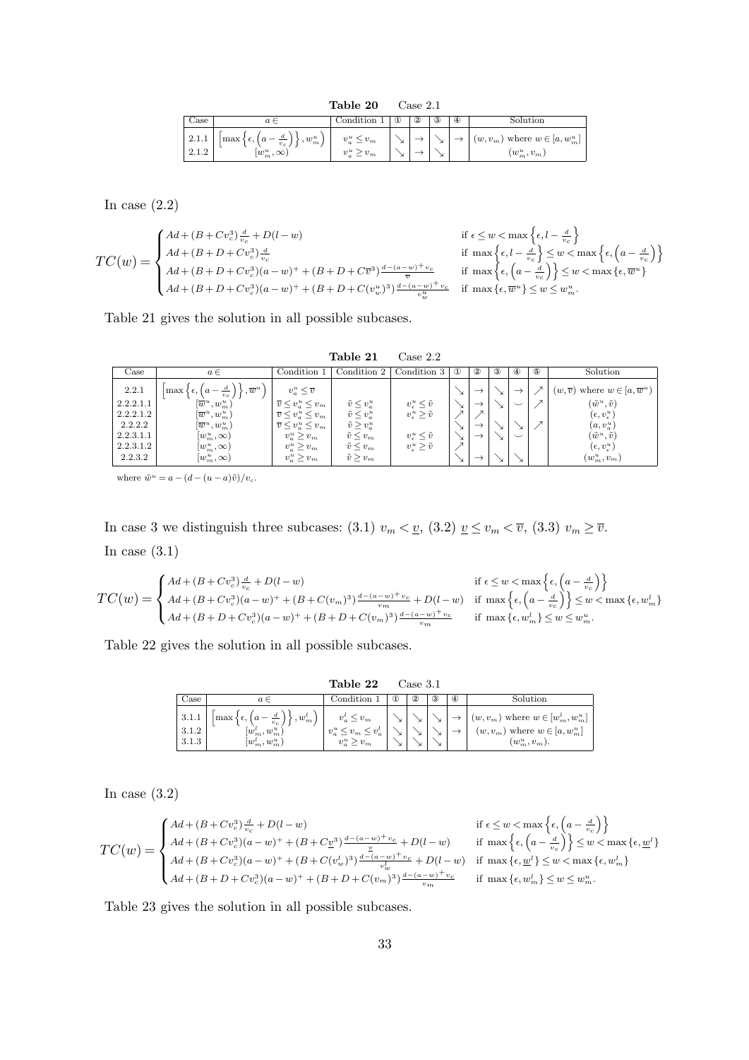**Table 20** Case 2.1

| Case | $a \in$ | Condition 1 | ① | ② | ③ | ④ | Solution |
|---|---|---|---|---|---|---|---|
| 2.1.1 | $\left[\max\left\{\epsilon, \left(a - \frac{d}{v_c}\right)\right\}, w_m^u\right)$ | $v_a^u \leq v_m$ | ↘ | → | ↘ | → | $(w, v_m)$ where $w \in [a, w_m^u]$ |
| 2.1.2 | $[w_m^u, \infty)$ | $v_a^u \geq v_m$ | ↘ | → | ↘ | | $(w_m^u, v_m)$ |

In case (2.2)

$$
TC(w) = \begin{cases} Ad + (B + Cv_c^3)\frac{d}{v_c} + D(l - w) & \text{if } \epsilon \leq w < \max\left\{\epsilon, l - \frac{d}{v_c}\right\} \\ Ad + (B + D + Cv_c^3)\frac{d}{v_c} & \text{if } \max\left\{\epsilon, l - \frac{d}{v_c}\right\} \leq w < \max\left\{\epsilon, \left(a - \frac{d}{v_c}\right)\right\} \\ Ad + (B + D + Cv_c^3)(a - w)^+ + (B + D + C\overline{v}^3)\frac{d - (a-w)^+ v_c}{\overline{v}} & \text{if } \max\left\{\epsilon, \left(a - \frac{d}{v_c}\right)\right\} \leq w < \max\left\{\epsilon, \overline{w}^u\right\} \\ Ad + (B + D + Cv_c^3)(a - w)^+ + (B + D + C(v_w^u)^3)\frac{d - (a-w)^+ v_c}{v_w^u} & \text{if } \max\left\{\epsilon, \overline{w}^u\right\} \leq w \leq w_m^u. \end{cases}
$$

Table 21 gives the solution in all possible subcases.

**Table 21** Case 2.2

| Case | $a \in$ | Condition 1 | Condition 2 | Condition 3 | ① | ② | ③ | ④ | ⑤ | Solution |
|---|---|---|---|---|---|---|---|---|---|---|
| 2.2.1 | $\left[\max\left\{\epsilon, \left(a - \frac{d}{v_c}\right)\right\}, \overline{w}^u\right)$ | $v_a^u \leq \overline{v}$ | | | ↘ | → | ↘ | → | ↗ | $(w, \overline{v})$ where $w \in [a, \overline{w}^u)$ |
| 2.2.2.1.1 | $[\overline{w}^u, w_m^u)$ | $\overline{v} \leq v_a^u \leq v_m$ | $\tilde{v} \leq v_a^u$ | $v_\epsilon^u \leq \tilde{v}$ | ↘ | → | ↘ | ◡ | ↗ | $(\tilde{w}^u, \tilde{v})$ |
| 2.2.2.1.2 | $[\overline{w}^u, w_m^u)$ | $\overline{v} \leq v_a^u \leq v_m$ | $\tilde{v} \leq v_a^u$ | $v_\epsilon^u \geq \tilde{v}$ | ↗ | ↗ | | | | $(\epsilon, v_\epsilon^u)$ |
| 2.2.2.2 | $[\overline{w}^u, w_m^u)$ | $\overline{v} \leq v_a^u \leq v_m$ | $\tilde{v} \geq v_a^u$ | | ↘ | → | ↘ | ↘ | ↗ | $(a, v_a^u)$ |
| 2.2.3.1.1 | $[w_m^u, \infty)$ | $v_a^u \geq v_m$ | $\tilde{v} \leq v_m$ | $v_\epsilon^u \leq \tilde{v}$ | ↘ | → | ↘ | ◡ | | $(\tilde{w}^u, \tilde{v})$ |
| 2.2.3.1.2 | $[w_m^u, \infty)$ | $v_a^u \geq v_m$ | $\tilde{v} \leq v_m$ | $v_\epsilon^u \geq \tilde{v}$ | ↗ | | | | | $(\epsilon, v_\epsilon^u)$ |
| 2.2.3.2 | $[w_m^u, \infty)$ | $v_a^u \geq v_m$ | $\tilde{v} \geq v_m$ | | ↘ | → | ↘ | ↘ | | $(w_m^u, v_m)$ |

where $\tilde{w}^u = a - (d - (u - a)\tilde{v})/v_c$.

In case 3 we distinguish three subcases: (3.1) $v_m < \underline{v}$, (3.2) $\underline{v} \leq v_m < \overline{v}$, (3.3) $v_m \geq \overline{v}$.

In case (3.1)

$$
TC(w) = \begin{cases} Ad + (B + Cv_c^3)\frac{d}{v_c} + D(l - w) & \text{if } \epsilon \leq w < \max\left\{\epsilon, \left(a - \frac{d}{v_c}\right)\right\} \\ Ad + (B + Cv_c^3)(a - w)^+ + (B + C(v_m)^3)\frac{d - (a-w)^+ v_c}{v_m} + D(l - w) & \text{if } \max\left\{\epsilon, \left(a - \frac{d}{v_c}\right)\right\} \leq w < \max\left\{\epsilon, w_m^l\right\} \\ Ad + (B + D + Cv_c^3)(a - w)^+ + (B + D + C(v_m)^3)\frac{d - (a-w)^+ v_c}{v_m} & \text{if } \max\left\{\epsilon, w_m^l\right\} \leq w \leq w_m^u. \end{cases}
$$

Table 22 gives the solution in all possible subcases.

**Table 22** Case 3.1

| Case | $a \in$ | Condition 1 | ① | ② | ③ | ④ | Solution |
|---|---|---|---|---|---|---|---|
| 3.1.1 | $\left[\max\left\{\epsilon, \left(a - \frac{d}{v_c}\right)\right\}, w_m^l\right)$ | $v_a^l \leq v_m$ | ↘ | ↘ | ↘ | → | $(w, v_m)$ where $w \in [w_m^l, w_m^u]$ |
| 3.1.2 | $[w_m^l, w_m^u)$ | $v_a^u \leq v_m \leq v_a^l$ | ↘ | ↘ | ↘ | → | $(w, v_m)$ where $w \in [a, w_m^u]$ |
| 3.1.3 | $[w_m^l, w_m^u)$ | $v_a^u \geq v_m$ | ↘ | ↘ | ↘ | | $(w_m^u, v_m)$. |

In case (3.2)

$$
TC(w) = \begin{cases} Ad + (B + Cv_c^3)\frac{d}{v_c} + D(l - w) & \text{if } \epsilon \leq w < \max\left\{\epsilon, \left(a - \frac{d}{v_c}\right)\right\} \\ Ad + (B + Cv_c^3)(a - w)^+ + (B + C\underline{v}^3)\frac{d - (a-w)^+ v_c}{\underline{v}} + D(l - w) & \text{if } \max\left\{\epsilon, \left(a - \frac{d}{v_c}\right)\right\} \leq w < \max\left\{\epsilon, \underline{w}^l\right\} \\ Ad + (B + Cv_c^3)(a - w)^+ + (B + C(v_w^l)^3)\frac{d - (a-w)^+ v_c}{v_w^l} + D(l - w) & \text{if } \max\left\{\epsilon, \underline{w}^l\right\} \leq w < \max\left\{\epsilon, w_m^l\right\} \\ Ad + (B + D + Cv_c^3)(a - w)^+ + (B + D + C(v_m)^3)\frac{d - (a-w)^+ v_c}{v_m} & \text{if } \max\left\{\epsilon, w_m^l\right\} \leq w \leq w_m^u. \end{cases}
$$

Table 23 gives the solution in all possible subcases.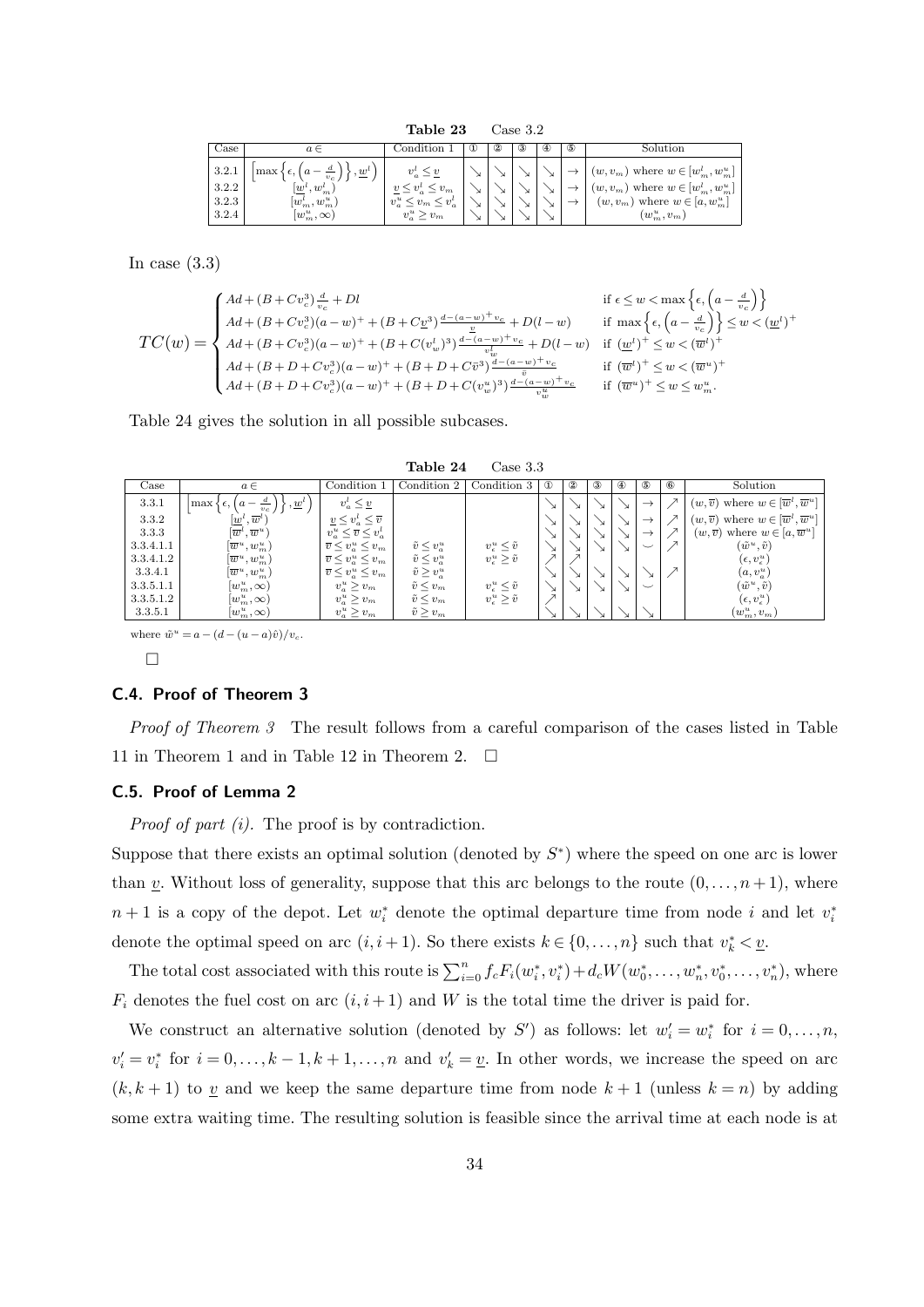**Table 23** Case 3.2

| Case | $a \in$ | Condition 1 | ① | ② | ③ | ④ | ⑤ | Solution |
|---|---|---|---|---|---|---|---|---|
| 3.2.1 | $\left[\max\left\{\epsilon, \left(a - \frac{d}{v_c}\right)\right\}, \underline{w}^l\right)$ | $v_a^l \leq \underline{v}$ | $\searrow$ | $\searrow$ | $\searrow$ | $\searrow$ | $\rightarrow$ | $(w, v_m)$ where $w \in [w_m^l, w_m^u]$ |
| 3.2.2 | $[\underline{w}^l, w_m^l)$ | $\underline{v} \leq v_a^l \leq v_m$ | $\searrow$ | $\searrow$ | $\searrow$ | $\searrow$ | $\rightarrow$ | $(w, v_m)$ where $w \in [w_m^l, w_m^u]$ |
| 3.2.3 | $[w_m^l, w_m^u)$ | $v_a^u \leq v_m \leq v_a^l$ | $\searrow$ | $\searrow$ | $\searrow$ | $\searrow$ | $\rightarrow$ | $(w, v_m)$ where $w \in [a, w_m^u]$ |
| 3.2.4 | $[w_m^u, \infty)$ | $v_a^u \geq v_m$ | $\searrow$ | $\searrow$ | $\searrow$ | $\searrow$ | | $(w_m^u, v_m)$ |

In case (3.3)

$$TC(w) = \begin{cases} Ad + (B + Cv_c^3)\frac{d}{v_c} + Dl & \text{if } \epsilon \leq w < \max\left\{\epsilon, \left(a - \frac{d}{v_c}\right)\right\} \\ Ad + (B + Cv_c^3)(a-w)^+ + (B + C\underline{v}^3)\frac{d-(a-w)^+v_c}{\underline{v}} + D(l-w) & \text{if } \max\left\{\epsilon, \left(a - \frac{d}{v_c}\right)\right\} \leq w < (\underline{w}^l)^+ \\ Ad + (B + Cv_c^3)(a-w)^+ + (B + C(v_w^l)^3)\frac{d-(a-w)^+v_c}{v_w^l} + D(l-w) & \text{if } (\underline{w}^l)^+ \leq w < (\overline{w}^l)^+ \\ Ad + (B + D + Cv_c^3)(a-w)^+ + (B + D + C\overline{v}^3)\frac{d-(a-w)^+v_c}{\overline{v}} & \text{if } (\overline{w}^l)^+ \leq w < (\overline{w}^u)^+ \\ Ad + (B + D + Cv_c^3)(a-w)^+ + (B + D + C(v_w^u)^3)\frac{d-(a-w)^+v_c}{v_w^u} & \text{if } (\overline{w}^u)^+ \leq w \leq w_m^u. \end{cases}$$

Table 24 gives the solution in all possible subcases.

**Table 24** Case 3.3

| Case | $a \in$ | Condition 1 | Condition 2 | Condition 3 | ① | ② | ③ | ④ | ⑤ | ⑥ | Solution |
|---|---|---|---|---|---|---|---|---|---|---|---|
| 3.3.1 | $\left[\max\left\{\epsilon, \left(a - \frac{d}{v_c}\right)\right\}, \underline{w}^l\right)$ | $v_a^l \leq \underline{v}$ | | | $\searrow$ | $\searrow$ | $\searrow$ | $\searrow$ | $\rightarrow$ | $\nearrow$ | $(w, \overline{v})$ where $w \in [\overline{w}^l, \overline{w}^u]$ |
| 3.3.2 | $[\underline{w}^l, \overline{w}^l)$ | $\underline{v} \leq v_a^l \leq \overline{v}$ | | | $\searrow$ | $\searrow$ | $\searrow$ | $\searrow$ | $\rightarrow$ | $\nearrow$ | $(w, \overline{v})$ where $w \in [\overline{w}^l, \overline{w}^u]$ |
| 3.3.3 | $[\overline{w}^l, \overline{w}^u)$ | $v_a^u \leq \overline{v} \leq v_a^l$ | | | $\searrow$ | $\searrow$ | $\searrow$ | $\searrow$ | $\rightarrow$ | $\nearrow$ | $(w, \overline{v})$ where $w \in [a, \overline{w}^u]$ |
| 3.3.4.1.1 | $[\overline{w}^u, w_m^u)$ | $\overline{v} \leq v_a^u \leq v_m$ | $\tilde{v} \leq v_a^u$ | $v_\epsilon^u \leq \tilde{v}$ | $\searrow$ | $\searrow$ | $\searrow$ | $\searrow$ | $\smile$ | $\nearrow$ | $(\tilde{w}^u, \tilde{v})$ |
| 3.3.4.1.2 | $[\overline{w}^u, w_m^u)$ | $\overline{v} \leq v_a^u \leq v_m$ | $\tilde{v} \leq v_a^u$ | $v_\epsilon^u \geq \tilde{v}$ | $\nearrow$ | $\nearrow$ | | | | | $(\epsilon, v_\epsilon^u)$ |
| 3.3.4.1 | $[\overline{w}^u, w_m^u)$ | $\overline{v} \leq v_a^u \leq v_m$ | $\tilde{v} \geq v_a^u$ | | $\searrow$ | $\searrow$ | $\searrow$ | $\searrow$ | $\searrow$ | $\nearrow$ | $(a, v_a^u)$ |
| 3.3.5.1.1 | $[w_m^u, \infty)$ | $v_a^u \geq v_m$ | $\tilde{v} \leq v_m$ | $v_\epsilon^u \leq \tilde{v}$ | $\searrow$ | $\searrow$ | $\searrow$ | $\searrow$ | $\smile$ | | $(\tilde{w}^u, \tilde{v})$ |
| 3.3.5.1.2 | $[w_m^u, \infty)$ | $v_a^u \geq v_m$ | $\tilde{v} \leq v_m$ | $v_\epsilon^u \geq \tilde{v}$ | $\nearrow$ | | | | | | $(\epsilon, v_\epsilon^u)$ |
| 3.3.5.1 | $[w_m^u, \infty)$ | $v_a^u \geq v_m$ | $\tilde{v} \geq v_m$ | | $\searrow$ | $\searrow$ | $\searrow$ | $\searrow$ | $\searrow$ | | $(w_m^u, v_m)$ |

where $\tilde{w}^u = a - (d - (u-a)\tilde{v})/v_c$.

□

### C.4. Proof of Theorem 3

*Proof of Theorem 3* The result follows from a careful comparison of the cases listed in Table 11 in Theorem 1 and in Table 12 in Theorem 2. □

### C.5. Proof of Lemma 2

*Proof of part (i).* The proof is by contradiction.

Suppose that there exists an optimal solution (denoted by $S^*$) where the speed on one arc is lower than $\underline{v}$. Without loss of generality, suppose that this arc belongs to the route $(0, \ldots, n+1)$, where $n+1$ is a copy of the depot. Let $w_i^*$ denote the optimal departure time from node $i$ and let $v_i^*$ denote the optimal speed on arc $(i, i+1)$. So there exists $k \in \{0, \ldots, n\}$ such that $v_k^* < \underline{v}$.

The total cost associated with this route is $\sum_{i=0}^{n} f_c F_i(w_i^*, v_i^*) + d_c W(w_0^*, \ldots, w_n^*, v_0^*, \ldots, v_n^*)$, where $F_i$ denotes the fuel cost on arc $(i, i+1)$ and $W$ is the total time the driver is paid for.

We construct an alternative solution (denoted by $S'$) as follows: let $w_i' = w_i^*$ for $i = 0, \ldots, n$, $v_i' = v_i^*$ for $i = 0, \ldots, k-1, k+1, \ldots, n$ and $v_k' = \underline{v}$. In other words, we increase the speed on arc $(k, k+1)$ to $\underline{v}$ and we keep the same departure time from node $k+1$ (unless $k = n$) by adding some extra waiting time. The resulting solution is feasible since the arrival time at each node is at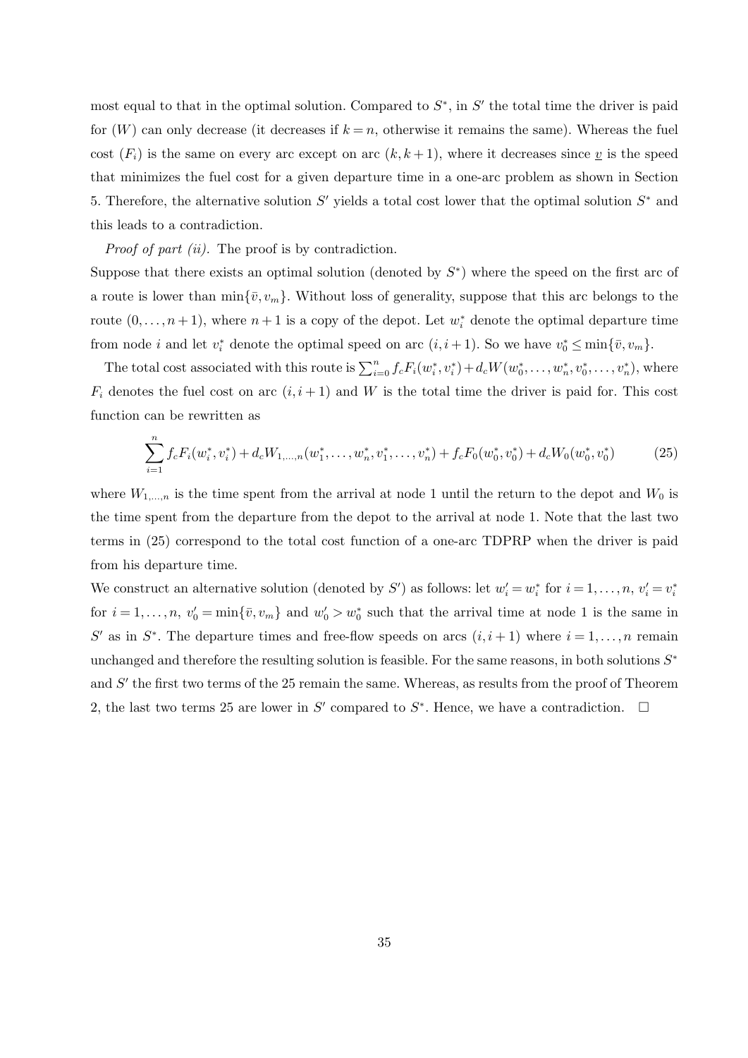most equal to that in the optimal solution. Compared to $S^*$, in $S'$ the total time the driver is paid for ($W$) can only decrease (it decreases if $k = n$, otherwise it remains the same). Whereas the fuel cost ($F_i$) is the same on every arc except on arc $(k, k+1)$, where it decreases since $\underline{v}$ is the speed that minimizes the fuel cost for a given departure time in a one-arc problem as shown in Section 5. Therefore, the alternative solution $S'$ yields a total cost lower that the optimal solution $S^*$ and this leads to a contradiction.

*Proof of part (ii).* The proof is by contradiction.

Suppose that there exists an optimal solution (denoted by $S^*$) where the speed on the first arc of a route is lower than $\min\{\bar{v}, v_m\}$. Without loss of generality, suppose that this arc belongs to the route $(0, \ldots, n+1)$, where $n+1$ is a copy of the depot. Let $w_i^*$ denote the optimal departure time from node $i$ and let $v_i^*$ denote the optimal speed on arc $(i, i+1)$. So we have $v_0^* \leq \min\{\bar{v}, v_m\}$.

The total cost associated with this route is $\sum_{i=0}^{n} f_c F_i(w_i^*, v_i^*) + d_c W(w_0^*, \ldots, w_n^*, v_0^*, \ldots, v_n^*)$, where $F_i$ denotes the fuel cost on arc $(i, i+1)$ and $W$ is the total time the driver is paid for. This cost function can be rewritten as

$$\sum_{i=1}^{n} f_c F_i(w_i^*, v_i^*) + d_c W_{1,\ldots,n}(w_1^*, \ldots, w_n^*, v_1^*, \ldots, v_n^*) + f_c F_0(w_0^*, v_0^*) + d_c W_0(w_0^*, v_0^*) \tag{25}$$

where $W_{1,\ldots,n}$ is the time spent from the arrival at node 1 until the return to the depot and $W_0$ is the time spent from the departure from the depot to the arrival at node 1. Note that the last two terms in (25) correspond to the total cost function of a one-arc TDPRP when the driver is paid from his departure time.

We construct an alternative solution (denoted by $S'$) as follows: let $w_i' = w_i^*$ for $i = 1, \ldots, n$, $v_i' = v_i^*$ for $i = 1, \ldots, n$, $v_0' = \min\{\bar{v}, v_m\}$ and $w_0' > w_0^*$ such that the arrival time at node 1 is the same in $S'$ as in $S^*$. The departure times and free-flow speeds on arcs $(i, i+1)$ where $i = 1, \ldots, n$ remain unchanged and therefore the resulting solution is feasible. For the same reasons, in both solutions $S^*$ and $S'$ the first two terms of the 25 remain the same. Whereas, as results from the proof of Theorem 2, the last two terms 25 are lower in $S'$ compared to $S^*$. Hence, we have a contradiction. $\square$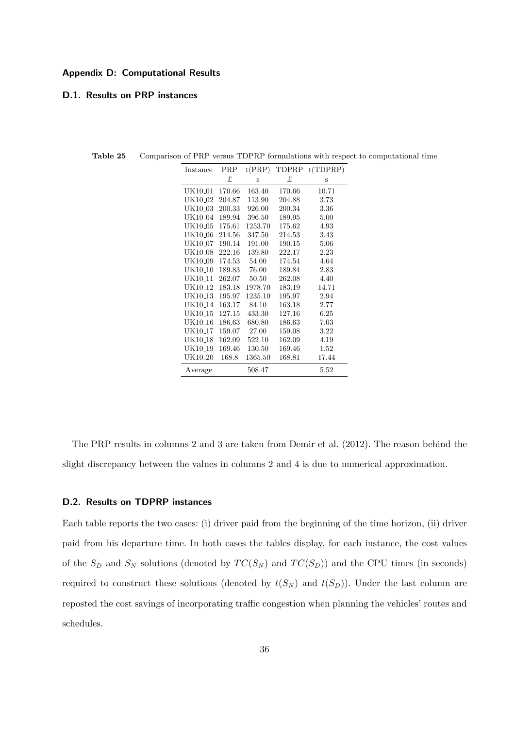## Appendix D: Computational Results

### D.1. Results on PRP instances

**Table 25** Comparison of PRP versus TDPRP formulations with respect to computational time

| Instance | PRP | t(PRP) | TDPRP | t(TDPRP) |
|---|---|---|---|---|
| | £ | s | £ | s |
| UK10_01 | 170.66 | 163.40 | 170.66 | 10.71 |
| UK10_02 | 204.87 | 113.90 | 204.88 | 3.73 |
| UK10_03 | 200.33 | 926.00 | 200.34 | 3.36 |
| UK10_04 | 189.94 | 396.50 | 189.95 | 5.00 |
| UK10_05 | 175.61 | 1253.70 | 175.62 | 4.93 |
| UK10_06 | 214.56 | 347.50 | 214.53 | 3.43 |
| UK10_07 | 190.14 | 191.00 | 190.15 | 5.06 |
| UK10_08 | 222.16 | 139.80 | 222.17 | 2.23 |
| UK10_09 | 174.53 | 54.00 | 174.54 | 4.64 |
| UK10_10 | 189.83 | 76.00 | 189.84 | 2.83 |
| UK10_11 | 262.07 | 50.50 | 262.08 | 4.40 |
| UK10_12 | 183.18 | 1978.70 | 183.19 | 14.71 |
| UK10_13 | 195.97 | 1235.10 | 195.97 | 2.94 |
| UK10_14 | 163.17 | 84.10 | 163.18 | 2.77 |
| UK10_15 | 127.15 | 433.30 | 127.16 | 6.25 |
| UK10_16 | 186.63 | 680.80 | 186.63 | 7.03 |
| UK10_17 | 159.07 | 27.00 | 159.08 | 3.22 |
| UK10_18 | 162.09 | 522.10 | 162.09 | 4.19 |
| UK10_19 | 169.46 | 130.50 | 169.46 | 1.52 |
| UK10_20 | 168.8 | 1365.50 | 168.81 | 17.44 |
| Average | | 508.47 | | 5.52 |

The PRP results in columns 2 and 3 are taken from Demir et al. (2012). The reason behind the slight discrepancy between the values in columns 2 and 4 is due to numerical approximation.

### D.2. Results on TDPRP instances

Each table reports the two cases: (i) driver paid from the beginning of the time horizon, (ii) driver paid from his departure time. In both cases the tables display, for each instance, the cost values of the $S_D$ and $S_N$ solutions (denoted by $TC(S_N)$ and $TC(S_D)$) and the CPU times (in seconds) required to construct these solutions (denoted by $t(S_N)$ and $t(S_D)$). Under the last column are reposted the cost savings of incorporating traffic congestion when planning the vehicles' routes and schedules.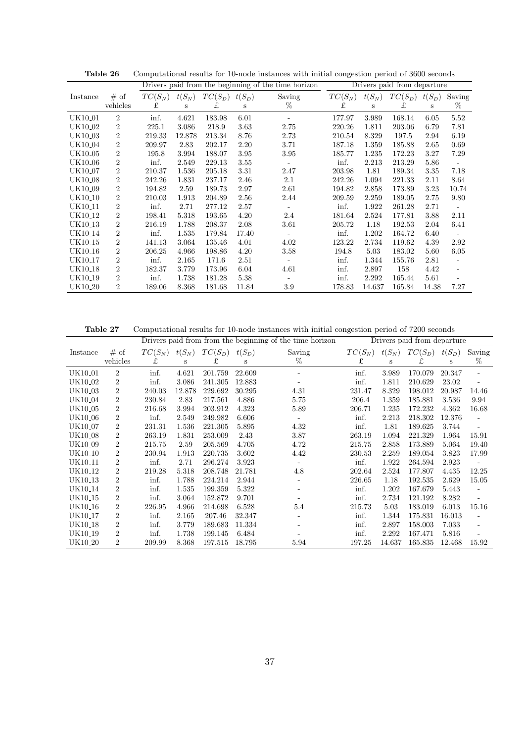**Table 26** Computational results for 10-node instances with initial congestion period of 3600 seconds

| | | Drivers paid from the beginning of the time horizon | | | | | Drivers paid from departure | | | | |
|---|---|---|---|---|---|---|---|---|---|---|---|
| Instance | # of vehicles | $TC(S_N)$ £ | $t(S_N)$ s | $TC(S_D)$ £ | $t(S_D)$ s | Saving % | $TC(S_N)$ £ | $t(S_N)$ s | $TC(S_D)$ £ | $t(S_D)$ s | Saving % |
| UK10_01 | 2 | inf. | 4.621 | 183.98 | 6.01 | - | 177.97 | 3.989 | 168.14 | 6.05 | 5.52 |
| UK10_02 | 2 | 225.1 | 3.086 | 218.9 | 3.63 | 2.75 | 220.26 | 1.811 | 203.06 | 6.79 | 7.81 |
| UK10_03 | 2 | 219.33 | 12.878 | 213.34 | 8.76 | 2.73 | 210.54 | 8.329 | 197.5 | 2.94 | 6.19 |
| UK10_04 | 2 | 209.97 | 2.83 | 202.17 | 2.20 | 3.71 | 187.18 | 1.359 | 185.88 | 2.65 | 0.69 |
| UK10_05 | 2 | 195.8 | 3.994 | 188.07 | 3.95 | 3.95 | 185.77 | 1.235 | 172.23 | 3.27 | 7.29 |
| UK10_06 | 2 | inf. | 2.549 | 229.13 | 3.55 | - | inf. | 2.213 | 213.29 | 5.86 | - |
| UK10_07 | 2 | 210.37 | 1.536 | 205.18 | 3.31 | 2.47 | 203.98 | 1.81 | 189.34 | 3.35 | 7.18 |
| UK10_08 | 2 | 242.26 | 1.831 | 237.17 | 2.46 | 2.1 | 242.26 | 1.094 | 221.33 | 2.11 | 8.64 |
| UK10_09 | 2 | 194.82 | 2.59 | 189.73 | 2.97 | 2.61 | 194.82 | 2.858 | 173.89 | 3.23 | 10.74 |
| UK10_10 | 2 | 210.03 | 1.913 | 204.89 | 2.56 | 2.44 | 209.59 | 2.259 | 189.05 | 2.75 | 9.80 |
| UK10_11 | 2 | inf. | 2.71 | 277.12 | 2.57 | - | inf. | 1.922 | 261.28 | 2.71 | - |
| UK10_12 | 2 | 198.41 | 5.318 | 193.65 | 4.20 | 2.4 | 181.64 | 2.524 | 177.81 | 3.88 | 2.11 |
| UK10_13 | 2 | 216.19 | 1.788 | 208.37 | 2.08 | 3.61 | 205.72 | 1.18 | 192.53 | 2.04 | 6.41 |
| UK10_14 | 2 | inf. | 1.535 | 179.84 | 17.40 | - | inf. | 1.202 | 164.72 | 6.40 | - |
| UK10_15 | 2 | 141.13 | 3.064 | 135.46 | 4.01 | 4.02 | 123.22 | 2.734 | 119.62 | 4.39 | 2.92 |
| UK10_16 | 2 | 206.25 | 4.966 | 198.86 | 4.20 | 3.58 | 194.8 | 5.03 | 183.02 | 5.60 | 6.05 |
| UK10_17 | 2 | inf. | 2.165 | 171.6 | 2.51 | - | inf. | 1.344 | 155.76 | 2.81 | - |
| UK10_18 | 2 | 182.37 | 3.779 | 173.96 | 6.04 | 4.61 | inf. | 2.897 | 158 | 4.42 | - |
| UK10_19 | 2 | inf. | 1.738 | 181.28 | 5.38 | - | inf. | 2.292 | 165.44 | 5.61 | - |
| UK10_20 | 2 | 189.06 | 8.368 | 181.68 | 11.84 | 3.9 | 178.83 | 14.637 | 165.84 | 14.38 | 7.27 |

**Table 27** Computational results for 10-node instances with initial congestion period of 7200 seconds

| | | Drivers paid from from the beginning of the time horizon | | | | | Drivers paid from departure | | | | |
|---|---|---|---|---|---|---|---|---|---|---|---|
| Instance | # of vehicles | $TC(S_N)$ £ | $t(S_N)$ s | $TC(S_D)$ £ | $t(S_D)$ s | Saving % | $TC(S_N)$ £ | $t(S_N)$ s | $TC(S_D)$ £ | $t(S_D)$ s | Saving % |
| UK10_01 | 2 | inf. | 4.621 | 201.759 | 22.609 | - | inf. | 3.989 | 170.079 | 20.347 | - |
| UK10_02 | 2 | inf. | 3.086 | 241.305 | 12.883 | - | inf. | 1.811 | 210.629 | 23.02 | - |
| UK10_03 | 2 | 240.03 | 12.878 | 229.692 | 30.295 | 4.31 | 231.47 | 8.329 | 198.012 | 20.987 | 14.46 |
| UK10_04 | 2 | 230.84 | 2.83 | 217.561 | 4.886 | 5.75 | 206.4 | 1.359 | 185.881 | 3.536 | 9.94 |
| UK10_05 | 2 | 216.68 | 3.994 | 203.912 | 4.323 | 5.89 | 206.71 | 1.235 | 172.232 | 4.362 | 16.68 |
| UK10_06 | 2 | inf. | 2.549 | 249.982 | 6.606 | - | inf. | 2.213 | 218.302 | 12.376 | - |
| UK10_07 | 2 | 231.31 | 1.536 | 221.305 | 5.895 | 4.32 | inf. | 1.81 | 189.625 | 3.744 | - |
| UK10_08 | 2 | 263.19 | 1.831 | 253.009 | 2.43 | 3.87 | 263.19 | 1.094 | 221.329 | 1.964 | 15.91 |
| UK10_09 | 2 | 215.75 | 2.59 | 205.569 | 4.705 | 4.72 | 215.75 | 2.858 | 173.889 | 5.064 | 19.40 |
| UK10_10 | 2 | 230.94 | 1.913 | 220.735 | 3.602 | 4.42 | 230.53 | 2.259 | 189.054 | 3.823 | 17.99 |
| UK10_11 | 2 | inf. | 2.71 | 296.274 | 3.923 | - | inf. | 1.922 | 264.594 | 2.923 | - |
| UK10_12 | 2 | 219.28 | 5.318 | 208.748 | 21.781 | 4.8 | 202.64 | 2.524 | 177.807 | 4.435 | 12.25 |
| UK10_13 | 2 | inf. | 1.788 | 224.214 | 2.944 | - | 226.65 | 1.18 | 192.535 | 2.629 | 15.05 |
| UK10_14 | 2 | inf. | 1.535 | 199.359 | 5.322 | - | inf. | 1.202 | 167.679 | 5.443 | - |
| UK10_15 | 2 | inf. | 3.064 | 152.872 | 9.701 | - | inf. | 2.734 | 121.192 | 8.282 | - |
| UK10_16 | 2 | 226.95 | 4.966 | 214.698 | 6.528 | 5.4 | 215.73 | 5.03 | 183.019 | 6.013 | 15.16 |
| UK10_17 | 2 | inf. | 2.165 | 207.46 | 32.347 | - | inf. | 1.344 | 175.831 | 16.013 | - |
| UK10_18 | 2 | inf. | 3.779 | 189.683 | 11.334 | - | inf. | 2.897 | 158.003 | 7.033 | - |
| UK10_19 | 2 | inf. | 1.738 | 199.145 | 6.484 | - | inf. | 2.292 | 167.471 | 5.816 | - |
| UK10_20 | 2 | 209.99 | 8.368 | 197.515 | 18.795 | 5.94 | 197.25 | 14.637 | 165.835 | 12.468 | 15.92 |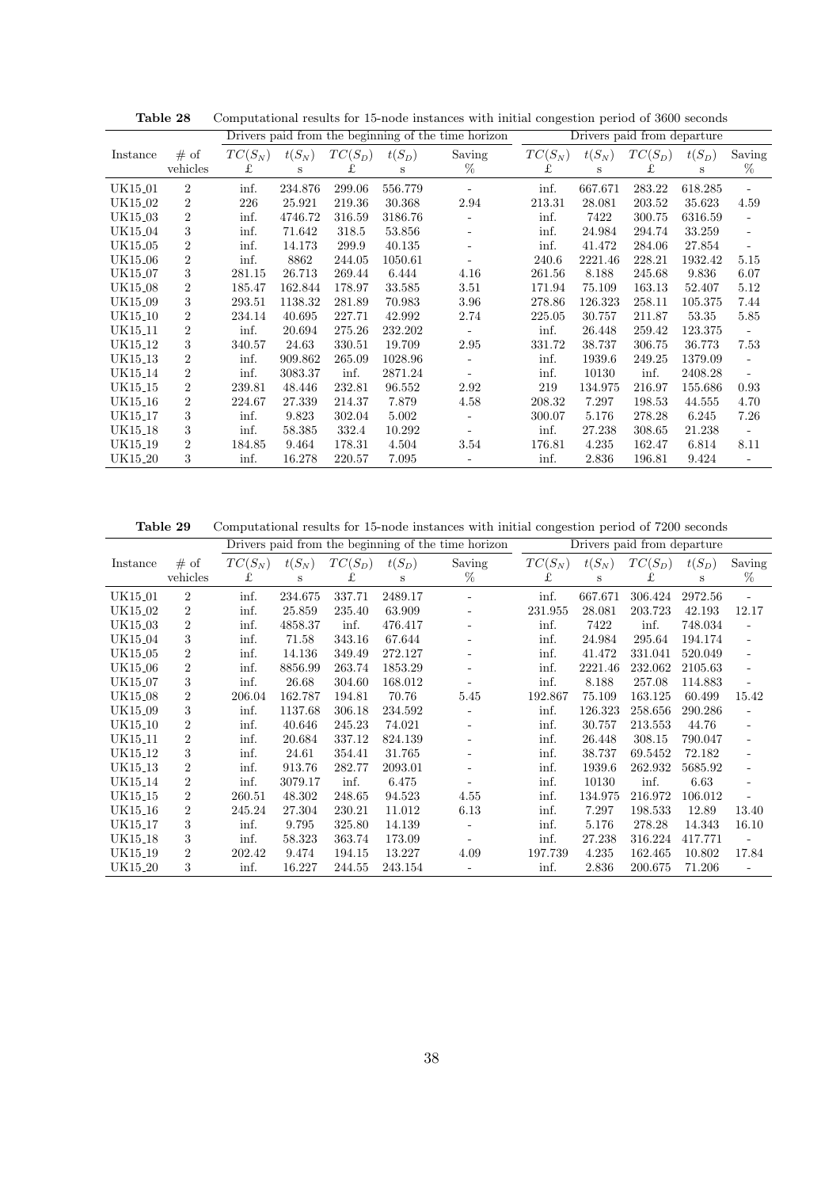**Table 28** Computational results for 15-node instances with initial congestion period of 3600 seconds

| | | Drivers paid from the beginning of the time horizon | | | | | Drivers paid from departure | | | | |
|---|---|---|---|---|---|---|---|---|---|---|---|
| Instance | # of vehicles | $TC(S_N)$ £ | $t(S_N)$ s | $TC(S_D)$ £ | $t(S_D)$ s | Saving % | $TC(S_N)$ £ | $t(S_N)$ s | $TC(S_D)$ £ | $t(S_D)$ s | Saving % |
| UK15_01 | 2 | inf. | 234.876 | 299.06 | 556.779 | - | inf. | 667.671 | 283.22 | 618.285 | - |
| UK15_02 | 2 | 226 | 25.921 | 219.36 | 30.368 | 2.94 | 213.31 | 28.081 | 203.52 | 35.623 | 4.59 |
| UK15_03 | 2 | inf. | 4746.72 | 316.59 | 3186.76 | - | inf. | 7422 | 300.75 | 6316.59 | - |
| UK15_04 | 3 | inf. | 71.642 | 318.5 | 53.856 | - | inf. | 24.984 | 294.74 | 33.259 | - |
| UK15_05 | 2 | inf. | 14.173 | 299.9 | 40.135 | - | inf. | 41.472 | 284.06 | 27.854 | - |
| UK15_06 | 2 | inf. | 8862 | 244.05 | 1050.61 | - | 240.6 | 2221.46 | 228.21 | 1932.42 | 5.15 |
| UK15_07 | 3 | 281.15 | 26.713 | 269.44 | 6.444 | 4.16 | 261.56 | 8.188 | 245.68 | 9.836 | 6.07 |
| UK15_08 | 2 | 185.47 | 162.844 | 178.97 | 33.585 | 3.51 | 171.94 | 75.109 | 163.13 | 52.407 | 5.12 |
| UK15_09 | 3 | 293.51 | 1138.32 | 281.89 | 70.983 | 3.96 | 278.86 | 126.323 | 258.11 | 105.375 | 7.44 |
| UK15_10 | 2 | 234.14 | 40.695 | 227.71 | 42.992 | 2.74 | 225.05 | 30.757 | 211.87 | 53.35 | 5.85 |
| UK15_11 | 2 | inf. | 20.694 | 275.26 | 232.202 | - | inf. | 26.448 | 259.42 | 123.375 | - |
| UK15_12 | 3 | 340.57 | 24.63 | 330.51 | 19.709 | 2.95 | 331.72 | 38.737 | 306.75 | 36.773 | 7.53 |
| UK15_13 | 2 | inf. | 909.862 | 265.09 | 1028.96 | - | inf. | 1939.6 | 249.25 | 1379.09 | - |
| UK15_14 | 2 | inf. | 3083.37 | inf. | 2871.24 | - | inf. | 10130 | inf. | 2408.28 | - |
| UK15_15 | 2 | 239.81 | 48.446 | 232.81 | 96.552 | 2.92 | 219 | 134.975 | 216.97 | 155.686 | 0.93 |
| UK15_16 | 2 | 224.67 | 27.339 | 214.37 | 7.879 | 4.58 | 208.32 | 7.297 | 198.53 | 44.555 | 4.70 |
| UK15_17 | 3 | inf. | 9.823 | 302.04 | 5.002 | - | 300.07 | 5.176 | 278.28 | 6.245 | 7.26 |
| UK15_18 | 3 | inf. | 58.385 | 332.4 | 10.292 | - | inf. | 27.238 | 308.65 | 21.238 | - |
| UK15_19 | 2 | 184.85 | 9.464 | 178.31 | 4.504 | 3.54 | 176.81 | 4.235 | 162.47 | 6.814 | 8.11 |
| UK15_20 | 3 | inf. | 16.278 | 220.57 | 7.095 | - | inf. | 2.836 | 196.81 | 9.424 | - |

**Table 29** Computational results for 15-node instances with initial congestion period of 7200 seconds

| | | Drivers paid from the beginning of the time horizon | | | | | Drivers paid from departure | | | | |
|---|---|---|---|---|---|---|---|---|---|---|---|
| Instance | # of vehicles | $TC(S_N)$ £ | $t(S_N)$ s | $TC(S_D)$ £ | $t(S_D)$ s | Saving % | $TC(S_N)$ £ | $t(S_N)$ s | $TC(S_D)$ £ | $t(S_D)$ s | Saving % |
| UK15_01 | 2 | inf. | 234.675 | 337.71 | 2489.17 | - | inf. | 667.671 | 306.424 | 2972.56 | - |
| UK15_02 | 2 | inf. | 25.859 | 235.40 | 63.909 | - | 231.955 | 28.081 | 203.723 | 42.193 | 12.17 |
| UK15_03 | 2 | inf. | 4858.37 | inf. | 476.417 | - | inf. | 7422 | inf. | 748.034 | - |
| UK15_04 | 3 | inf. | 71.58 | 343.16 | 67.644 | - | inf. | 24.984 | 295.64 | 194.174 | - |
| UK15_05 | 2 | inf. | 14.136 | 349.49 | 272.127 | - | inf. | 41.472 | 331.041 | 520.049 | - |
| UK15_06 | 2 | inf. | 8856.99 | 263.74 | 1853.29 | - | inf. | 2221.46 | 232.062 | 2105.63 | - |
| UK15_07 | 3 | inf. | 26.68 | 304.60 | 168.012 | - | inf. | 8.188 | 257.08 | 114.883 | - |
| UK15_08 | 2 | 206.04 | 162.787 | 194.81 | 70.76 | 5.45 | 192.867 | 75.109 | 163.125 | 60.499 | 15.42 |
| UK15_09 | 3 | inf. | 1137.68 | 306.18 | 234.592 | - | inf. | 126.323 | 258.656 | 290.286 | - |
| UK15_10 | 2 | inf. | 40.646 | 245.23 | 74.021 | - | inf. | 30.757 | 213.553 | 44.76 | - |
| UK15_11 | 2 | inf. | 20.684 | 337.12 | 824.139 | - | inf. | 26.448 | 308.15 | 790.047 | - |
| UK15_12 | 3 | inf. | 24.61 | 354.41 | 31.765 | - | inf. | 38.737 | 69.5452 | 72.182 | - |
| UK15_13 | 2 | inf. | 913.76 | 282.77 | 2093.01 | - | inf. | 1939.6 | 262.932 | 5685.92 | - |
| UK15_14 | 2 | inf. | 3079.17 | inf. | 6.475 | - | inf. | 10130 | inf. | 6.63 | - |
| UK15_15 | 2 | 260.51 | 48.302 | 248.65 | 94.523 | 4.55 | inf. | 134.975 | 216.972 | 106.012 | - |
| UK15_16 | 2 | 245.24 | 27.304 | 230.21 | 11.012 | 6.13 | inf. | 7.297 | 198.533 | 12.89 | 13.40 |
| UK15_17 | 3 | inf. | 9.795 | 325.80 | 14.139 | - | inf. | 5.176 | 278.28 | 14.343 | 16.10 |
| UK15_18 | 3 | inf. | 58.323 | 363.74 | 173.09 | - | inf. | 27.238 | 316.224 | 417.771 | - |
| UK15_19 | 2 | 202.42 | 9.474 | 194.15 | 13.227 | 4.09 | 197.739 | 4.235 | 162.465 | 10.802 | 17.84 |
| UK15_20 | 3 | inf. | 16.227 | 244.55 | 243.154 | - | inf. | 2.836 | 200.675 | 71.206 | - |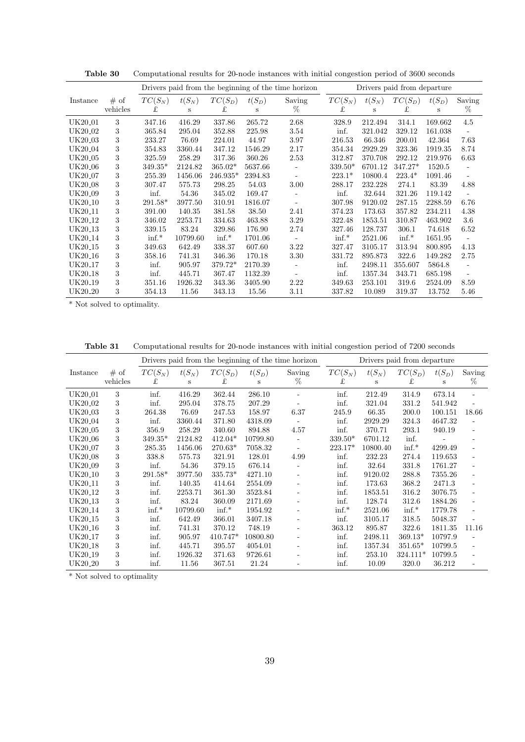**Table 30** Computational results for 20-node instances with initial congestion period of 3600 seconds

| | | Drivers paid from the beginning of the time horizon | | | | | Drivers paid from departure | | | | |
|---|---|---|---|---|---|---|---|---|---|---|---|
| Instance | # of vehicles | $TC(S_N)$ £ | $t(S_N)$ s | $TC(S_D)$ £ | $t(S_D)$ s | Saving % | $TC(S_N)$ £ | $t(S_N)$ s | $TC(S_D)$ £ | $t(S_D)$ s | Saving % |
| UK20_01 | 3 | 347.16 | 416.29 | 337.86 | 265.72 | 2.68 | 328.9 | 212.494 | 314.1 | 169.662 | 4.5 |
| UK20_02 | 3 | 365.84 | 295.04 | 352.88 | 225.98 | 3.54 | inf. | 321.042 | 329.12 | 161.038 | - |
| UK20_03 | 3 | 233.27 | 76.69 | 224.01 | 44.97 | 3.97 | 216.53 | 66.346 | 200.01 | 42.364 | 7.63 |
| UK20_04 | 3 | 354.83 | 3360.44 | 347.12 | 1546.29 | 2.17 | 354.34 | 2929.29 | 323.36 | 1919.35 | 8.74 |
| UK20_05 | 3 | 325.59 | 258.29 | 317.36 | 360.26 | 2.53 | 312.87 | 370.708 | 292.12 | 219.976 | 6.63 |
| UK20_06 | 3 | 349.35* | 2124.82 | 365.02* | 5637.66 | - | 339.50* | 6701.12 | 347.27* | 1520.5 | - |
| UK20_07 | 3 | 255.39 | 1456.06 | 246.935* | 2394.83 | - | 223.1* | 10800.4 | 223.4* | 1091.46 | - |
| UK20_08 | 3 | 307.47 | 575.73 | 298.25 | 54.03 | 3.00 | 288.17 | 232.228 | 274.1 | 83.39 | 4.88 |
| UK20_09 | 3 | inf. | 54.36 | 345.02 | 169.47 | - | inf. | 32.644 | 321.26 | 119.142 | - |
| UK20_10 | 3 | 291.58* | 3977.50 | 310.91 | 1816.07 | - | 307.98 | 9120.02 | 287.15 | 2288.59 | 6.76 |
| UK20_11 | 3 | 391.00 | 140.35 | 381.58 | 38.50 | 2.41 | 374.23 | 173.63 | 357.82 | 234.211 | 4.38 |
| UK20_12 | 3 | 346.02 | 2253.71 | 334.63 | 463.88 | 3.29 | 322.48 | 1853.51 | 310.87 | 463.902 | 3.6 |
| UK20_13 | 3 | 339.15 | 83.24 | 329.86 | 176.90 | 2.74 | 327.46 | 128.737 | 306.1 | 74.618 | 6.52 |
| UK20_14 | 3 | inf.* | 10799.60 | inf.* | 1701.06 | - | inf.* | 2521.06 | inf.* | 1651.95 | - |
| UK20_15 | 3 | 349.63 | 642.49 | 338.37 | 607.60 | 3.22 | 327.47 | 3105.17 | 313.94 | 800.895 | 4.13 |
| UK20_16 | 3 | 358.16 | 741.31 | 346.36 | 170.18 | 3.30 | 331.72 | 895.873 | 322.6 | 149.282 | 2.75 |
| UK20_17 | 3 | inf. | 905.97 | 379.72* | 2170.39 | - | inf. | 2498.11 | 355.607 | 5864.8 | - |
| UK20_18 | 3 | inf. | 445.71 | 367.47 | 1132.39 | - | inf. | 1357.34 | 343.71 | 685.198 | - |
| UK20_19 | 3 | 351.16 | 1926.32 | 343.36 | 3405.90 | 2.22 | 349.63 | 253.101 | 319.6 | 2524.09 | 8.59 |
| UK20_20 | 3 | 354.13 | 11.56 | 343.13 | 15.56 | 3.11 | 337.82 | 10.089 | 319.37 | 13.752 | 5.46 |

* Not solved to optimality.

**Table 31** Computational results for 20-node instances with initial congestion period of 7200 seconds

| | | Drivers paid from the beginning of the time horizon | | | | | Drivers paid from departure | | | | |
|---|---|---|---|---|---|---|---|---|---|---|---|
| Instance | # of vehicles | $TC(S_N)$ £ | $t(S_N)$ s | $TC(S_D)$ £ | $t(S_D)$ s | Saving % | $TC(S_N)$ £ | $t(S_N)$ s | $TC(S_D)$ £ | $t(S_D)$ s | Saving % |
| UK20_01 | 3 | inf. | 416.29 | 362.44 | 286.10 | - | inf. | 212.49 | 314.9 | 673.14 | - |
| UK20_02 | 3 | inf. | 295.04 | 378.75 | 207.29 | - | inf. | 321.04 | 331.2 | 541.942 | - |
| UK20_03 | 3 | 264.38 | 76.69 | 247.53 | 158.97 | 6.37 | 245.9 | 66.35 | 200.0 | 100.151 | 18.66 |
| UK20_04 | 3 | inf. | 3360.44 | 371.80 | 4318.09 | - | inf. | 2929.29 | 324.3 | 4647.32 | - |
| UK20_05 | 3 | 356.9 | 258.29 | 340.60 | 894.88 | 4.57 | inf. | 370.71 | 293.1 | 940.19 | - |
| UK20_06 | 3 | 349.35* | 2124.82 | 412.04* | 10799.80 | - | 339.50* | 6701.12 | inf. | - | - |
| UK20_07 | 3 | 285.35 | 1456.06 | 270.63* | 7058.32 | - | 223.17* | 10800.40 | inf.* | 4299.49 | - |
| UK20_08 | 3 | 338.8 | 575.73 | 321.91 | 128.01 | 4.99 | inf. | 232.23 | 274.4 | 119.653 | - |
| UK20_09 | 3 | inf. | 54.36 | 379.15 | 676.14 | - | inf. | 32.64 | 331.8 | 1761.27 | - |
| UK20_10 | 3 | 291.58* | 3977.50 | 335.73* | 4271.10 | - | inf. | 9120.02 | 288.8 | 7355.26 | - |
| UK20_11 | 3 | inf. | 140.35 | 414.64 | 2554.09 | - | inf. | 173.63 | 368.2 | 2471.3 | - |
| UK20_12 | 3 | inf. | 2253.71 | 361.30 | 3523.84 | - | inf. | 1853.51 | 316.2 | 3076.75 | - |
| UK20_13 | 3 | inf. | 83.24 | 360.09 | 2171.69 | - | inf. | 128.74 | 312.6 | 1884.26 | - |
| UK20_14 | 3 | inf.* | 10799.60 | inf.* | 1954.92 | - | inf.* | 2521.06 | inf.* | 1779.78 | - |
| UK20_15 | 3 | inf. | 642.49 | 366.01 | 3407.18 | - | inf. | 3105.17 | 318.5 | 5048.37 | - |
| UK20_16 | 3 | inf. | 741.31 | 370.12 | 748.19 | - | 363.12 | 895.87 | 322.6 | 1811.35 | 11.16 |
| UK20_17 | 3 | inf. | 905.97 | 410.747* | 10800.80 | - | inf. | 2498.11 | 369.13* | 10797.9 | - |
| UK20_18 | 3 | inf. | 445.71 | 395.57 | 4054.01 | - | inf. | 1357.34 | 351.65* | 10799.5 | - |
| UK20_19 | 3 | inf. | 1926.32 | 371.63 | 9726.61 | - | inf. | 253.10 | 324.111* | 10799.5 | - |
| UK20_20 | 3 | inf. | 11.56 | 367.51 | 21.24 | - | inf. | 10.09 | 320.0 | 36.212 | - |

* Not solved to optimality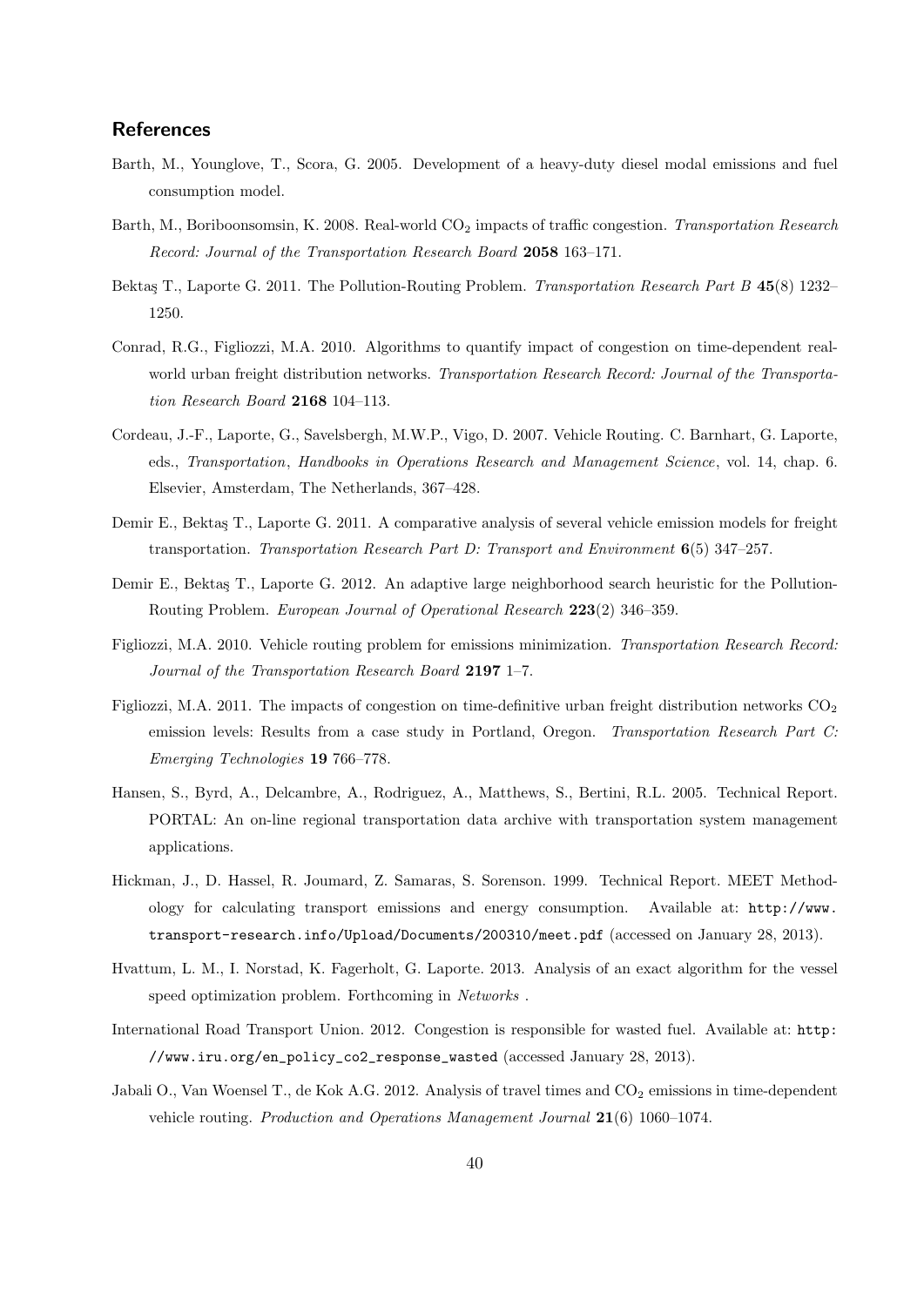## References

Barth, M., Younglove, T., Scora, G. 2005. Development of a heavy-duty diesel modal emissions and fuel consumption model.

Barth, M., Boriboonsomsin, K. 2008. Real-world $CO_2$ impacts of traffic congestion. *Transportation Research Record: Journal of the Transportation Research Board* **2058** 163–171.

Bektaş T., Laporte G. 2011. The Pollution-Routing Problem. *Transportation Research Part B* **45**(8) 1232–1250.

Conrad, R.G., Figliozzi, M.A. 2010. Algorithms to quantify impact of congestion on time-dependent real-world urban freight distribution networks. *Transportation Research Record: Journal of the Transportation Research Board* **2168** 104–113.

Cordeau, J.-F., Laporte, G., Savelsbergh, M.W.P., Vigo, D. 2007. Vehicle Routing. C. Barnhart, G. Laporte, eds., *Transportation*, *Handbooks in Operations Research and Management Science*, vol. 14, chap. 6. Elsevier, Amsterdam, The Netherlands, 367–428.

Demir E., Bektaş T., Laporte G. 2011. A comparative analysis of several vehicle emission models for freight transportation. *Transportation Research Part D: Transport and Environment* **6**(5) 347–257.

Demir E., Bektaş T., Laporte G. 2012. An adaptive large neighborhood search heuristic for the Pollution-Routing Problem. *European Journal of Operational Research* **223**(2) 346–359.

Figliozzi, M.A. 2010. Vehicle routing problem for emissions minimization. *Transportation Research Record: Journal of the Transportation Research Board* **2197** 1–7.

Figliozzi, M.A. 2011. The impacts of congestion on time-definitive urban freight distribution networks $CO_2$ emission levels: Results from a case study in Portland, Oregon. *Transportation Research Part C: Emerging Technologies* **19** 766–778.

Hansen, S., Byrd, A., Delcambre, A., Rodriguez, A., Matthews, S., Bertini, R.L. 2005. Technical Report. PORTAL: An on-line regional transportation data archive with transportation system management applications.

Hickman, J., D. Hassel, R. Joumard, Z. Samaras, S. Sorenson. 1999. Technical Report. MEET Methodology for calculating transport emissions and energy consumption. Available at: `http://www.transport-research.info/Upload/Documents/200310/meet.pdf` (accessed on January 28, 2013).

Hvattum, L. M., I. Norstad, K. Fagerholt, G. Laporte. 2013. Analysis of an exact algorithm for the vessel speed optimization problem. Forthcoming in *Networks* .

International Road Transport Union. 2012. Congestion is responsible for wasted fuel. Available at: `http://www.iru.org/en_policy_co2_response_wasted` (accessed January 28, 2013).

Jabali O., Van Woensel T., de Kok A.G. 2012. Analysis of travel times and $CO_2$ emissions in time-dependent vehicle routing. *Production and Operations Management Journal* **21**(6) 1060–1074.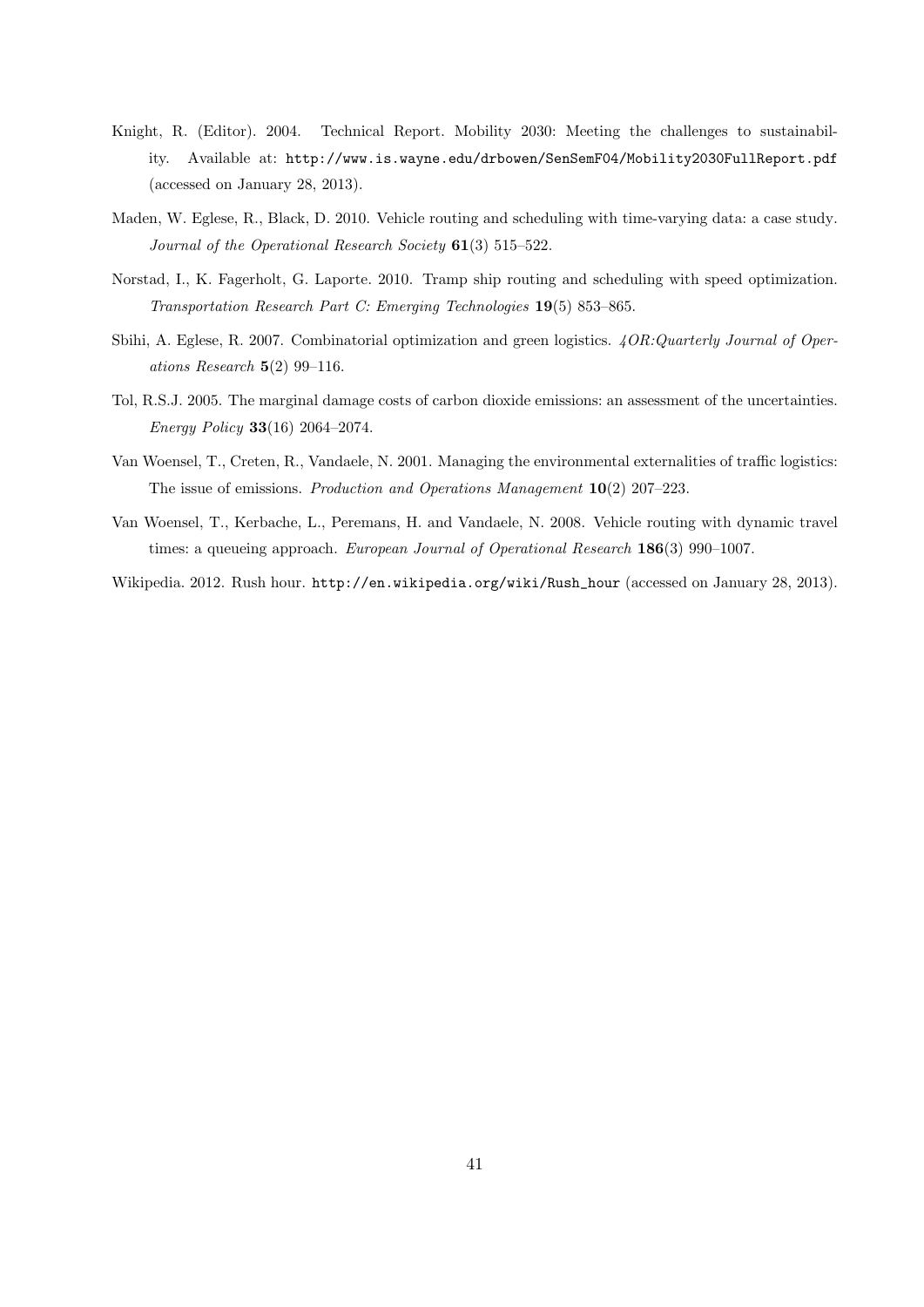Knight, R. (Editor). 2004. Technical Report. Mobility 2030: Meeting the challenges to sustainability. Available at: http://www.is.wayne.edu/drbowen/SenSemF04/Mobility2030FullReport.pdf (accessed on January 28, 2013).

Maden, W. Eglese, R., Black, D. 2010. Vehicle routing and scheduling with time-varying data: a case study. *Journal of the Operational Research Society* **61**(3) 515–522.

Norstad, I., K. Fagerholt, G. Laporte. 2010. Tramp ship routing and scheduling with speed optimization. *Transportation Research Part C: Emerging Technologies* **19**(5) 853–865.

Sbihi, A. Eglese, R. 2007. Combinatorial optimization and green logistics. *4OR:Quarterly Journal of Operations Research* **5**(2) 99–116.

Tol, R.S.J. 2005. The marginal damage costs of carbon dioxide emissions: an assessment of the uncertainties. *Energy Policy* **33**(16) 2064–2074.

Van Woensel, T., Creten, R., Vandaele, N. 2001. Managing the environmental externalities of traffic logistics: The issue of emissions. *Production and Operations Management* **10**(2) 207–223.

Van Woensel, T., Kerbache, L., Peremans, H. and Vandaele, N. 2008. Vehicle routing with dynamic travel times: a queueing approach. *European Journal of Operational Research* **186**(3) 990–1007.

Wikipedia. 2012. Rush hour. http://en.wikipedia.org/wiki/Rush_hour (accessed on January 28, 2013).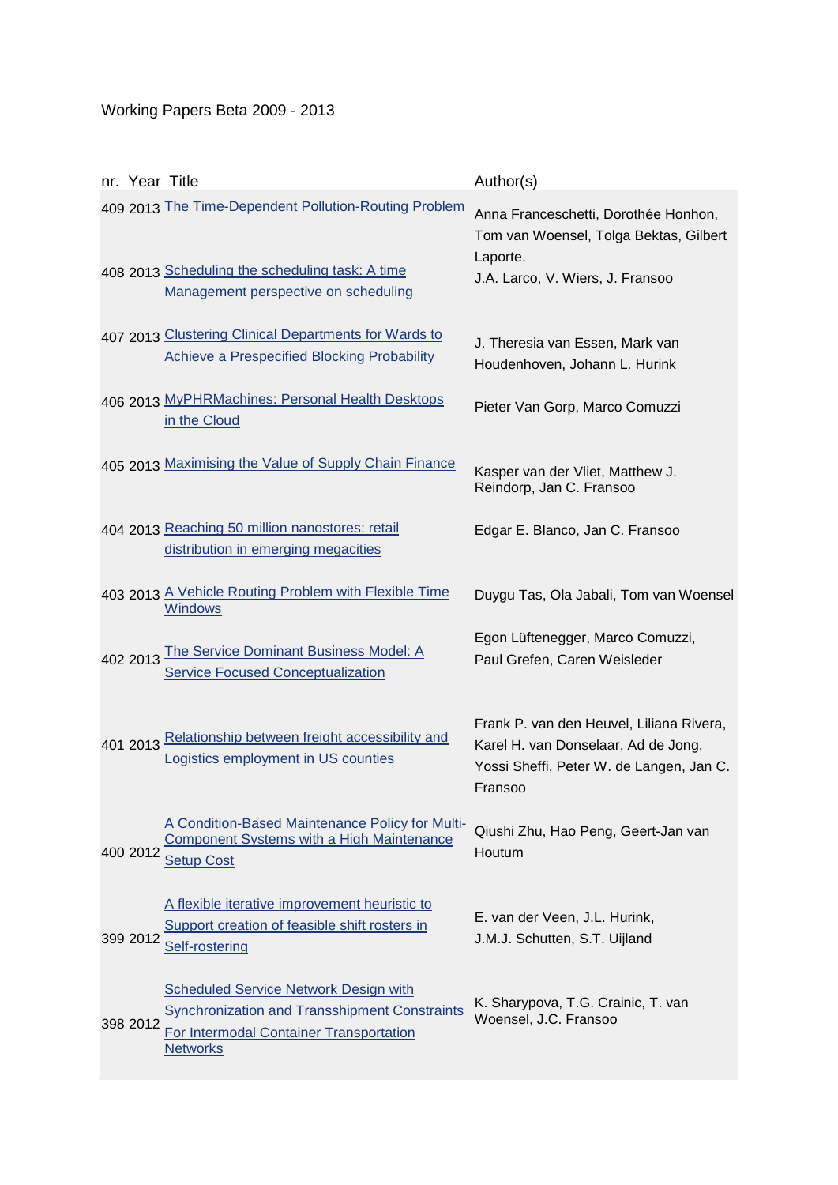Working Papers Beta 2009 - 2013

| nr. | Year | Title | Author(s) |
|---|---|---|---|
| 409 | 2013 | The Time-Dependent Pollution-Routing Problem | Anna Franceschetti, Dorothée Honhon, Tom van Woensel, Tolga Bektas, Gilbert Laporte. |
| 408 | 2013 | Scheduling the scheduling task: A time Management perspective on scheduling | J.A. Larco, V. Wiers, J. Fransoo |
| 407 | 2013 | Clustering Clinical Departments for Wards to Achieve a Prespecified Blocking Probability | J. Theresia van Essen, Mark van Houdenhoven, Johann L. Hurink |
| 406 | 2013 | MyPHRMachines: Personal Health Desktops in the Cloud | Pieter Van Gorp, Marco Comuzzi |
| 405 | 2013 | Maximising the Value of Supply Chain Finance | Kasper van der Vliet, Matthew J. Reindorp, Jan C. Fransoo |
| 404 | 2013 | Reaching 50 million nanostores: retail distribution in emerging megacities | Edgar E. Blanco, Jan C. Fransoo |
| 403 | 2013 | A Vehicle Routing Problem with Flexible Time Windows | Duygu Tas, Ola Jabali, Tom van Woensel |
| 402 | 2013 | The Service Dominant Business Model: A Service Focused Conceptualization | Egon Lüftenegger, Marco Comuzzi, Paul Grefen, Caren Weisleder |
| 401 | 2013 | Relationship between freight accessibility and Logistics employment in US counties | Frank P. van den Heuvel, Liliana Rivera, Karel H. van Donselaar, Ad de Jong, Yossi Sheffi, Peter W. de Langen, Jan C. Fransoo |
| 400 | 2012 | A Condition-Based Maintenance Policy for Multi-Component Systems with a High Maintenance Setup Cost | Qiushi Zhu, Hao Peng, Geert-Jan van Houtum |
| 399 | 2012 | A flexible iterative improvement heuristic to Support creation of feasible shift rosters in Self-rostering | E. van der Veen, J.L. Hurink, J.M.J. Schutten, S.T. Uijland |
| 398 | 2012 | Scheduled Service Network Design with Synchronization and Transshipment Constraints For Intermodal Container Transportation Networks | K. Sharypova, T.G. Crainic, T. van Woensel, J.C. Fransoo |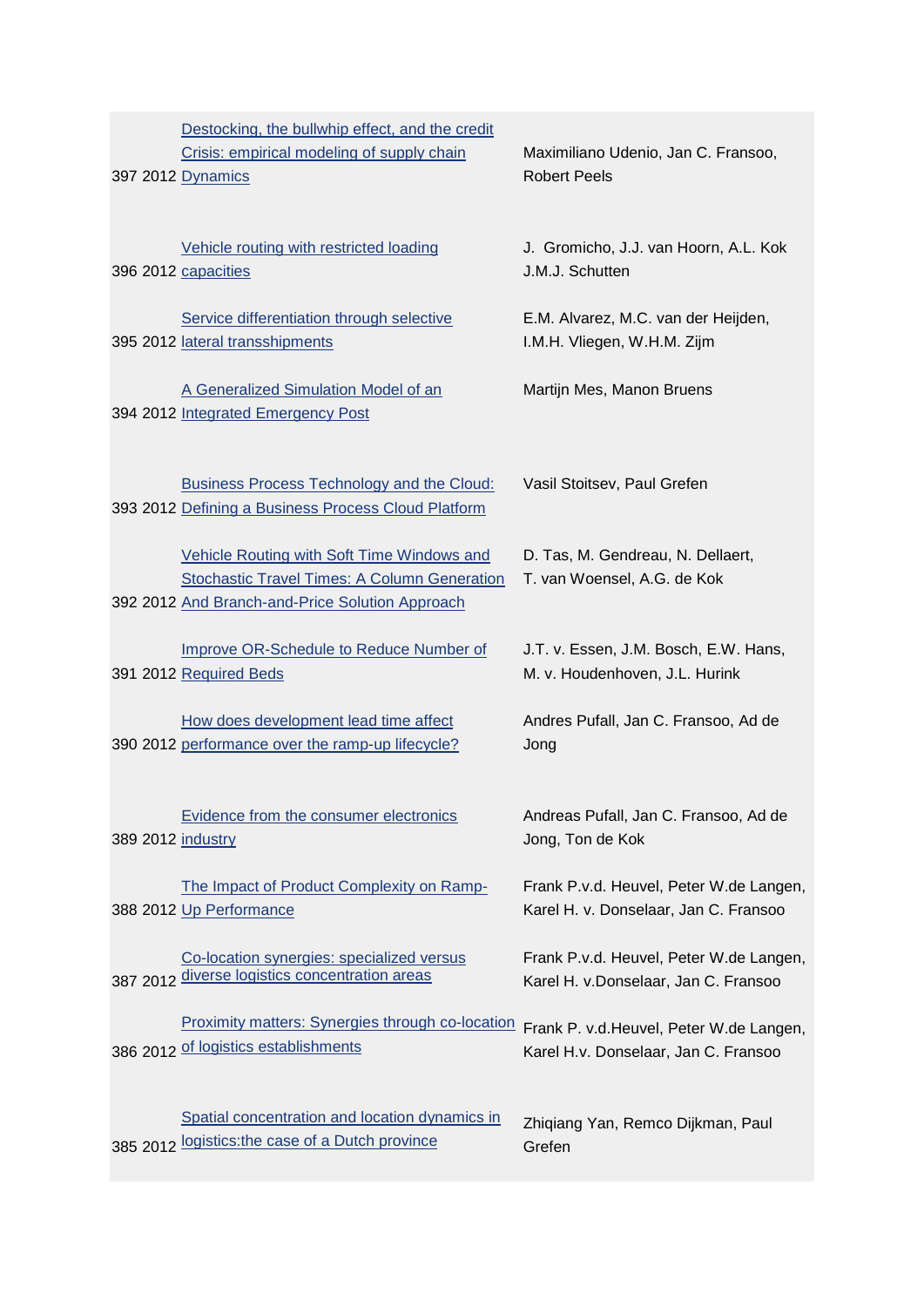| | | | |
|---|---|---|---|
| 397 | 2012 | Destocking, the bullwhip effect, and the credit Crisis: empirical modeling of supply chain Dynamics | Maximiliano Udenio, Jan C. Fransoo, Robert Peels |
| 396 | 2012 | Vehicle routing with restricted loading capacities | J. Gromicho, J.J. van Hoorn, A.L. Kok J.M.J. Schutten |
| 395 | 2012 | Service differentiation through selective lateral transshipments | E.M. Alvarez, M.C. van der Heijden, I.M.H. Vliegen, W.H.M. Zijm |
| 394 | 2012 | A Generalized Simulation Model of an Integrated Emergency Post | Martijn Mes, Manon Bruens |
| 393 | 2012 | Business Process Technology and the Cloud: Defining a Business Process Cloud Platform | Vasil Stoitsev, Paul Grefen |
| 392 | 2012 | Vehicle Routing with Soft Time Windows and Stochastic Travel Times: A Column Generation And Branch-and-Price Solution Approach | D. Tas, M. Gendreau, N. Dellaert, T. van Woensel, A.G. de Kok |
| 391 | 2012 | Improve OR-Schedule to Reduce Number of Required Beds | J.T. v. Essen, J.M. Bosch, E.W. Hans, M. v. Houdenhoven, J.L. Hurink |
| 390 | 2012 | How does development lead time affect performance over the ramp-up lifecycle? | Andres Pufall, Jan C. Fransoo, Ad de Jong |
| 389 | 2012 | Evidence from the consumer electronics industry | Andreas Pufall, Jan C. Fransoo, Ad de Jong, Ton de Kok |
| 388 | 2012 | The Impact of Product Complexity on Ramp-Up Performance | Frank P.v.d. Heuvel, Peter W.de Langen, Karel H. v. Donselaar, Jan C. Fransoo |
| 387 | 2012 | Co-location synergies: specialized versus diverse logistics concentration areas | Frank P.v.d. Heuvel, Peter W.de Langen, Karel H. v.Donselaar, Jan C. Fransoo |
| 386 | 2012 | Proximity matters: Synergies through co-location of logistics establishments | Frank P. v.d.Heuvel, Peter W.de Langen, Karel H.v. Donselaar, Jan C. Fransoo |
| 385 | 2012 | Spatial concentration and location dynamics in logistics:the case of a Dutch province | Zhiqiang Yan, Remco Dijkman, Paul Grefen |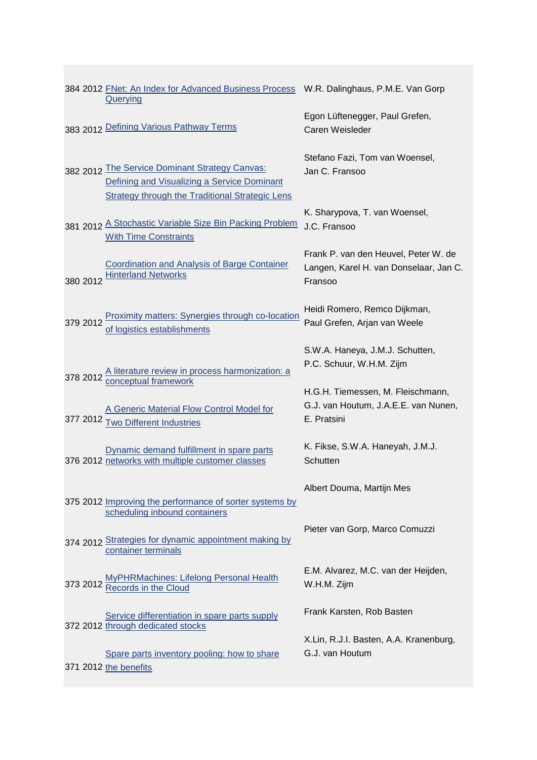| No. | Year | Title | Authors |
|---|---|---|---|
| 384 | 2012 | FNet: An Index for Advanced Business Process Querying | W.R. Dalinghaus, P.M.E. Van Gorp |
| 383 | 2012 | Defining Various Pathway Terms | Egon Lüftenegger, Paul Grefen, Caren Weisleder |
| 382 | 2012 | The Service Dominant Strategy Canvas: Defining and Visualizing a Service Dominant Strategy through the Traditional Strategic Lens | Stefano Fazi, Tom van Woensel, Jan C. Fransoo |
| 381 | 2012 | A Stochastic Variable Size Bin Packing Problem With Time Constraints | K. Sharypova, T. van Woensel, J.C. Fransoo |
| 380 | 2012 | Coordination and Analysis of Barge Container Hinterland Networks | Frank P. van den Heuvel, Peter W. de Langen, Karel H. van Donselaar, Jan C. Fransoo |
| 379 | 2012 | Proximity matters: Synergies through co-location of logistics establishments | Heidi Romero, Remco Dijkman, Paul Grefen, Arjan van Weele |
| 378 | 2012 | A literature review in process harmonization: a conceptual framework | S.W.A. Haneya, J.M.J. Schutten, P.C. Schuur, W.H.M. Zijm |
| 377 | 2012 | A Generic Material Flow Control Model for Two Different Industries | H.G.H. Tiemessen, M. Fleischmann, G.J. van Houtum, J.A.E.E. van Nunen, E. Pratsini |
| 376 | 2012 | Dynamic demand fulfillment in spare parts networks with multiple customer classes | K. Fikse, S.W.A. Haneyah, J.M.J. Schutten |
| 375 | 2012 | Improving the performance of sorter systems by scheduling inbound containers | Albert Douma, Martijn Mes |
| 374 | 2012 | Strategies for dynamic appointment making by container terminals | Pieter van Gorp, Marco Comuzzi |
| 373 | 2012 | MyPHRMachines: Lifelong Personal Health Records in the Cloud | E.M. Alvarez, M.C. van der Heijden, W.H.M. Zijm |
| 372 | 2012 | Service differentiation in spare parts supply through dedicated stocks | Frank Karsten, Rob Basten |
| 371 | 2012 | Spare parts inventory pooling: how to share the benefits | X.Lin, R.J.I. Basten, A.A. Kranenburg, G.J. van Houtum |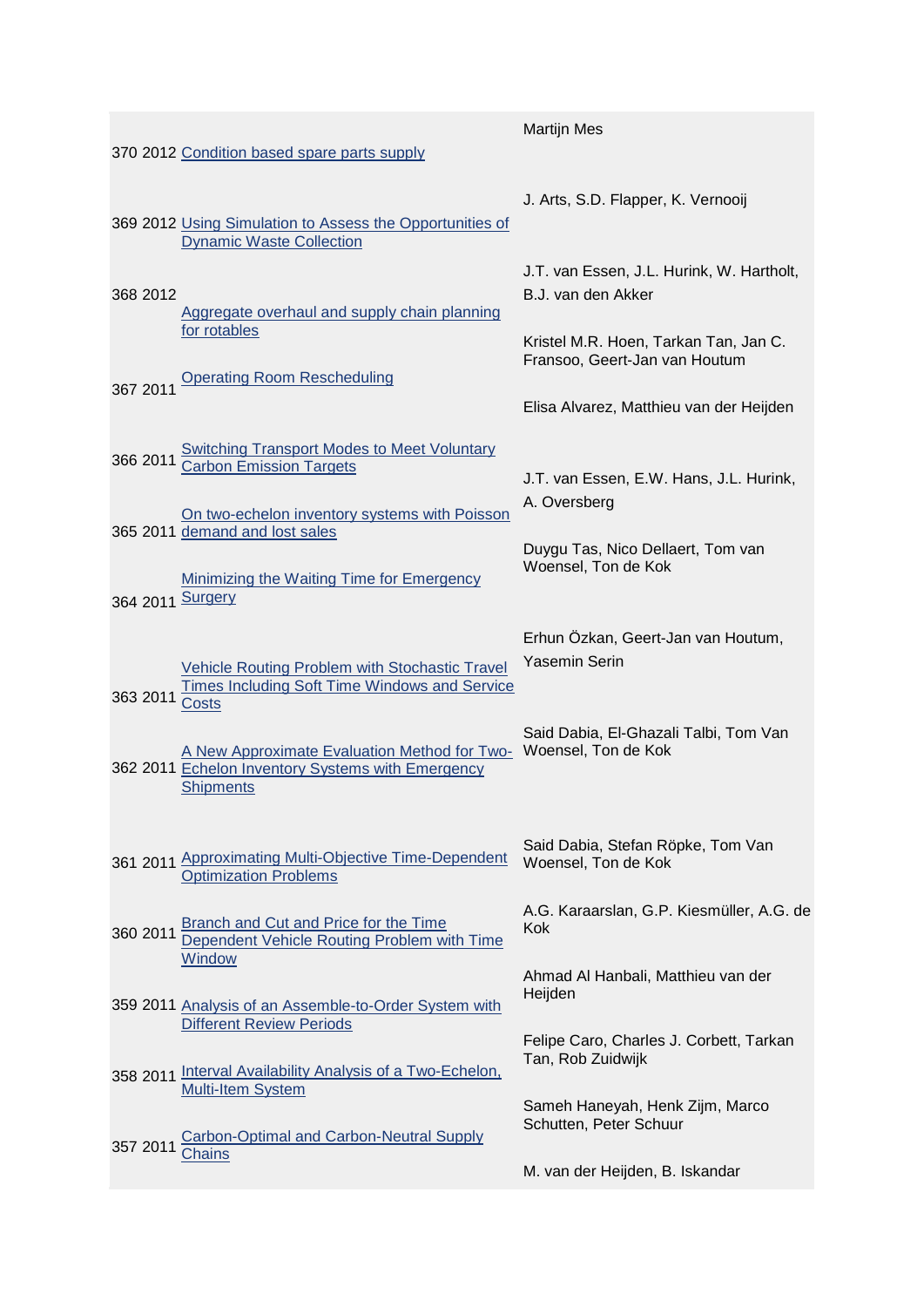| No. | Year | Title | Authors |
|---|---|---|---|
| 370 | 2012 | Condition based spare parts supply | |
| 369 | 2012 | Using Simulation to Assess the Opportunities of Dynamic Waste Collection | Martijn Mes |
| 368 | 2012 | Aggregate overhaul and supply chain planning for rotables | J. Arts, S.D. Flapper, K. Vernooij |
| 367 | 2011 | Operating Room Rescheduling | J.T. van Essen, J.L. Hurink, W. Hartholt, B.J. van den Akker |
| 366 | 2011 | Switching Transport Modes to Meet Voluntary Carbon Emission Targets | Kristel M.R. Hoen, Tarkan Tan, Jan C. Fransoo, Geert-Jan van Houtum |
| 365 | 2011 | On two-echelon inventory systems with Poisson demand and lost sales | Elisa Alvarez, Matthieu van der Heijden |
| 364 | 2011 | Minimizing the Waiting Time for Emergency Surgery | J.T. van Essen, E.W. Hans, J.L. Hurink, A. Oversberg |
| 363 | 2011 | Vehicle Routing Problem with Stochastic Travel Times Including Soft Time Windows and Service Costs | Duygu Tas, Nico Dellaert, Tom van Woensel, Ton de Kok |
| 362 | 2011 | A New Approximate Evaluation Method for Two-Echelon Inventory Systems with Emergency Shipments | Erhun Özkan, Geert-Jan van Houtum, Yasemin Serin |
| 361 | 2011 | Approximating Multi-Objective Time-Dependent Optimization Problems | Said Dabia, El-Ghazali Talbi, Tom Van Woensel, Ton de Kok |
| 360 | 2011 | Branch and Cut and Price for the Time Dependent Vehicle Routing Problem with Time Window | Said Dabia, Stefan Röpke, Tom Van Woensel, Ton de Kok |
| 359 | 2011 | Analysis of an Assemble-to-Order System with Different Review Periods | A.G. Karaarslan, G.P. Kiesmüller, A.G. de Kok |
| 358 | 2011 | Interval Availability Analysis of a Two-Echelon, Multi-Item System | Ahmad Al Hanbali, Matthieu van der Heijden |
| 357 | 2011 | Carbon-Optimal and Carbon-Neutral Supply Chains | Felipe Caro, Charles J. Corbett, Tarkan Tan, Rob Zuidwijk |
| | | | Sameh Haneyah, Henk Zijm, Marco Schutten, Peter Schuur |
| | | | M. van der Heijden, B. Iskandar |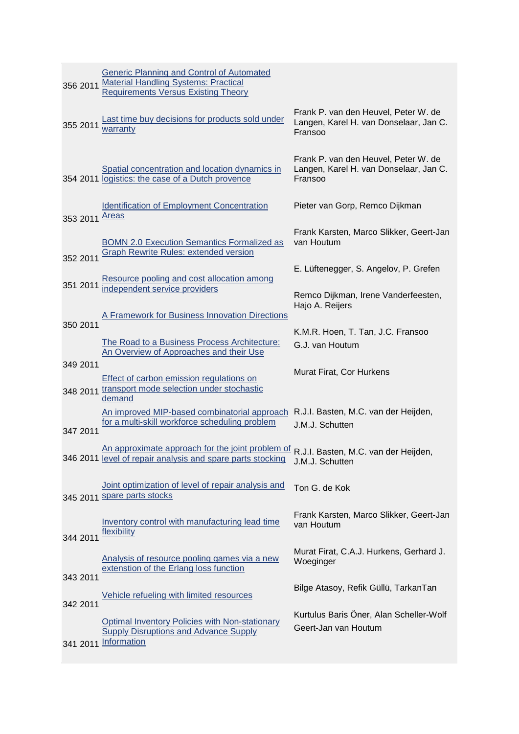| No. | Year | Title | Authors |
|---|---|---|---|
| 356 | 2011 | Generic Planning and Control of Automated Material Handling Systems: Practical Requirements Versus Existing Theory | |
| 355 | 2011 | Last time buy decisions for products sold under warranty | Frank P. van den Heuvel, Peter W. de Langen, Karel H. van Donselaar, Jan C. Fransoo |
| 354 | 2011 | Spatial concentration and location dynamics in logistics: the case of a Dutch provence | Frank P. van den Heuvel, Peter W. de Langen, Karel H. van Donselaar, Jan C. Fransoo |
| 353 | 2011 | Identification of Employment Concentration Areas | Pieter van Gorp, Remco Dijkman |
| 352 | 2011 | BOMN 2.0 Execution Semantics Formalized as Graph Rewrite Rules: extended version | Frank Karsten, Marco Slikker, Geert-Jan van Houtum |
| 351 | 2011 | Resource pooling and cost allocation among independent service providers | E. Lüftenegger, S. Angelov, P. Grefen |
| 350 | 2011 | A Framework for Business Innovation Directions | Remco Dijkman, Irene Vanderfeesten, Hajo A. Reijers |
| 349 | 2011 | The Road to a Business Process Architecture: An Overview of Approaches and their Use | K.M.R. Hoen, T. Tan, J.C. Fransoo G.J. van Houtum |
| 348 | 2011 | Effect of carbon emission regulations on transport mode selection under stochastic demand | Murat Firat, Cor Hurkens |
| 347 | 2011 | An improved MIP-based combinatorial approach for a multi-skill workforce scheduling problem | R.J.I. Basten, M.C. van der Heijden, J.M.J. Schutten |
| 346 | 2011 | An approximate approach for the joint problem of level of repair analysis and spare parts stocking | R.J.I. Basten, M.C. van der Heijden, J.M.J. Schutten |
| 345 | 2011 | Joint optimization of level of repair analysis and spare parts stocks | Ton G. de Kok |
| 344 | 2011 | Inventory control with manufacturing lead time flexibility | Frank Karsten, Marco Slikker, Geert-Jan van Houtum |
| 343 | 2011 | Analysis of resource pooling games via a new extenstion of the Erlang loss function | Murat Firat, C.A.J. Hurkens, Gerhard J. Woeginger |
| 342 | 2011 | Vehicle refueling with limited resources | Bilge Atasoy, Refik Güllü, TarkanTan |
| 341 | 2011 | Optimal Inventory Policies with Non-stationary Supply Disruptions and Advance Supply Information | Kurtulus Baris Öner, Alan Scheller-Wolf Geert-Jan van Houtum |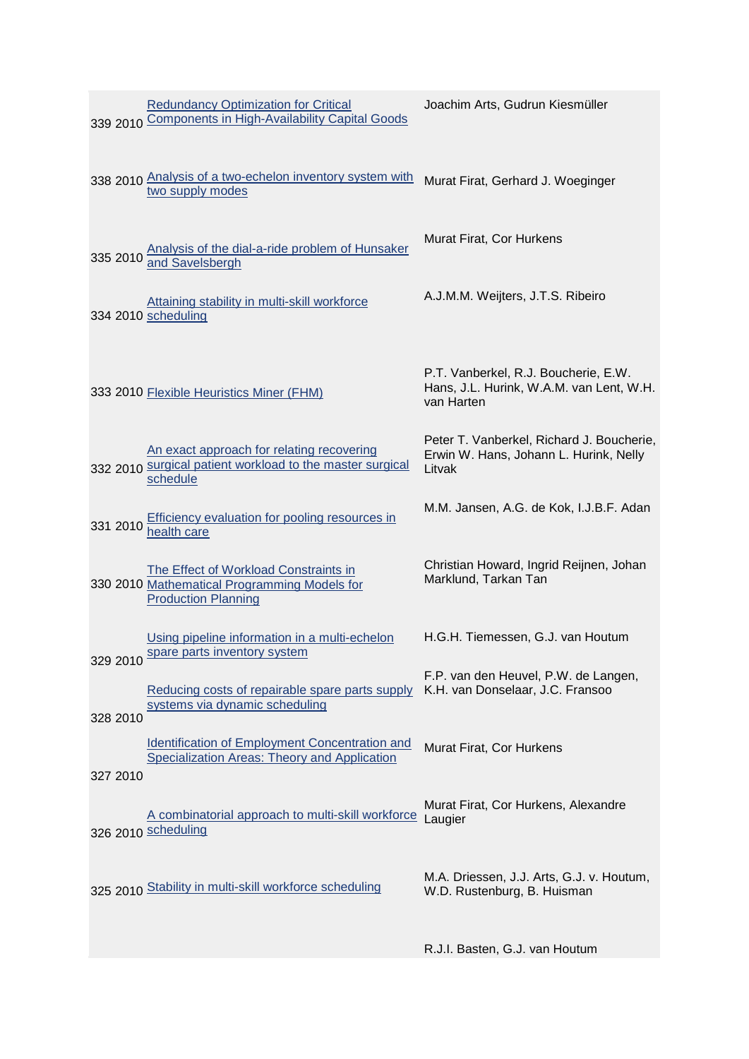| | | |
|---|---|---|
| 339 2010 | Redundancy Optimization for Critical Components in High-Availability Capital Goods | Joachim Arts, Gudrun Kiesmüller |
| 338 2010 | Analysis of a two-echelon inventory system with two supply modes | Murat Firat, Gerhard J. Woeginger |
| 335 2010 | Analysis of the dial-a-ride problem of Hunsaker and Savelsbergh | Murat Firat, Cor Hurkens |
| 334 2010 | Attaining stability in multi-skill workforce scheduling | A.J.M.M. Weijters, J.T.S. Ribeiro |
| 333 2010 | Flexible Heuristics Miner (FHM) | P.T. Vanberkel, R.J. Boucherie, E.W. Hans, J.L. Hurink, W.A.M. van Lent, W.H. van Harten |
| 332 2010 | An exact approach for relating recovering surgical patient workload to the master surgical schedule | Peter T. Vanberkel, Richard J. Boucherie, Erwin W. Hans, Johann L. Hurink, Nelly Litvak |
| 331 2010 | Efficiency evaluation for pooling resources in health care | M.M. Jansen, A.G. de Kok, I.J.B.F. Adan |
| 330 2010 | The Effect of Workload Constraints in Mathematical Programming Models for Production Planning | Christian Howard, Ingrid Reijnen, Johan Marklund, Tarkan Tan |
| 329 2010 | Using pipeline information in a multi-echelon spare parts inventory system | H.G.H. Tiemessen, G.J. van Houtum |
| 328 2010 | Reducing costs of repairable spare parts supply systems via dynamic scheduling | F.P. van den Heuvel, P.W. de Langen, K.H. van Donselaar, J.C. Fransoo |
| 327 2010 | Identification of Employment Concentration and Specialization Areas: Theory and Application | Murat Firat, Cor Hurkens |
| 326 2010 | A combinatorial approach to multi-skill workforce scheduling | Murat Firat, Cor Hurkens, Alexandre Laugier |
| 325 2010 | Stability in multi-skill workforce scheduling | M.A. Driessen, J.J. Arts, G.J. v. Houtum, W.D. Rustenburg, B. Huisman |
| | | R.J.I. Basten, G.J. van Houtum |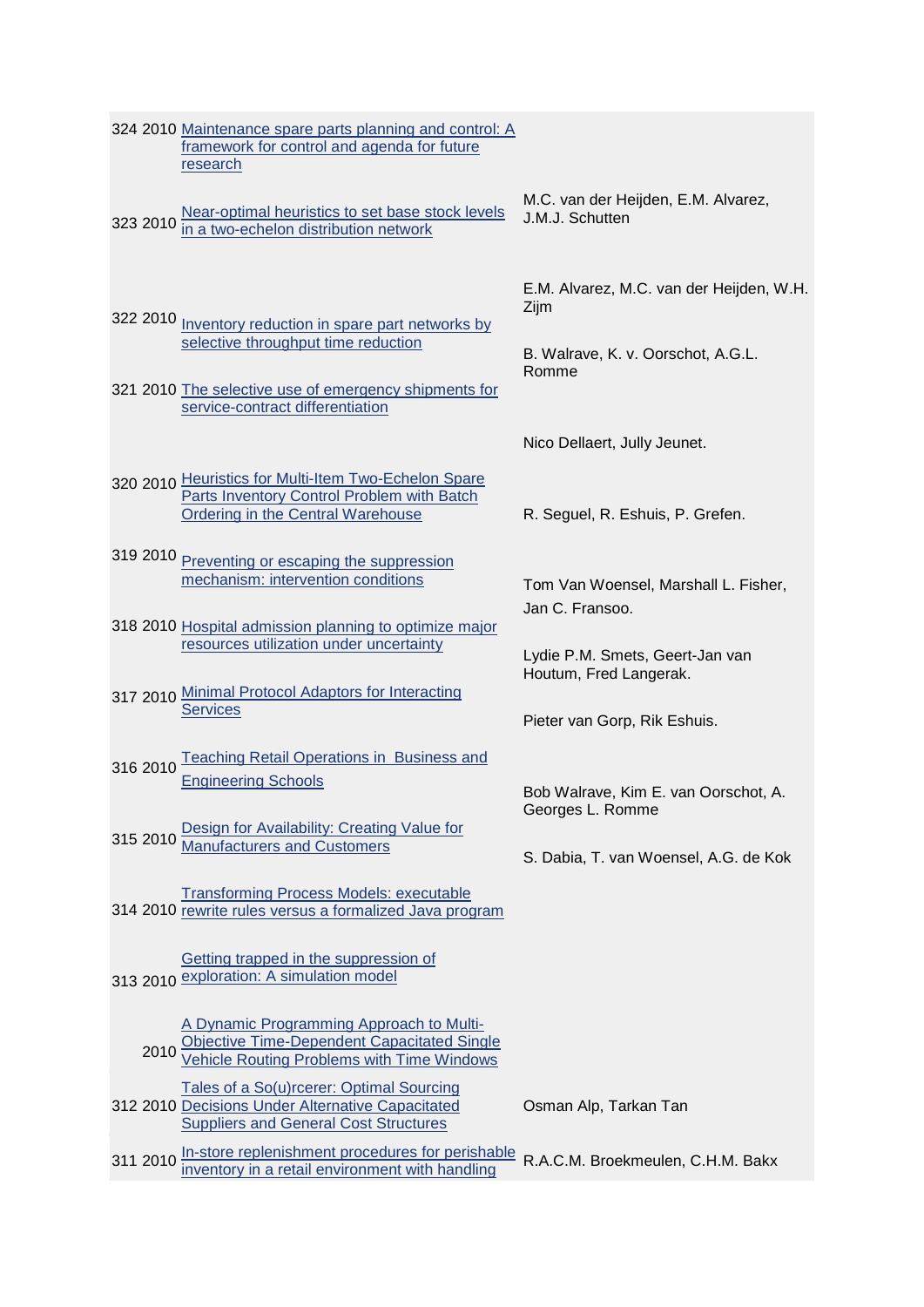| No. | Year | Title | Authors |
|---|---|---|---|
| 324 | 2010 | Maintenance spare parts planning and control: A framework for control and agenda for future research | |
| 323 | 2010 | Near-optimal heuristics to set base stock levels in a two-echelon distribution network | |
| 322 | 2010 | Inventory reduction in spare part networks by selective throughput time reduction | |
| 321 | 2010 | The selective use of emergency shipments for service-contract differentiation | M.C. van der Heijden, E.M. Alvarez, J.M.J. Schutten |
| 320 | 2010 | Heuristics for Multi-Item Two-Echelon Spare Parts Inventory Control Problem with Batch Ordering in the Central Warehouse | E.M. Alvarez, M.C. van der Heijden, W.H. Zijm |
| 319 | 2010 | Preventing or escaping the suppression mechanism: intervention conditions | B. Walrave, K. v. Oorschot, A.G.L. Romme |
| 318 | 2010 | Hospital admission planning to optimize major resources utilization under uncertainty | Nico Dellaert, Jully Jeunet. |
| 317 | 2010 | Minimal Protocol Adaptors for Interacting Services | R. Seguel, R. Eshuis, P. Grefen. |
| 316 | 2010 | Teaching Retail Operations in Business and Engineering Schools | Tom Van Woensel, Marshall L. Fisher, Jan C. Fransoo. |
| 315 | 2010 | Design for Availability: Creating Value for Manufacturers and Customers | Lydie P.M. Smets, Geert-Jan van Houtum, Fred Langerak. |
| 314 | 2010 | Transforming Process Models: executable rewrite rules versus a formalized Java program | Pieter van Gorp, Rik Eshuis. |
| 313 | 2010 | Getting trapped in the suppression of exploration: A simulation model | Bob Walrave, Kim E. van Oorschot, A. Georges L. Romme |
| | 2010 | A Dynamic Programming Approach to Multi-Objective Time-Dependent Capacitated Single Vehicle Routing Problems with Time Windows | S. Dabia, T. van Woensel, A.G. de Kok |
| 312 | 2010 | Tales of a So(u)rcerer: Optimal Sourcing Decisions Under Alternative Capacitated Suppliers and General Cost Structures | Osman Alp, Tarkan Tan |
| 311 | 2010 | In-store replenishment procedures for perishable inventory in a retail environment with handling | R.A.C.M. Broekmeulen, C.H.M. Bakx |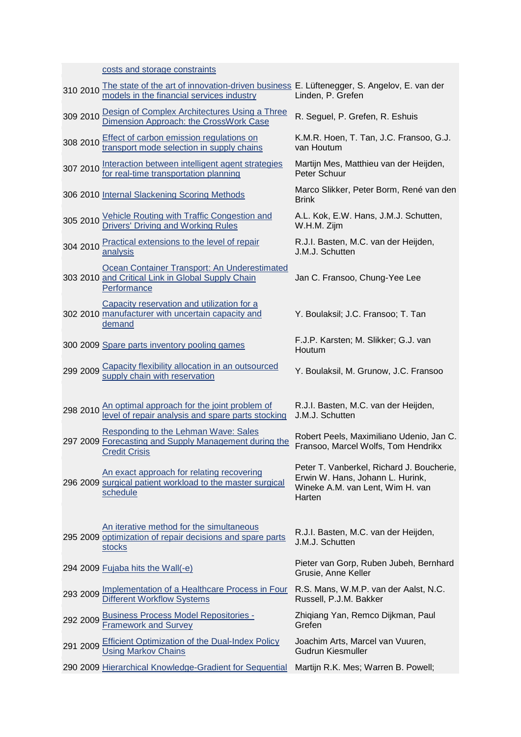| | | | |
|---|---|---|---|
| | | costs and storage constraints | |
| 310 | 2010 | The state of the art of innovation-driven business models in the financial services industry | E. Lüftenegger, S. Angelov, E. van der Linden, P. Grefen |
| 309 | 2010 | Design of Complex Architectures Using a Three Dimension Approach: the CrossWork Case | R. Seguel, P. Grefen, R. Eshuis |
| 308 | 2010 | Effect of carbon emission regulations on transport mode selection in supply chains | K.M.R. Hoen, T. Tan, J.C. Fransoo, G.J. van Houtum |
| 307 | 2010 | Interaction between intelligent agent strategies for real-time transportation planning | Martijn Mes, Matthieu van der Heijden, Peter Schuur |
| 306 | 2010 | Internal Slackening Scoring Methods | Marco Slikker, Peter Borm, René van den Brink |
| 305 | 2010 | Vehicle Routing with Traffic Congestion and Drivers' Driving and Working Rules | A.L. Kok, E.W. Hans, J.M.J. Schutten, W.H.M. Zijm |
| 304 | 2010 | Practical extensions to the level of repair analysis | R.J.I. Basten, M.C. van der Heijden, J.M.J. Schutten |
| 303 | 2010 | Ocean Container Transport: An Underestimated and Critical Link in Global Supply Chain Performance | Jan C. Fransoo, Chung-Yee Lee |
| 302 | 2010 | Capacity reservation and utilization for a manufacturer with uncertain capacity and demand | Y. Boulaksil; J.C. Fransoo; T. Tan |
| 300 | 2009 | Spare parts inventory pooling games | F.J.P. Karsten; M. Slikker; G.J. van Houtum |
| 299 | 2009 | Capacity flexibility allocation in an outsourced supply chain with reservation | Y. Boulaksil, M. Grunow, J.C. Fransoo |
| 298 | 2010 | An optimal approach for the joint problem of level of repair analysis and spare parts stocking | R.J.I. Basten, M.C. van der Heijden, J.M.J. Schutten |
| 297 | 2009 | Responding to the Lehman Wave: Sales Forecasting and Supply Management during the Credit Crisis | Robert Peels, Maximiliano Udenio, Jan C. Fransoo, Marcel Wolfs, Tom Hendrikx |
| 296 | 2009 | An exact approach for relating recovering surgical patient workload to the master surgical schedule | Peter T. Vanberkel, Richard J. Boucherie, Erwin W. Hans, Johann L. Hurink, Wineke A.M. van Lent, Wim H. van Harten |
| 295 | 2009 | An iterative method for the simultaneous optimization of repair decisions and spare parts stocks | R.J.I. Basten, M.C. van der Heijden, J.M.J. Schutten |
| 294 | 2009 | Fujaba hits the Wall(-e) | Pieter van Gorp, Ruben Jubeh, Bernhard Grusie, Anne Keller |
| 293 | 2009 | Implementation of a Healthcare Process in Four Different Workflow Systems | R.S. Mans, W.M.P. van der Aalst, N.C. Russell, P.J.M. Bakker |
| 292 | 2009 | Business Process Model Repositories - Framework and Survey | Zhiqiang Yan, Remco Dijkman, Paul Grefen |
| 291 | 2009 | Efficient Optimization of the Dual-Index Policy Using Markov Chains | Joachim Arts, Marcel van Vuuren, Gudrun Kiesmuller |
| 290 | 2009 | Hierarchical Knowledge-Gradient for Sequential | Martijn R.K. Mes; Warren B. Powell; |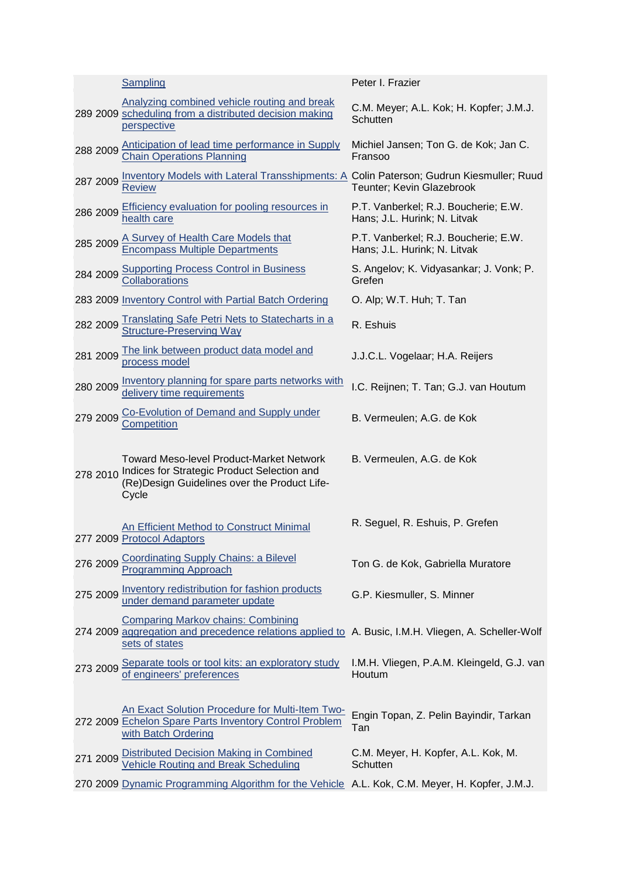| | | | |
|---|---|---|---|
| | | Sampling | Peter I. Frazier |
| 289 | 2009 | Analyzing combined vehicle routing and break scheduling from a distributed decision making perspective | C.M. Meyer; A.L. Kok; H. Kopfer; J.M.J. Schutten |
| 288 | 2009 | Anticipation of lead time performance in Supply Chain Operations Planning | Michiel Jansen; Ton G. de Kok; Jan C. Fransoo |
| 287 | 2009 | Inventory Models with Lateral Transshipments: A Review | Colin Paterson; Gudrun Kiesmuller; Ruud Teunter; Kevin Glazebrook |
| 286 | 2009 | Efficiency evaluation for pooling resources in health care | P.T. Vanberkel; R.J. Boucherie; E.W. Hans; J.L. Hurink; N. Litvak |
| 285 | 2009 | A Survey of Health Care Models that Encompass Multiple Departments | P.T. Vanberkel; R.J. Boucherie; E.W. Hans; J.L. Hurink; N. Litvak |
| 284 | 2009 | Supporting Process Control in Business Collaborations | S. Angelov; K. Vidyasankar; J. Vonk; P. Grefen |
| 283 | 2009 | Inventory Control with Partial Batch Ordering | O. Alp; W.T. Huh; T. Tan |
| 282 | 2009 | Translating Safe Petri Nets to Statecharts in a Structure-Preserving Way | R. Eshuis |
| 281 | 2009 | The link between product data model and process model | J.J.C.L. Vogelaar; H.A. Reijers |
| 280 | 2009 | Inventory planning for spare parts networks with delivery time requirements | I.C. Reijnen; T. Tan; G.J. van Houtum |
| 279 | 2009 | Co-Evolution of Demand and Supply under Competition | B. Vermeulen; A.G. de Kok |
| 278 | 2010 | Toward Meso-level Product-Market Network Indices for Strategic Product Selection and (Re)Design Guidelines over the Product Life-Cycle | B. Vermeulen, A.G. de Kok |
| 277 | 2009 | An Efficient Method to Construct Minimal Protocol Adaptors | R. Seguel, R. Eshuis, P. Grefen |
| 276 | 2009 | Coordinating Supply Chains: a Bilevel Programming Approach | Ton G. de Kok, Gabriella Muratore |
| 275 | 2009 | Inventory redistribution for fashion products under demand parameter update | G.P. Kiesmuller, S. Minner |
| 274 | 2009 | Comparing Markov chains: Combining aggregation and precedence relations applied to sets of states | A. Busic, I.M.H. Vliegen, A. Scheller-Wolf |
| 273 | 2009 | Separate tools or tool kits: an exploratory study of engineers' preferences | I.M.H. Vliegen, P.A.M. Kleingeld, G.J. van Houtum |
| 272 | 2009 | An Exact Solution Procedure for Multi-Item Two-Echelon Spare Parts Inventory Control Problem with Batch Ordering | Engin Topan, Z. Pelin Bayindir, Tarkan Tan |
| 271 | 2009 | Distributed Decision Making in Combined Vehicle Routing and Break Scheduling | C.M. Meyer, H. Kopfer, A.L. Kok, M. Schutten |
| 270 | 2009 | Dynamic Programming Algorithm for the Vehicle | A.L. Kok, C.M. Meyer, H. Kopfer, J.M.J. |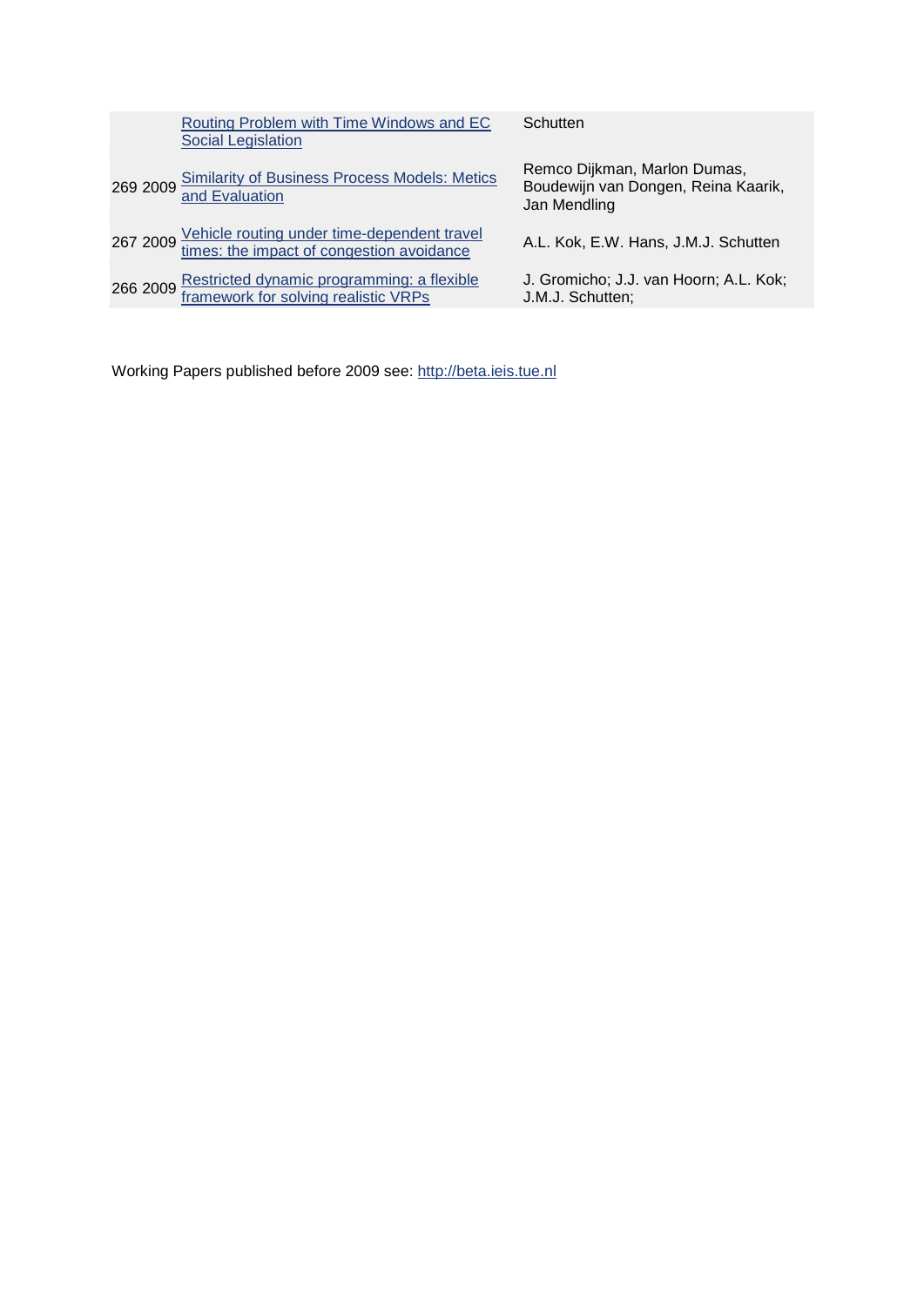| | | | |
|---|---|---|---|
| | | Routing Problem with Time Windows and EC Social Legislation | Schutten |
| 269 | 2009 | Similarity of Business Process Models: Metics and Evaluation | Remco Dijkman, Marlon Dumas, Boudewijn van Dongen, Reina Kaarik, Jan Mendling |
| 267 | 2009 | Vehicle routing under time-dependent travel times: the impact of congestion avoidance | A.L. Kok, E.W. Hans, J.M.J. Schutten |
| 266 | 2009 | Restricted dynamic programming: a flexible framework for solving realistic VRPs | J. Gromicho; J.J. van Hoorn; A.L. Kok; J.M.J. Schutten; |

Working Papers published before 2009 see: http://beta.ieis.tue.nl